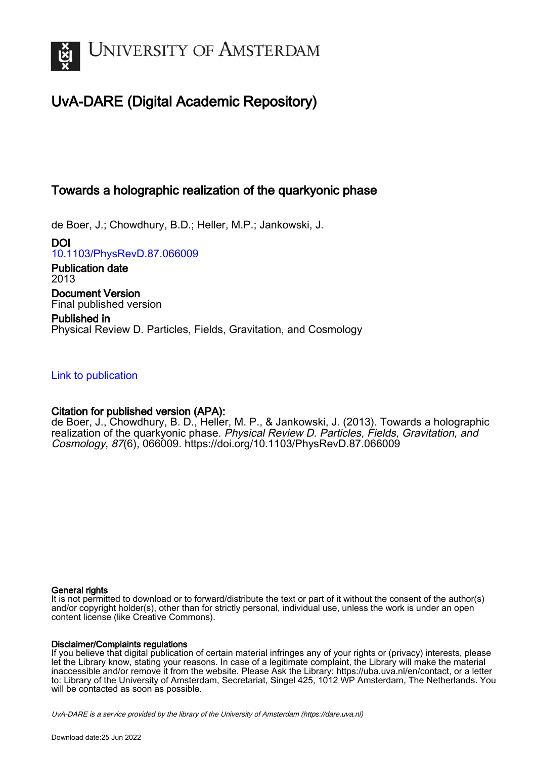UNIVERSITY OF AMSTERDAM

# UvA-DARE (Digital Academic Repository)

## Towards a holographic realization of the quarkyonic phase

de Boer, J.; Chowdhury, B.D.; Heller, M.P.; Jankowski, J.

**DOI**
10.1103/PhysRevD.87.066009

**Publication date**
2013

**Document Version**
Final published version

**Published in**
Physical Review D. Particles, Fields, Gravitation, and Cosmology

Link to publication

**Citation for published version (APA):**
de Boer, J., Chowdhury, B. D., Heller, M. P., & Jankowski, J. (2013). Towards a holographic realization of the quarkyonic phase. *Physical Review D. Particles, Fields, Gravitation, and Cosmology*, *87*(6), 066009. https://doi.org/10.1103/PhysRevD.87.066009

**General rights**
It is not permitted to download or to forward/distribute the text or part of it without the consent of the author(s) and/or copyright holder(s), other than for strictly personal, individual use, unless the work is under an open content license (like Creative Commons).

**Disclaimer/Complaints regulations**
If you believe that digital publication of certain material infringes any of your rights or (privacy) interests, please let the Library know, stating your reasons. In case of a legitimate complaint, the Library will make the material inaccessible and/or remove it from the website. Please Ask the Library: https://uba.uva.nl/en/contact, or a letter to: Library of the University of Amsterdam, Secretariat, Singel 425, 1012 WP Amsterdam, The Netherlands. You will be contacted as soon as possible.

UvA-DARE is a service provided by the library of the University of Amsterdam (https://dare.uva.nl)

Download date:25 Jun 2022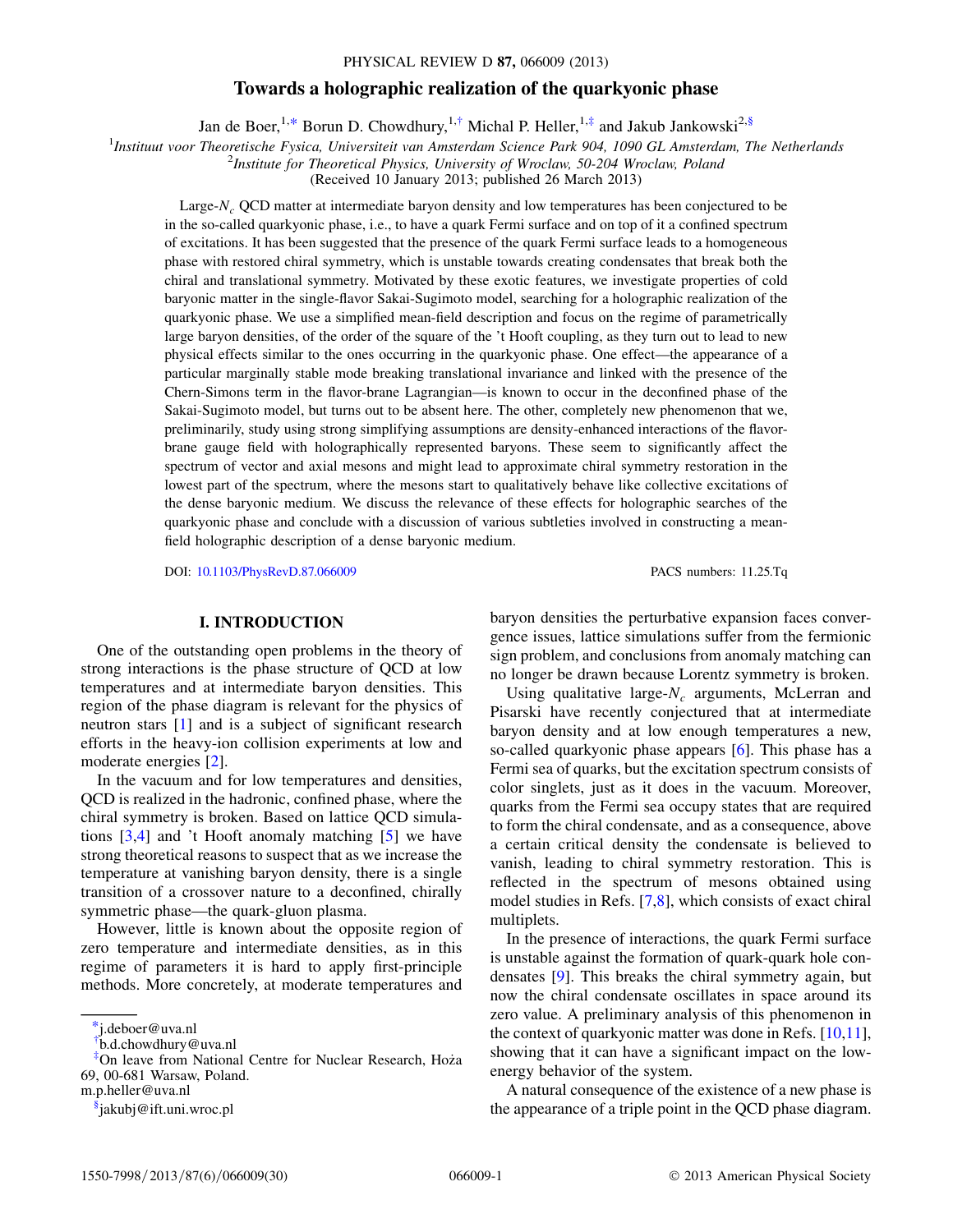# Towards a holographic realization of the quarkyonic phase

Jan de Boer,[1,*] Borun D. Chowdhury,[1,†] Michal P. Heller,[1,‡] and Jakub Jankowski[2,§]

[1]*Instituut voor Theoretische Fysica, Universiteit van Amsterdam Science Park 904, 1090 GL Amsterdam, The Netherlands*

[2]*Institute for Theoretical Physics, University of Wroclaw, 50-204 Wroclaw, Poland*

(Received 10 January 2013; published 26 March 2013)

Large-$N_c$ QCD matter at intermediate baryon density and low temperatures has been conjectured to be in the so-called quarkyonic phase, i.e., to have a quark Fermi surface and on top of it a confined spectrum of excitations. It has been suggested that the presence of the quark Fermi surface leads to a homogeneous phase with restored chiral symmetry, which is unstable towards creating condensates that break both the chiral and translational symmetry. Motivated by these exotic features, we investigate properties of cold baryonic matter in the single-flavor Sakai-Sugimoto model, searching for a holographic realization of the quarkyonic phase. We use a simplified mean-field description and focus on the regime of parametrically large baryon densities, of the order of the square of the 't Hooft coupling, as they turn out to lead to new physical effects similar to the ones occurring in the quarkyonic phase. One effect—the appearance of a particular marginally stable mode breaking translational invariance and linked with the presence of the Chern-Simons term in the flavor-brane Lagrangian—is known to occur in the deconfined phase of the Sakai-Sugimoto model, but turns out to be absent here. The other, completely new phenomenon that we, preliminarily, study using strong simplifying assumptions are density-enhanced interactions of the flavor-brane gauge field with holographically represented baryons. These seem to significantly affect the spectrum of vector and axial mesons and might lead to approximate chiral symmetry restoration in the lowest part of the spectrum, where the mesons start to qualitatively behave like collective excitations of the dense baryonic medium. We discuss the relevance of these effects for holographic searches of the quarkyonic phase and conclude with a discussion of various subtleties involved in constructing a mean-field holographic description of a dense baryonic medium.

DOI: 10.1103/PhysRevD.87.066009 PACS numbers: 11.25.Tq

## I. INTRODUCTION

One of the outstanding open problems in the theory of strong interactions is the phase structure of QCD at low temperatures and at intermediate baryon densities. This region of the phase diagram is relevant for the physics of neutron stars [1] and is a subject of significant research efforts in the heavy-ion collision experiments at low and moderate energies [2].

In the vacuum and for low temperatures and densities, QCD is realized in the hadronic, confined phase, where the chiral symmetry is broken. Based on lattice QCD simulations [3,4] and 't Hooft anomaly matching [5] we have strong theoretical reasons to suspect that as we increase the temperature at vanishing baryon density, there is a single transition of a crossover nature to a deconfined, chirally symmetric phase—the quark-gluon plasma.

However, little is known about the opposite region of zero temperature and intermediate densities, as in this regime of parameters it is hard to apply first-principle methods. More concretely, at moderate temperatures and baryon densities the perturbative expansion faces convergence issues, lattice simulations suffer from the fermionic sign problem, and conclusions from anomaly matching can no longer be drawn because Lorentz symmetry is broken.

Using qualitative large-$N_c$ arguments, McLerran and Pisarski have recently conjectured that at intermediate baryon density and at low enough temperatures a new, so-called quarkyonic phase appears [6]. This phase has a Fermi sea of quarks, but the excitation spectrum consists of color singlets, just as it does in the vacuum. Moreover, quarks from the Fermi sea occupy states that are required to form the chiral condensate, and as a consequence, above a certain critical density the condensate is believed to vanish, leading to chiral symmetry restoration. This is reflected in the spectrum of mesons obtained using model studies in Refs. [7,8], which consists of exact chiral multiplets.

In the presence of interactions, the quark Fermi surface is unstable against the formation of quark-quark hole condensates [9]. This breaks the chiral symmetry again, but now the chiral condensate oscillates in space around its zero value. A preliminary analysis of this phenomenon in the context of quarkyonic matter was done in Refs. [10,11], showing that it can have a significant impact on the low-energy behavior of the system.

A natural consequence of the existence of a new phase is the appearance of a triple point in the QCD phase diagram.

---

*j.deboer@uva.nl

†b.d.chowdhury@uva.nl

‡On leave from National Centre for Nuclear Research, Hoża 69, 00-681 Warsaw, Poland. m.p.heller@uva.nl

§jakubj@ift.uni.wroc.pl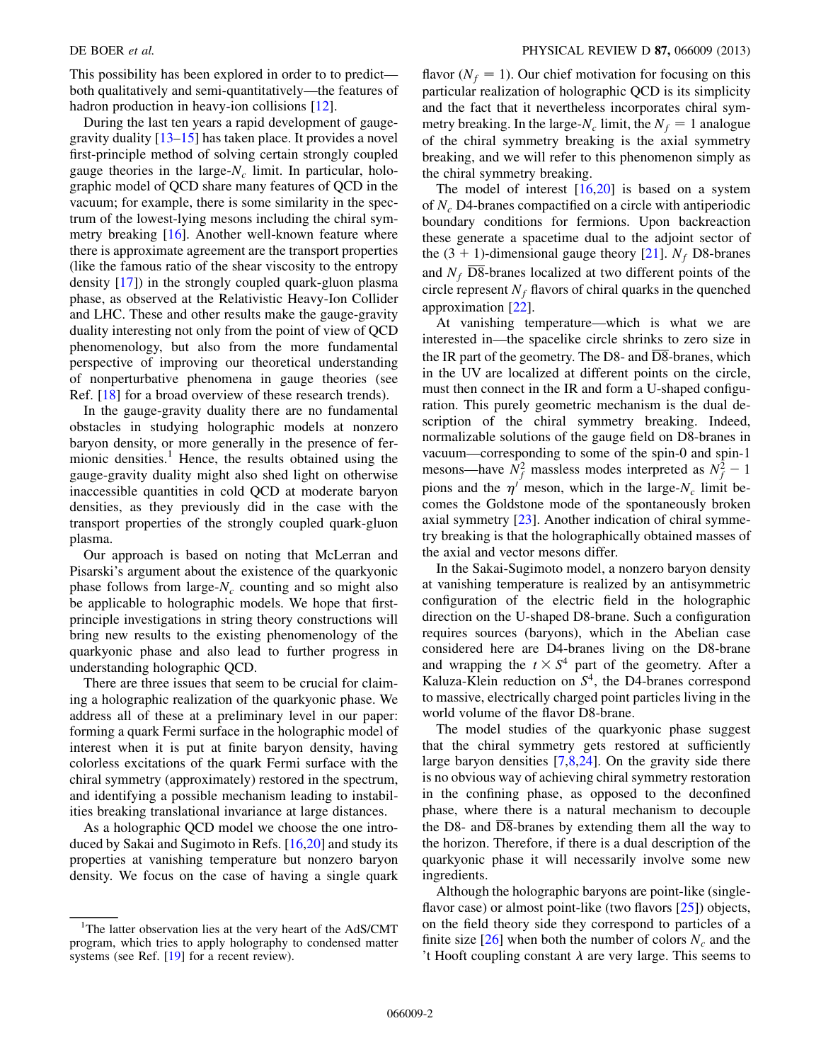This possibility has been explored in order to to predict—both qualitatively and semi-quantitatively—the features of hadron production in heavy-ion collisions [12].

During the last ten years a rapid development of gauge-gravity duality [13–15] has taken place. It provides a novel first-principle method of solving certain strongly coupled gauge theories in the large-$N_c$ limit. In particular, holographic model of QCD share many features of QCD in the vacuum; for example, there is some similarity in the spectrum of the lowest-lying mesons including the chiral symmetry breaking [16]. Another well-known feature where there is approximate agreement are the transport properties (like the famous ratio of the shear viscosity to the entropy density [17]) in the strongly coupled quark-gluon plasma phase, as observed at the Relativistic Heavy-Ion Collider and LHC. These and other results make the gauge-gravity duality interesting not only from the point of view of QCD phenomenology, but also from the more fundamental perspective of improving our theoretical understanding of nonperturbative phenomena in gauge theories (see Ref. [18] for a broad overview of these research trends).

In the gauge-gravity duality there are no fundamental obstacles in studying holographic models at nonzero baryon density, or more generally in the presence of fermionic densities.[1] Hence, the results obtained using the gauge-gravity duality might also shed light on otherwise inaccessible quantities in cold QCD at moderate baryon densities, as they previously did in the case with the transport properties of the strongly coupled quark-gluon plasma.

Our approach is based on noting that McLerran and Pisarski's argument about the existence of the quarkyonic phase follows from large-$N_c$ counting and so might also be applicable to holographic models. We hope that first-principle investigations in string theory constructions will bring new results to the existing phenomenology of the quarkyonic phase and also lead to further progress in understanding holographic QCD.

There are three issues that seem to be crucial for claiming a holographic realization of the quarkyonic phase. We address all of these at a preliminary level in our paper: forming a quark Fermi surface in the holographic model of interest when it is put at finite baryon density, having colorless excitations of the quark Fermi surface with the chiral symmetry (approximately) restored in the spectrum, and identifying a possible mechanism leading to instabilities breaking translational invariance at large distances.

As a holographic QCD model we choose the one introduced by Sakai and Sugimoto in Refs. [16,20] and study its properties at vanishing temperature but nonzero baryon density. We focus on the case of having a single quark flavor ($N_f = 1$). Our chief motivation for focusing on this particular realization of holographic QCD is its simplicity and the fact that it nevertheless incorporates chiral symmetry breaking. In the large-$N_c$ limit, the $N_f = 1$ analogue of the chiral symmetry breaking is the axial symmetry breaking, and we will refer to this phenomenon simply as the chiral symmetry breaking.

The model of interest [16,20] is based on a system of $N_c$ D4-branes compactified on a circle with antiperiodic boundary conditions for fermions. Upon backreaction these generate a spacetime dual to the adjoint sector of the $(3+1)$-dimensional gauge theory [21]. $N_f$ D8-branes and $N_f$ $\overline{\text{D8}}$-branes localized at two different points of the circle represent $N_f$ flavors of chiral quarks in the quenched approximation [22].

At vanishing temperature—which is what we are interested in—the spacelike circle shrinks to zero size in the IR part of the geometry. The D8- and $\overline{\text{D8}}$-branes, which in the UV are localized at different points on the circle, must then connect in the IR and form a U-shaped configuration. This purely geometric mechanism is the dual description of the chiral symmetry breaking. Indeed, normalizable solutions of the gauge field on D8-branes in vacuum—corresponding to some of the spin-0 and spin-1 mesons—have $N_f^2$ massless modes interpreted as $N_f^2 - 1$ pions and the $\eta'$ meson, which in the large-$N_c$ limit becomes the Goldstone mode of the spontaneously broken axial symmetry [23]. Another indication of chiral symmetry breaking is that the holographically obtained masses of the axial and vector mesons differ.

In the Sakai-Sugimoto model, a nonzero baryon density at vanishing temperature is realized by an antisymmetric configuration of the electric field in the holographic direction on the U-shaped D8-brane. Such a configuration requires sources (baryons), which in the Abelian case considered here are D4-branes living on the D8-brane and wrapping the $t \times S^4$ part of the geometry. After a Kaluza-Klein reduction on $S^4$, the D4-branes correspond to massive, electrically charged point particles living in the world volume of the flavor D8-brane.

The model studies of the quarkyonic phase suggest that the chiral symmetry gets restored at sufficiently large baryon densities [7,8,24]. On the gravity side there is no obvious way of achieving chiral symmetry restoration in the confining phase, as opposed to the deconfined phase, where there is a natural mechanism to decouple the D8- and $\overline{\text{D8}}$-branes by extending them all the way to the horizon. Therefore, if there is a dual description of the quarkyonic phase it will necessarily involve some new ingredients.

Although the holographic baryons are point-like (single-flavor case) or almost point-like (two flavors [25]) objects, on the field theory side they correspond to particles of a finite size [26] when both the number of colors $N_c$ and the 't Hooft coupling constant $\lambda$ are very large. This seems to

---

[1] The latter observation lies at the very heart of the AdS/CMT program, which tries to apply holography to condensed matter systems (see Ref. [19] for a recent review).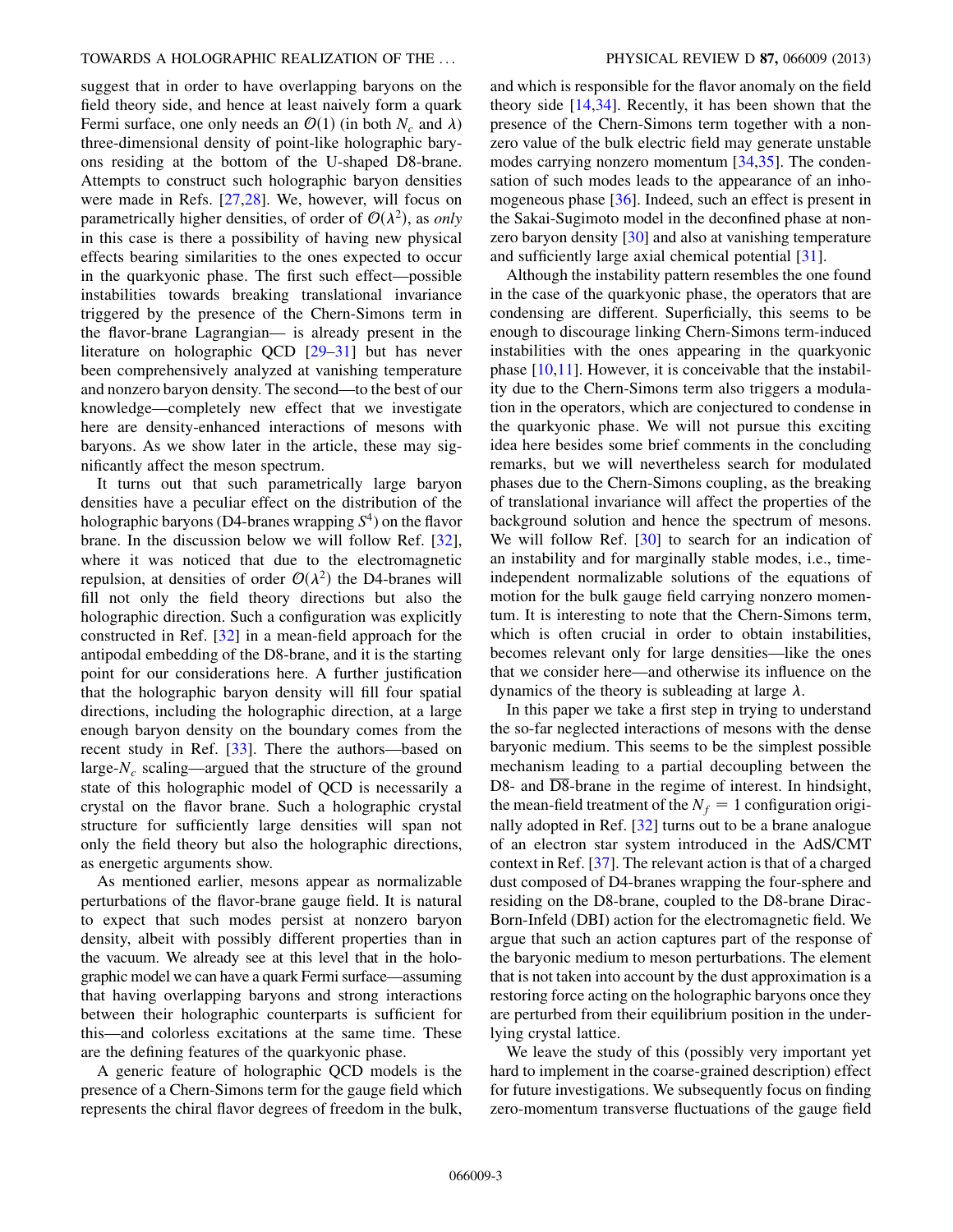suggest that in order to have overlapping baryons on the field theory side, and hence at least naively form a quark Fermi surface, one only needs an $\mathcal{O}(1)$ (in both $N_c$ and $\lambda$) three-dimensional density of point-like holographic baryons residing at the bottom of the U-shaped D8-brane. Attempts to construct such holographic baryon densities were made in Refs. [27,28]. We, however, will focus on parametrically higher densities, of order of $\mathcal{O}(\lambda^2)$, as *only* in this case is there a possibility of having new physical effects bearing similarities to the ones expected to occur in the quarkyonic phase. The first such effect—possible instabilities towards breaking translational invariance triggered by the presence of the Chern-Simons term in the flavor-brane Lagrangian— is already present in the literature on holographic QCD [29–31] but has never been comprehensively analyzed at vanishing temperature and nonzero baryon density. The second—to the best of our knowledge—completely new effect that we investigate here are density-enhanced interactions of mesons with baryons. As we show later in the article, these may significantly affect the meson spectrum.

It turns out that such parametrically large baryon densities have a peculiar effect on the distribution of the holographic baryons (D4-branes wrapping $S^4$) on the flavor brane. In the discussion below we will follow Ref. [32], where it was noticed that due to the electromagnetic repulsion, at densities of order $\mathcal{O}(\lambda^2)$ the D4-branes will fill not only the field theory directions but also the holographic direction. Such a configuration was explicitly constructed in Ref. [32] in a mean-field approach for the antipodal embedding of the D8-brane, and it is the starting point for our considerations here. A further justification that the holographic baryon density will fill four spatial directions, including the holographic direction, at a large enough baryon density on the boundary comes from the recent study in Ref. [33]. There the authors—based on large-$N_c$ scaling—argued that the structure of the ground state of this holographic model of QCD is necessarily a crystal on the flavor brane. Such a holographic crystal structure for sufficiently large densities will span not only the field theory but also the holographic directions, as energetic arguments show.

As mentioned earlier, mesons appear as normalizable perturbations of the flavor-brane gauge field. It is natural to expect that such modes persist at nonzero baryon density, albeit with possibly different properties than in the vacuum. We already see at this level that in the holographic model we can have a quark Fermi surface—assuming that having overlapping baryons and strong interactions between their holographic counterparts is sufficient for this—and colorless excitations at the same time. These are the defining features of the quarkyonic phase.

A generic feature of holographic QCD models is the presence of a Chern-Simons term for the gauge field which represents the chiral flavor degrees of freedom in the bulk, and which is responsible for the flavor anomaly on the field theory side [14,34]. Recently, it has been shown that the presence of the Chern-Simons term together with a nonzero value of the bulk electric field may generate unstable modes carrying nonzero momentum [34,35]. The condensation of such modes leads to the appearance of an inhomogeneous phase [36]. Indeed, such an effect is present in the Sakai-Sugimoto model in the deconfined phase at nonzero baryon density [30] and also at vanishing temperature and sufficiently large axial chemical potential [31].

Although the instability pattern resembles the one found in the case of the quarkyonic phase, the operators that are condensing are different. Superficially, this seems to be enough to discourage linking Chern-Simons term-induced instabilities with the ones appearing in the quarkyonic phase [10,11]. However, it is conceivable that the instability due to the Chern-Simons term also triggers a modulation in the operators, which are conjectured to condense in the quarkyonic phase. We will not pursue this exciting idea here besides some brief comments in the concluding remarks, but we will nevertheless search for modulated phases due to the Chern-Simons coupling, as the breaking of translational invariance will affect the properties of the background solution and hence the spectrum of mesons. We will follow Ref. [30] to search for an indication of an instability and for marginally stable modes, i.e., time-independent normalizable solutions of the equations of motion for the bulk gauge field carrying nonzero momentum. It is interesting to note that the Chern-Simons term, which is often crucial in order to obtain instabilities, becomes relevant only for large densities—like the ones that we consider here—and otherwise its influence on the dynamics of the theory is subleading at large $\lambda$.

In this paper we take a first step in trying to understand the so-far neglected interactions of mesons with the dense baryonic medium. This seems to be the simplest possible mechanism leading to a partial decoupling between the D8- and $\overline{\text{D8}}$-brane in the regime of interest. In hindsight, the mean-field treatment of the $N_f = 1$ configuration originally adopted in Ref. [32] turns out to be a brane analogue of an electron star system introduced in the AdS/CMT context in Ref. [37]. The relevant action is that of a charged dust composed of D4-branes wrapping the four-sphere and residing on the D8-brane, coupled to the D8-brane Dirac-Born-Infeld (DBI) action for the electromagnetic field. We argue that such an action captures part of the response of the baryonic medium to meson perturbations. The element that is not taken into account by the dust approximation is a restoring force acting on the holographic baryons once they are perturbed from their equilibrium position in the underlying crystal lattice.

We leave the study of this (possibly very important yet hard to implement in the coarse-grained description) effect for future investigations. We subsequently focus on finding zero-momentum transverse fluctuations of the gauge field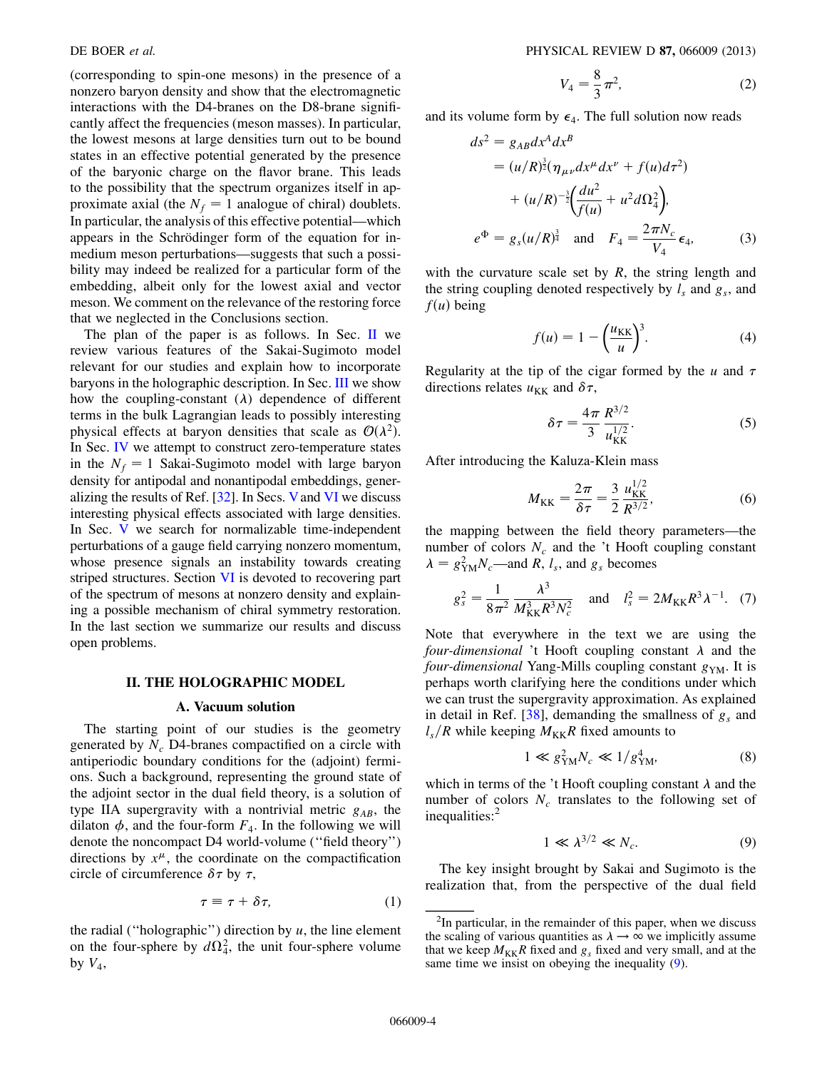(corresponding to spin-one mesons) in the presence of a nonzero baryon density and show that the electromagnetic interactions with the D4-branes on the D8-brane significantly affect the frequencies (meson masses). In particular, the lowest mesons at large densities turn out to be bound states in an effective potential generated by the presence of the baryonic charge on the flavor brane. This leads to the possibility that the spectrum organizes itself in approximate axial (the $N_f = 1$ analogue of chiral) doublets. In particular, the analysis of this effective potential—which appears in the Schrödinger form of the equation for in-medium meson perturbations—suggests that such a possibility may indeed be realized for a particular form of the embedding, albeit only for the lowest axial and vector meson. We comment on the relevance of the restoring force that we neglected in the Conclusions section.

The plan of the paper is as follows. In Sec. II we review various features of the Sakai-Sugimoto model relevant for our studies and explain how to incorporate baryons in the holographic description. In Sec. III we show how the coupling-constant ($\lambda$) dependence of different terms in the bulk Lagrangian leads to possibly interesting physical effects at baryon densities that scale as $\mathcal{O}(\lambda^2)$. In Sec. IV we attempt to construct zero-temperature states in the $N_f = 1$ Sakai-Sugimoto model with large baryon density for antipodal and nonantipodal embeddings, generalizing the results of Ref. [32]. In Secs. V and VI we discuss interesting physical effects associated with large densities. In Sec. V we search for normalizable time-independent perturbations of a gauge field carrying nonzero momentum, whose presence signals an instability towards creating striped structures. Section VI is devoted to recovering part of the spectrum of mesons at nonzero density and explaining a possible mechanism of chiral symmetry restoration. In the last section we summarize our results and discuss open problems.

## II. THE HOLOGRAPHIC MODEL

### A. Vacuum solution

The starting point of our studies is the geometry generated by $N_c$ D4-branes compactified on a circle with antiperiodic boundary conditions for the (adjoint) fermions. Such a background, representing the ground state of the adjoint sector in the dual field theory, is a solution of type IIA supergravity with a nontrivial metric $g_{AB}$, the dilaton $\phi$, and the four-form $F_4$. In the following we will denote the noncompact D4 world-volume ("field theory") directions by $x^\mu$, the coordinate on the compactification circle of circumference $\delta\tau$ by $\tau$,

$$\tau \equiv \tau + \delta\tau, \tag{1}$$

the radial ("holographic") direction by $u$, the line element on the four-sphere by $d\Omega_4^2$, the unit four-sphere volume by $V_4$,

$$V_4 = \frac{8}{3}\pi^2, \tag{2}$$

and its volume form by $\epsilon_4$. The full solution now reads

$$\begin{aligned} ds^2 &= g_{AB}dx^A dx^B \\ &= (u/R)^{\frac{3}{2}}(\eta_{\mu\nu}dx^\mu dx^\nu + f(u)d\tau^2) \\ &\quad + (u/R)^{-\frac{3}{2}}\left(\frac{du^2}{f(u)} + u^2 d\Omega_4^2\right), \\ e^\Phi &= g_s(u/R)^{\frac{3}{4}} \quad \text{and} \quad F_4 = \frac{2\pi N_c}{V_4}\epsilon_4, \end{aligned} \tag{3}$$

with the curvature scale set by $R$, the string length and the string coupling denoted respectively by $l_s$ and $g_s$, and $f(u)$ being

$$f(u) = 1 - \left(\frac{u_{\rm KK}}{u}\right)^3. \tag{4}$$

Regularity at the tip of the cigar formed by the $u$ and $\tau$ directions relates $u_{\rm KK}$ and $\delta\tau$,

$$\delta\tau = \frac{4\pi}{3}\frac{R^{3/2}}{u_{\rm KK}^{1/2}}. \tag{5}$$

After introducing the Kaluza-Klein mass

$$M_{\rm KK} = \frac{2\pi}{\delta\tau} = \frac{3}{2}\frac{u_{\rm KK}^{1/2}}{R^{3/2}}, \tag{6}$$

the mapping between the field theory parameters—the number of colors $N_c$ and the 't Hooft coupling constant $\lambda = g_{\rm YM}^2 N_c$—and $R$, $l_s$, and $g_s$ becomes

$$g_s^2 = \frac{1}{8\pi^2}\frac{\lambda^3}{M_{\rm KK}^3 R^3 N_c^2} \quad \text{and} \quad l_s^2 = 2M_{\rm KK}R^3\lambda^{-1}. \tag{7}$$

Note that everywhere in the text we are using the *four-dimensional* 't Hooft coupling constant $\lambda$ and the *four-dimensional* Yang-Mills coupling constant $g_{\rm YM}$. It is perhaps worth clarifying here the conditions under which we can trust the supergravity approximation. As explained in detail in Ref. [38], demanding the smallness of $g_s$ and $l_s/R$ while keeping $M_{\rm KK}R$ fixed amounts to

$$1 \ll g_{\rm YM}^2 N_c \ll 1/g_{\rm YM}^4, \tag{8}$$

which in terms of the 't Hooft coupling constant $\lambda$ and the number of colors $N_c$ translates to the following set of inequalities:[2]

$$1 \ll \lambda^{3/2} \ll N_c. \tag{9}$$

The key insight brought by Sakai and Sugimoto is the realization that, from the perspective of the dual field

[2]In particular, in the remainder of this paper, when we discuss the scaling of various quantities as $\lambda \to \infty$ we implicitly assume that we keep $M_{\rm KK}R$ fixed and $g_s$ fixed and very small, and at the same time we insist on obeying the inequality (9).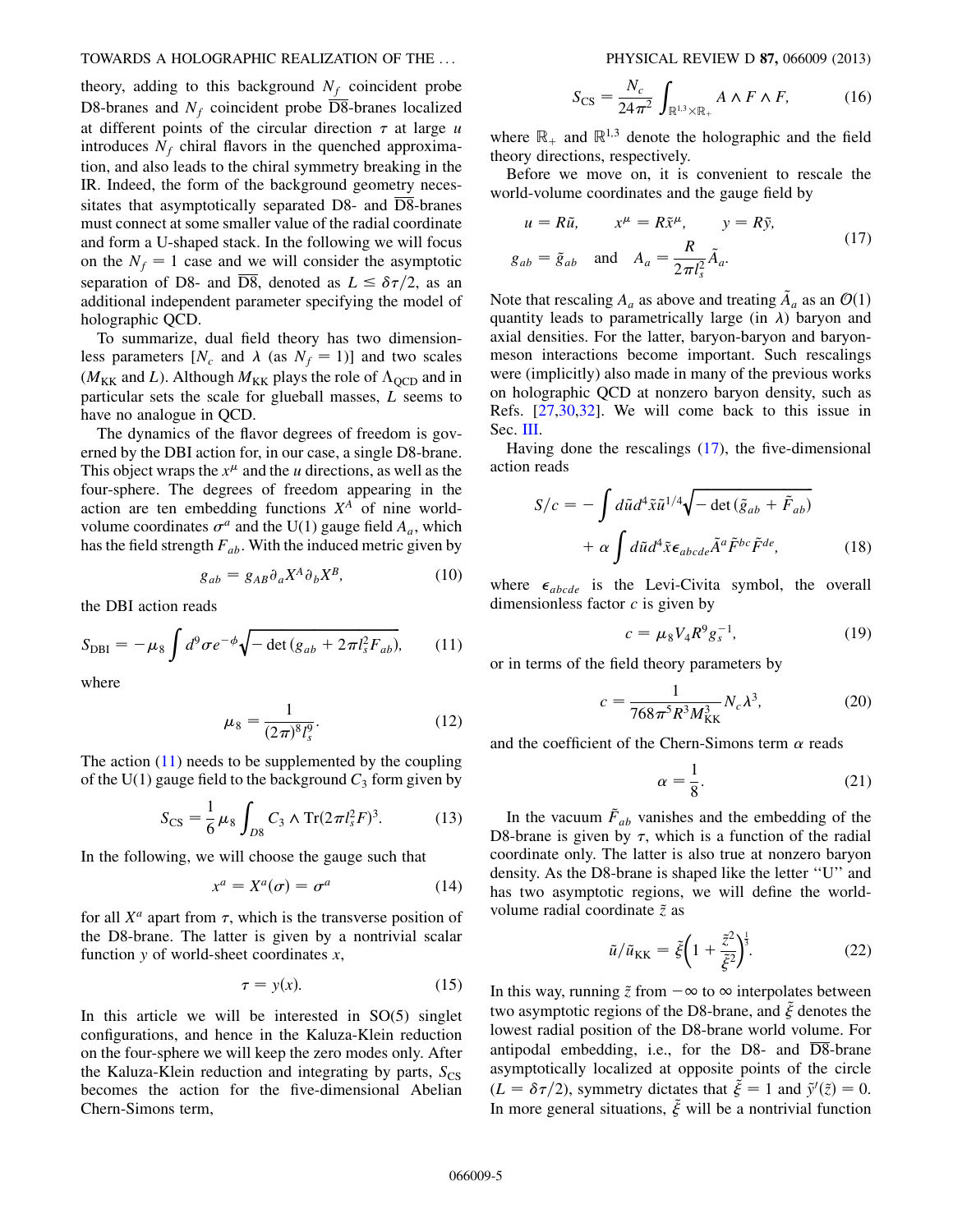theory, adding to this background $N_f$ coincident probe D8-branes and $N_f$ coincident probe $\overline{\text{D8}}$-branes localized at different points of the circular direction $\tau$ at large $u$ introduces $N_f$ chiral flavors in the quenched approximation, and also leads to the chiral symmetry breaking in the IR. Indeed, the form of the background geometry necessitates that asymptotically separated D8- and $\overline{\text{D8}}$-branes must connect at some smaller value of the radial coordinate and form a U-shaped stack. In the following we will focus on the $N_f = 1$ case and we will consider the asymptotic separation of D8- and $\overline{\text{D8}}$, denoted as $L \leq \delta\tau/2$, as an additional independent parameter specifying the model of holographic QCD.

To summarize, dual field theory has two dimensionless parameters [$N_c$ and $\lambda$ (as $N_f = 1$)] and two scales ($M_{\text{KK}}$ and $L$). Although $M_{\text{KK}}$ plays the role of $\Lambda_{\text{QCD}}$ and in particular sets the scale for glueball masses, $L$ seems to have no analogue in QCD.

The dynamics of the flavor degrees of freedom is governed by the DBI action for, in our case, a single D8-brane. This object wraps the $x^\mu$ and the $u$ directions, as well as the four-sphere. The degrees of freedom appearing in the action are ten embedding functions $X^A$ of nine world-volume coordinates $\sigma^a$ and the U(1) gauge field $A_a$, which has the field strength $F_{ab}$. With the induced metric given by

$$g_{ab} = g_{AB}\partial_a X^A \partial_b X^B, \tag{10}$$

the DBI action reads

$$S_{\text{DBI}} = -\mu_8 \int d^9\sigma e^{-\phi}\sqrt{-\det(g_{ab} + 2\pi l_s^2 F_{ab})}, \tag{11}$$

where

$$\mu_8 = \frac{1}{(2\pi)^8 l_s^9}. \tag{12}$$

The action (11) needs to be supplemented by the coupling of the U(1) gauge field to the background $C_3$ form given by

$$S_{\text{CS}} = \frac{1}{6}\mu_8 \int_{D8} C_3 \wedge \text{Tr}(2\pi l_s^2 F)^3. \tag{13}$$

In the following, we will choose the gauge such that

$$x^a = X^a(\sigma) = \sigma^a \tag{14}$$

for all $X^a$ apart from $\tau$, which is the transverse position of the D8-brane. The latter is given by a nontrivial scalar function $y$ of world-sheet coordinates $x$,

$$\tau = y(x). \tag{15}$$

In this article we will be interested in SO(5) singlet configurations, and hence in the Kaluza-Klein reduction on the four-sphere we will keep the zero modes only. After the Kaluza-Klein reduction and integrating by parts, $S_{\text{CS}}$ becomes the action for the five-dimensional Abelian Chern-Simons term,

$$S_{\text{CS}} = \frac{N_c}{24\pi^2}\int_{\mathbb{R}^{1,3}\times\mathbb{R}_+} A \wedge F \wedge F, \tag{16}$$

where $\mathbb{R}_+$ and $\mathbb{R}^{1,3}$ denote the holographic and the field theory directions, respectively.

Before we move on, it is convenient to rescale the world-volume coordinates and the gauge field by

$$u = R\tilde{u}, \qquad x^\mu = R\tilde{x}^\mu, \qquad y = R\tilde{y},$$
$$g_{ab} = \tilde{g}_{ab} \quad \text{and} \quad A_a = \frac{R}{2\pi l_s^2}\tilde{A}_a. \tag{17}$$

Note that rescaling $A_a$ as above and treating $\tilde{A}_a$ as an $\mathcal{O}(1)$ quantity leads to parametrically large (in $\lambda$) baryon and axial densities. For the latter, baryon-baryon and baryon-meson interactions become important. Such rescalings were (implicitly) also made in many of the previous works on holographic QCD at nonzero baryon density, such as Refs. [27,30,32]. We will come back to this issue in Sec. III.

Having done the rescalings (17), the five-dimensional action reads

$$S/c = -\int d\tilde{u}d^4\tilde{x}\tilde{u}^{1/4}\sqrt{-\det(\tilde{g}_{ab} + \tilde{F}_{ab})} + \alpha\int d\tilde{u}d^4\tilde{x}\epsilon_{abcde}\tilde{A}^a\tilde{F}^{bc}\tilde{F}^{de}, \tag{18}$$

where $\epsilon_{abcde}$ is the Levi-Civita symbol, the overall dimensionless factor $c$ is given by

$$c = \mu_8 V_4 R^9 g_s^{-1}, \tag{19}$$

or in terms of the field theory parameters by

$$c = \frac{1}{768\pi^5 R^3 M_{\text{KK}}^3} N_c \lambda^3, \tag{20}$$

and the coefficient of the Chern-Simons term $\alpha$ reads

$$\alpha = \frac{1}{8}. \tag{21}$$

In the vacuum $\tilde{F}_{ab}$ vanishes and the embedding of the D8-brane is given by $\tau$, which is a function of the radial coordinate only. The latter is also true at nonzero baryon density. As the D8-brane is shaped like the letter "U" and has two asymptotic regions, we will define the world-volume radial coordinate $\tilde{z}$ as

$$\tilde{u}/\tilde{u}_{\text{KK}} = \tilde{\xi}\left(1 + \frac{\tilde{z}^2}{\tilde{\xi}^2}\right)^{\frac{1}{3}}. \tag{22}$$

In this way, running $\tilde{z}$ from $-\infty$ to $\infty$ interpolates between two asymptotic regions of the D8-brane, and $\tilde{\xi}$ denotes the lowest radial position of the D8-brane world volume. For antipodal embedding, i.e., for the D8- and $\overline{\text{D8}}$-brane asymptotically localized at opposite points of the circle ($L = \delta\tau/2$), symmetry dictates that $\tilde{\xi} = 1$ and $\tilde{y}'(\tilde{z}) = 0$. In more general situations, $\tilde{\xi}$ will be a nontrivial function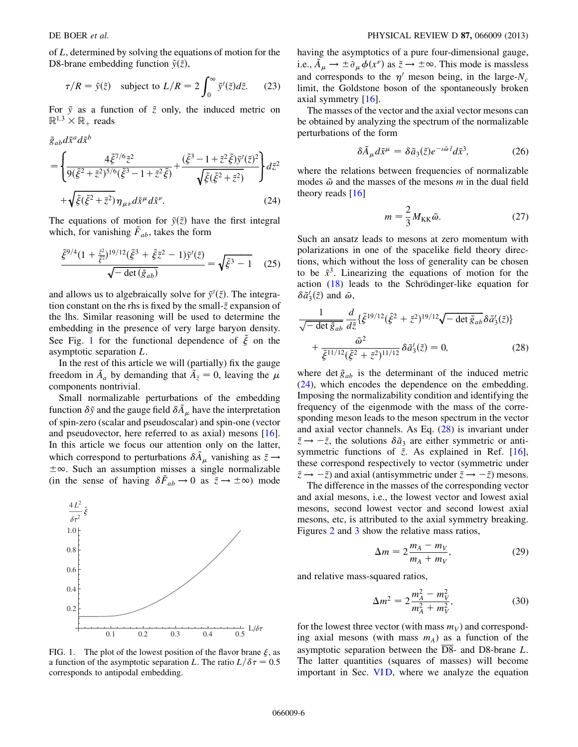of $L$, determined by solving the equations of motion for the D8-brane embedding function $\tilde{y}(\tilde{z})$,

$$\tau/R = \tilde{y}(\tilde{z}) \quad \text{subject to } L/R = 2\int_0^\infty \tilde{y}'(\tilde{z})d\tilde{z}. \tag{23}$$

For $\tilde{y}$ as a function of $\tilde{z}$ only, the induced metric on $\mathbb{R}^{1,3}\times\mathbb{R}_+$ reads

$$\tilde{g}_{ab}d\tilde{x}^a d\tilde{x}^b = \left\{\frac{4\tilde{\xi}^{7/6}\tilde{z}^2}{9(\tilde{\xi}^2+\tilde{z}^2)^{5/6}(\tilde{\xi}^3-1+\tilde{z}^2\tilde{\xi})}+\frac{(\tilde{\xi}^3-1+\tilde{z}^2\tilde{\xi})\tilde{y}'(\tilde{z})^2}{\sqrt{\tilde{\xi}(\tilde{\xi}^2+\tilde{z}^2)}}\right\}d\tilde{z}^2 + \sqrt{\tilde{\xi}(\tilde{\xi}^2+\tilde{z}^2)}\eta_{\mu\nu}d\tilde{x}^\mu d\tilde{x}^\nu. \tag{24}$$

The equations of motion for $\tilde{y}(\tilde{z})$ have the first integral which, for vanishing $\tilde{F}_{ab}$, takes the form

$$\frac{\tilde{\xi}^{9/4}(1+\frac{\tilde{z}^2}{\tilde{\xi}^2})^{19/12}(\tilde{\xi}^3+\tilde{\xi}\tilde{z}^2-1)\tilde{y}'(\tilde{z})}{\sqrt{-\det(\tilde{g}_{ab})}} = \sqrt{\tilde{\xi}^3-1} \tag{25}$$

and allows us to algebraically solve for $\tilde{y}'(\tilde{z})$. The integration constant on the rhs is fixed by the small-$\tilde{z}$ expansion of the lhs. Similar reasoning will be used to determine the embedding in the presence of very large baryon density. See Fig. 1 for the functional dependence of $\tilde{\xi}$ on the asymptotic separation $L$.

In the rest of this article we will (partially) fix the gauge freedom in $\tilde{A}_a$ by demanding that $\tilde{A}_{\tilde{z}}=0$, leaving the $\mu$ components nontrivial.

Small normalizable perturbations of the embedding function $\delta\tilde{y}$ and the gauge field $\delta\tilde{A}_\mu$ have the interpretation of spin-zero (scalar and pseudoscalar) and spin-one (vector and pseudovector, here referred to as axial) mesons [16]. In this article we focus our attention only on the latter, which correspond to perturbations $\delta\tilde{A}_\mu$ vanishing as $\tilde{z}\to\pm\infty$. Such an assumption misses a single normalizable (in the sense of having $\delta\tilde{F}_{ab}\to 0$ as $\tilde{z}\to\pm\infty$) mode having the asymptotics of a pure four-dimensional gauge, i.e., $\tilde{A}_\mu\to\pm\partial_\mu\phi(x^\nu)$ as $\tilde{z}\to\pm\infty$. This mode is massless and corresponds to the $\eta'$ meson being, in the large-$N_c$ limit, the Goldstone boson of the spontaneously broken axial symmetry [16].

FIG. 1. The plot of the lowest position of the flavor brane $\xi$, as a function of the asymptotic separation $L$. The ratio $L/\delta\tau = 0.5$ corresponds to antipodal embedding.

The masses of the vector and the axial vector mesons can be obtained by analyzing the spectrum of the normalizable perturbations of the form

$$\delta\tilde{A}_\mu d\tilde{x}^\mu = \delta\tilde{a}_3(\tilde{z})e^{-\imath\tilde{\omega}\tilde{t}}d\tilde{x}^3, \tag{26}$$

where the relations between frequencies of normalizable modes $\tilde{\omega}$ and the masses of the mesons $m$ in the dual field theory reads [16]

$$m = \frac{2}{3}M_{\text{KK}}\tilde{\omega}. \tag{27}$$

Such an ansatz leads to mesons at zero momentum with polarizations in one of the spacelike field theory directions, which without the loss of generality can be chosen to be $\tilde{x}^3$. Linearizing the equations of motion for the action (18) leads to the Schrödinger-like equation for $\delta\tilde{a}_3'(\tilde{z})$ and $\tilde{\omega}$,

$$\frac{1}{\sqrt{-\det\tilde{g}_{ab}}}\frac{d}{d\tilde{z}}\{\tilde{\xi}^{19/12}(\tilde{\xi}^2+\tilde{z}^2)^{19/12}\sqrt{-\det\tilde{g}_{ab}}\,\delta\tilde{a}_3'(\tilde{z})\} + \frac{\tilde{\omega}^2}{\tilde{\xi}^{11/12}(\tilde{\xi}^2+\tilde{z}^2)^{11/12}}\delta\tilde{a}_3'(\tilde{z}) = 0, \tag{28}$$

where $\det\tilde{g}_{ab}$ is the determinant of the induced metric (24), which encodes the dependence on the embedding. Imposing the normalizability condition and identifying the frequency of the eigenmode with the mass of the corresponding meson leads to the meson spectrum in the vector and axial vector channels. As Eq. (28) is invariant under $\tilde{z}\to-\tilde{z}$, the solutions $\delta\tilde{a}_3$ are either symmetric or antisymmetric functions of $\tilde{z}$. As explained in Ref. [16], these correspond respectively to vector (symmetric under $\tilde{z}\to-\tilde{z}$) and axial (antisymmetric under $\tilde{z}\to-\tilde{z}$) mesons.

The difference in the masses of the corresponding vector and axial mesons, i.e., the lowest vector and lowest axial mesons, second lowest vector and second lowest axial mesons, etc, is attributed to the axial symmetry breaking. Figures 2 and 3 show the relative mass ratios,

$$\Delta m = 2\frac{m_A - m_V}{m_A + m_V}, \tag{29}$$

and relative mass-squared ratios,

$$\Delta m^2 = 2\frac{m_A^2 - m_V^2}{m_A^2 + m_V^2}, \tag{30}$$

for the lowest three vector (with mass $m_V$) and corresponding axial mesons (with mass $m_A$) as a function of the asymptotic separation between the $\overline{\text{D8}}$- and D8-brane $L$. The latter quantities (squares of masses) will become important in Sec. VI D, where we analyze the equation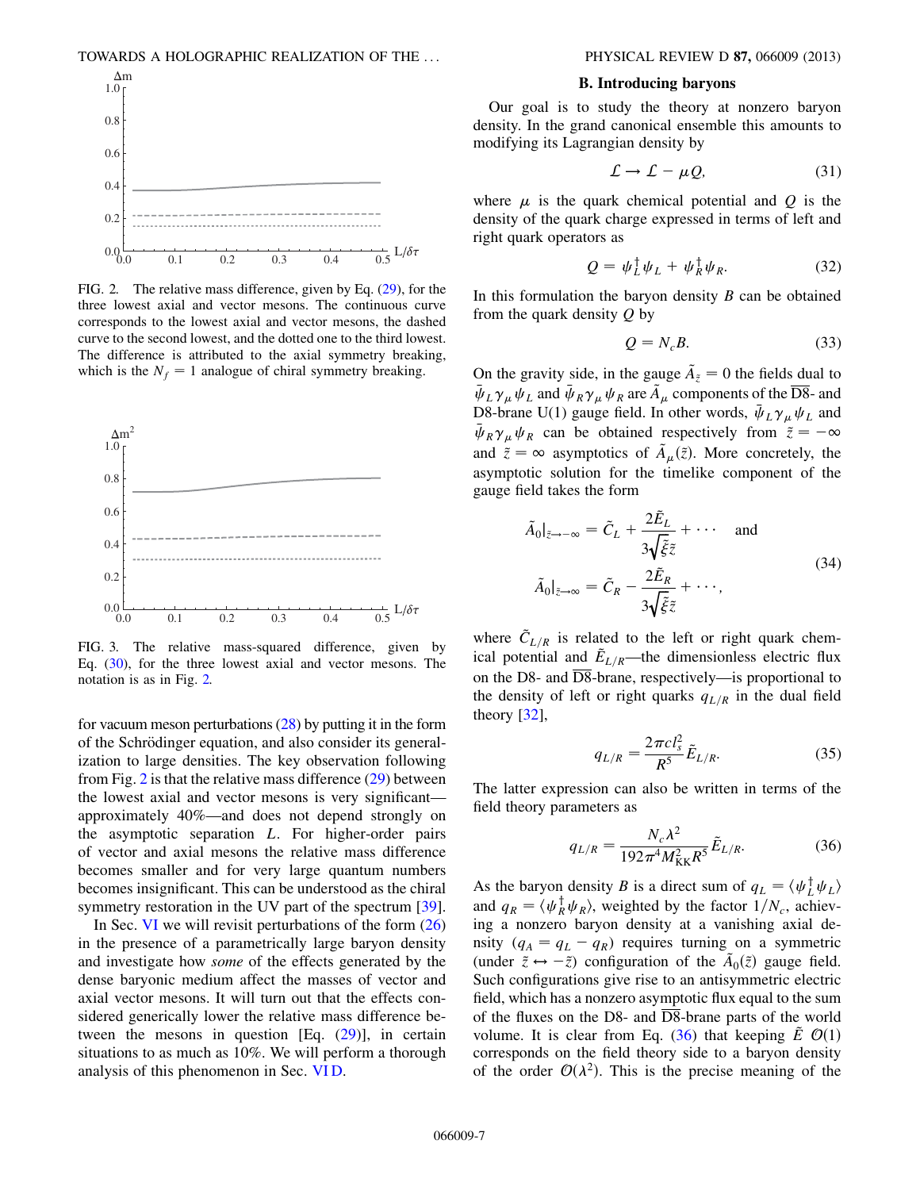FIG. 2. The relative mass difference, given by Eq. (29), for the three lowest axial and vector mesons. The continuous curve corresponds to the lowest axial and vector mesons, the dashed curve to the second lowest, and the dotted one to the third lowest. The difference is attributed to the axial symmetry breaking, which is the $N_f = 1$ analogue of chiral symmetry breaking.

FIG. 3. The relative mass-squared difference, given by Eq. (30), for the three lowest axial and vector mesons. The notation is as in Fig. 2.

for vacuum meson perturbations (28) by putting it in the form of the Schrödinger equation, and also consider its generalization to large densities. The key observation following from Fig. 2 is that the relative mass difference (29) between the lowest axial and vector mesons is very significant—approximately 40%—and does not depend strongly on the asymptotic separation $L$. For higher-order pairs of vector and axial mesons the relative mass difference becomes smaller and for very large quantum numbers becomes insignificant. This can be understood as the chiral symmetry restoration in the UV part of the spectrum [39].

In Sec. VI we will revisit perturbations of the form (26) in the presence of a parametrically large baryon density and investigate how *some* of the effects generated by the dense baryonic medium affect the masses of vector and axial vector mesons. It will turn out that the effects considered generically lower the relative mass difference between the mesons in question [Eq. (29)], in certain situations to as much as 10%. We will perform a thorough analysis of this phenomenon in Sec. VI D.

### B. Introducing baryons

Our goal is to study the theory at nonzero baryon density. In the grand canonical ensemble this amounts to modifying its Lagrangian density by

$$\mathcal{L} \to \mathcal{L} - \mu Q, \tag{31}$$

where $\mu$ is the quark chemical potential and $Q$ is the density of the quark charge expressed in terms of left and right quark operators as

$$Q = \psi_L^\dagger \psi_L + \psi_R^\dagger \psi_R. \tag{32}$$

In this formulation the baryon density $B$ can be obtained from the quark density $Q$ by

$$Q = N_c B. \tag{33}$$

On the gravity side, in the gauge $\tilde{A}_{\tilde{z}} = 0$ the fields dual to $\bar{\psi}_L \gamma_\mu \psi_L$ and $\bar{\psi}_R \gamma_\mu \psi_R$ are $\tilde{A}_\mu$ components of the $\overline{\text{D8}}$- and D8-brane U(1) gauge field. In other words, $\bar{\psi}_L \gamma_\mu \psi_L$ and $\bar{\psi}_R \gamma_\mu \psi_R$ can be obtained respectively from $\tilde{z} = -\infty$ and $\tilde{z} = \infty$ asymptotics of $\tilde{A}_\mu(\tilde{z})$. More concretely, the asymptotic solution for the timelike component of the gauge field takes the form

$$\tilde{A}_0|_{\tilde{z}\to-\infty} = \tilde{C}_L + \frac{2\tilde{E}_L}{3\sqrt{\tilde{\xi}}\tilde{z}} + \cdots \quad \text{and}$$
$$\tilde{A}_0|_{\tilde{z}\to\infty} = \tilde{C}_R - \frac{2\tilde{E}_R}{3\sqrt{\tilde{\xi}}\tilde{z}} + \cdots, \tag{34}$$

where $\tilde{C}_{L/R}$ is related to the left or right quark chemical potential and $\tilde{E}_{L/R}$—the dimensionless electric flux on the D8- and $\overline{\text{D8}}$-brane, respectively—is proportional to the density of left or right quarks $q_{L/R}$ in the dual field theory [32],

$$q_{L/R} = \frac{2\pi c l_s^2}{R^5} \tilde{E}_{L/R}. \tag{35}$$

The latter expression can also be written in terms of the field theory parameters as

$$q_{L/R} = \frac{N_c \lambda^2}{192\pi^4 M_{\text{KK}}^2 R^5} \tilde{E}_{L/R}. \tag{36}$$

As the baryon density $B$ is a direct sum of $q_L = \langle \psi_L^\dagger \psi_L \rangle$ and $q_R = \langle \psi_R^\dagger \psi_R \rangle$, weighted by the factor $1/N_c$, achieving a nonzero baryon density at a vanishing axial density ($q_A = q_L - q_R$) requires turning on a symmetric (under $\tilde{z} \leftrightarrow -\tilde{z}$) configuration of the $\tilde{A}_0(\tilde{z})$ gauge field. Such configurations give rise to an antisymmetric electric field, which has a nonzero asymptotic flux equal to the sum of the fluxes on the D8- and $\overline{\text{D8}}$-brane parts of the world volume. It is clear from Eq. (36) that keeping $\tilde{E}$ $\mathcal{O}(1)$ corresponds on the field theory side to a baryon density of the order $\mathcal{O}(\lambda^2)$. This is the precise meaning of the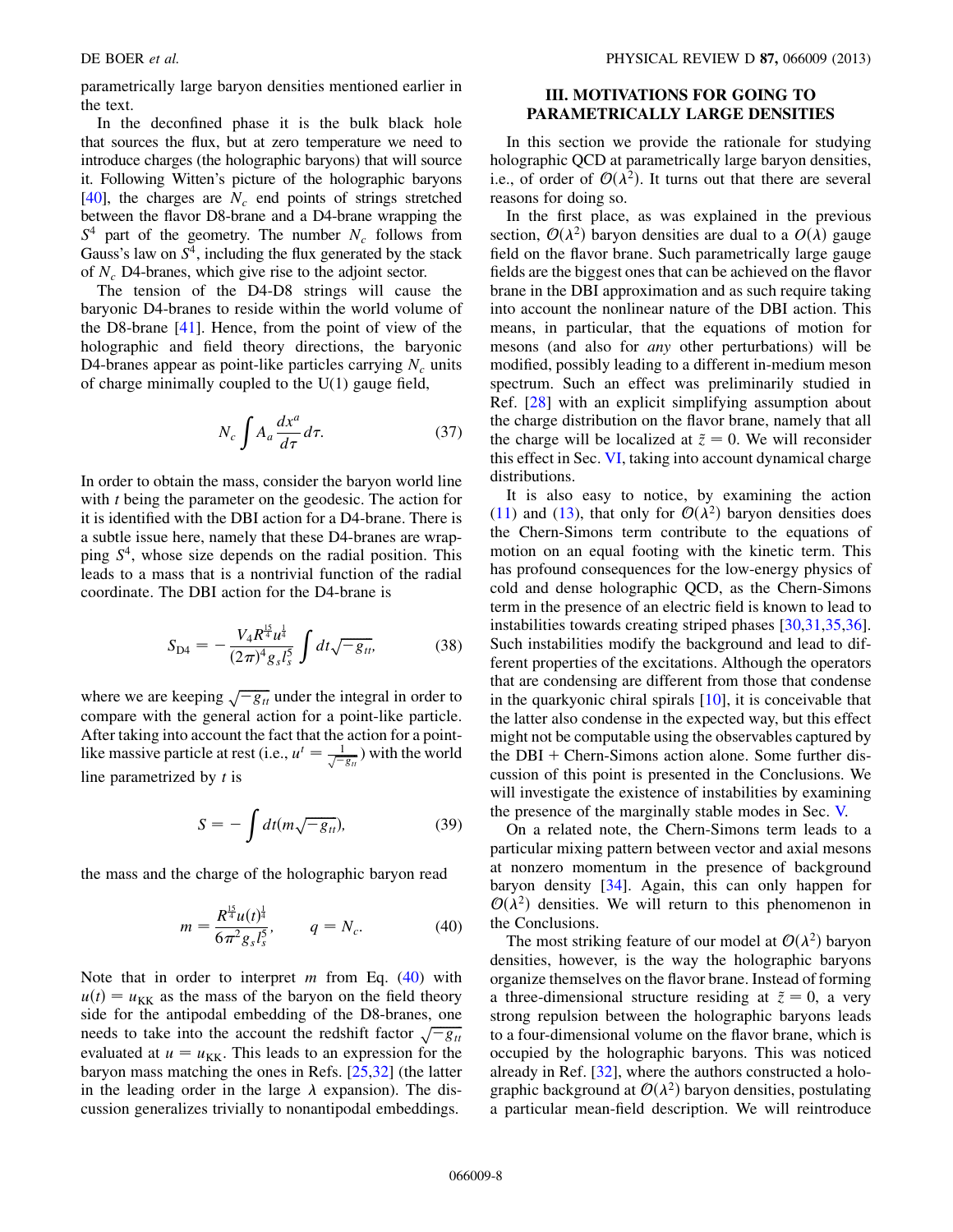parametrically large baryon densities mentioned earlier in the text.

In the deconfined phase it is the bulk black hole that sources the flux, but at zero temperature we need to introduce charges (the holographic baryons) that will source it. Following Witten's picture of the holographic baryons [40], the charges are $N_c$ end points of strings stretched between the flavor D8-brane and a D4-brane wrapping the $S^4$ part of the geometry. The number $N_c$ follows from Gauss's law on $S^4$, including the flux generated by the stack of $N_c$ D4-branes, which give rise to the adjoint sector.

The tension of the D4-D8 strings will cause the baryonic D4-branes to reside within the world volume of the D8-brane [41]. Hence, from the point of view of the holographic and field theory directions, the baryonic D4-branes appear as point-like particles carrying $N_c$ units of charge minimally coupled to the U(1) gauge field,

$$N_c \int A_a \frac{dx^a}{d\tau} d\tau. \tag{37}$$

In order to obtain the mass, consider the baryon world line with $t$ being the parameter on the geodesic. The action for it is identified with the DBI action for a D4-brane. There is a subtle issue here, namely that these D4-branes are wrapping $S^4$, whose size depends on the radial position. This leads to a mass that is a nontrivial function of the radial coordinate. The DBI action for the D4-brane is

$$S_{\mathrm{D4}} = -\frac{V_4 R^{\frac{15}{4}} u^{\frac{1}{4}}}{(2\pi)^4 g_s l_s^5} \int dt \sqrt{-g_{tt}}, \tag{38}$$

where we are keeping $\sqrt{-g_{tt}}$ under the integral in order to compare with the general action for a point-like particle. After taking into account the fact that the action for a point-like massive particle at rest (i.e., $u^t = \frac{1}{\sqrt{-g_{tt}}}$) with the world line parametrized by $t$ is

$$S = -\int dt (m\sqrt{-g_{tt}}), \tag{39}$$

the mass and the charge of the holographic baryon read

$$m = \frac{R^{\frac{15}{4}} u(t)^{\frac{1}{4}}}{6\pi^2 g_s l_s^5}, \qquad q = N_c. \tag{40}$$

Note that in order to interpret $m$ from Eq. (40) with $u(t) = u_{\mathrm{KK}}$ as the mass of the baryon on the field theory side for the antipodal embedding of the D8-branes, one needs to take into the account the redshift factor $\sqrt{-g_{tt}}$ evaluated at $u = u_{\mathrm{KK}}$. This leads to an expression for the baryon mass matching the ones in Refs. [25,32] (the latter in the leading order in the large $\lambda$ expansion). The discussion generalizes trivially to nonantipodal embeddings.

## III. MOTIVATIONS FOR GOING TO PARAMETRICALLY LARGE DENSITIES

In this section we provide the rationale for studying holographic QCD at parametrically large baryon densities, i.e., of order of $\mathcal{O}(\lambda^2)$. It turns out that there are several reasons for doing so.

In the first place, as was explained in the previous section, $\mathcal{O}(\lambda^2)$ baryon densities are dual to a $O(\lambda)$ gauge field on the flavor brane. Such parametrically large gauge fields are the biggest ones that can be achieved on the flavor brane in the DBI approximation and as such require taking into account the nonlinear nature of the DBI action. This means, in particular, that the equations of motion for mesons (and also for *any* other perturbations) will be modified, possibly leading to a different in-medium meson spectrum. Such an effect was preliminarily studied in Ref. [28] with an explicit simplifying assumption about the charge distribution on the flavor brane, namely that all the charge will be localized at $\tilde{z} = 0$. We will reconsider this effect in Sec. VI, taking into account dynamical charge distributions.

It is also easy to notice, by examining the action (11) and (13), that only for $\mathcal{O}(\lambda^2)$ baryon densities does the Chern-Simons term contribute to the equations of motion on an equal footing with the kinetic term. This has profound consequences for the low-energy physics of cold and dense holographic QCD, as the Chern-Simons term in the presence of an electric field is known to lead to instabilities towards creating striped phases [30,31,35,36]. Such instabilities modify the background and lead to different properties of the excitations. Although the operators that are condensing are different from those that condense in the quarkyonic chiral spirals [10], it is conceivable that the latter also condense in the expected way, but this effect might not be computable using the observables captured by the DBI + Chern-Simons action alone. Some further discussion of this point is presented in the Conclusions. We will investigate the existence of instabilities by examining the presence of the marginally stable modes in Sec. V.

On a related note, the Chern-Simons term leads to a particular mixing pattern between vector and axial mesons at nonzero momentum in the presence of background baryon density [34]. Again, this can only happen for $\mathcal{O}(\lambda^2)$ densities. We will return to this phenomenon in the Conclusions.

The most striking feature of our model at $\mathcal{O}(\lambda^2)$ baryon densities, however, is the way the holographic baryons organize themselves on the flavor brane. Instead of forming a three-dimensional structure residing at $\tilde{z} = 0$, a very strong repulsion between the holographic baryons leads to a four-dimensional volume on the flavor brane, which is occupied by the holographic baryons. This was noticed already in Ref. [32], where the authors constructed a holographic background at $\mathcal{O}(\lambda^2)$ baryon densities, postulating a particular mean-field description. We will reintroduce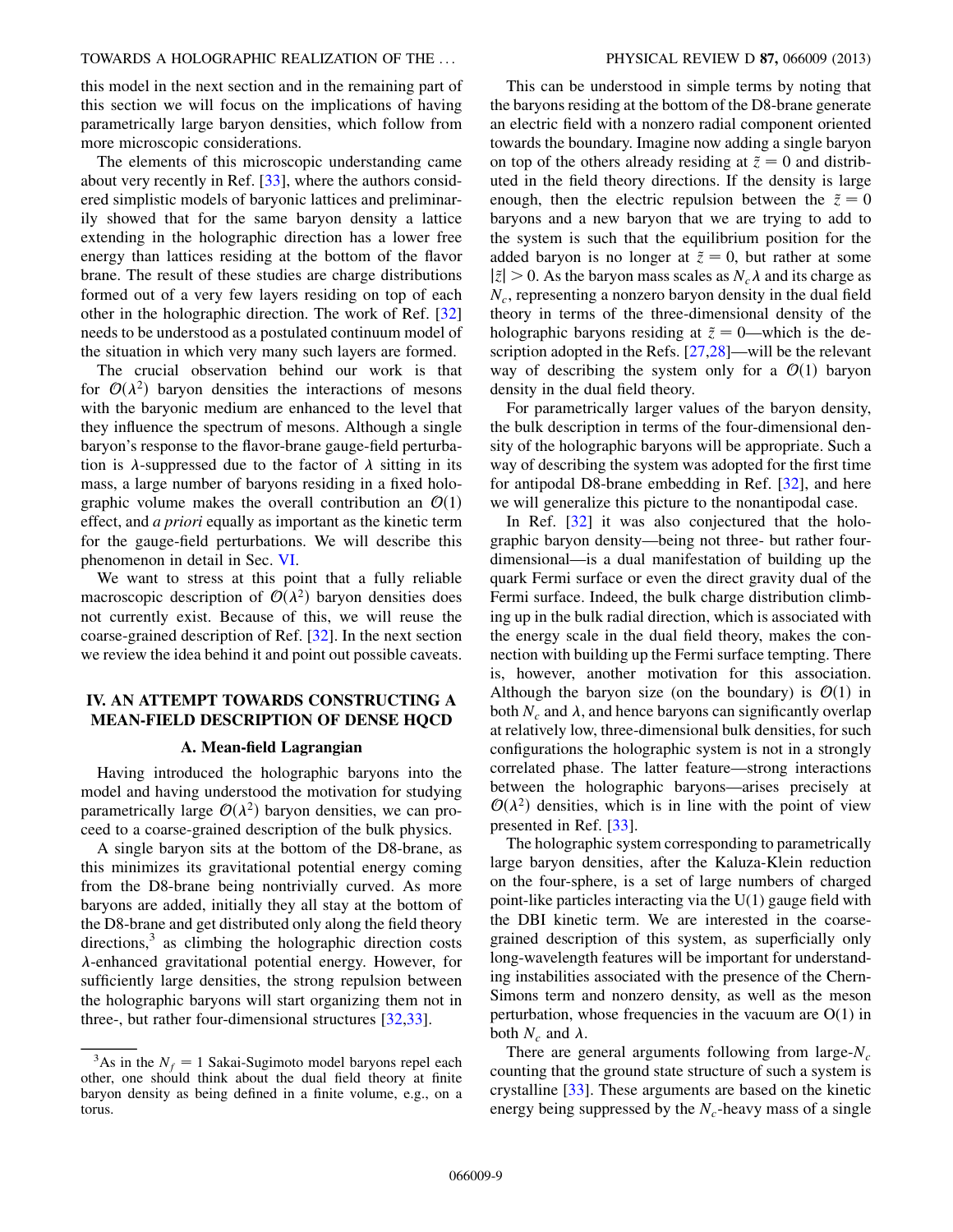this model in the next section and in the remaining part of this section we will focus on the implications of having parametrically large baryon densities, which follow from more microscopic considerations.

The elements of this microscopic understanding came about very recently in Ref. [33], where the authors considered simplistic models of baryonic lattices and preliminarily showed that for the same baryon density a lattice extending in the holographic direction has a lower free energy than lattices residing at the bottom of the flavor brane. The result of these studies are charge distributions formed out of a very few layers residing on top of each other in the holographic direction. The work of Ref. [32] needs to be understood as a postulated continuum model of the situation in which very many such layers are formed.

The crucial observation behind our work is that for $\mathcal{O}(\lambda^2)$ baryon densities the interactions of mesons with the baryonic medium are enhanced to the level that they influence the spectrum of mesons. Although a single baryon's response to the flavor-brane gauge-field perturbation is $\lambda$-suppressed due to the factor of $\lambda$ sitting in its mass, a large number of baryons residing in a fixed holographic volume makes the overall contribution an $\mathcal{O}(1)$ effect, and *a priori* equally as important as the kinetic term for the gauge-field perturbations. We will describe this phenomenon in detail in Sec. VI.

We want to stress at this point that a fully reliable macroscopic description of $\mathcal{O}(\lambda^2)$ baryon densities does not currently exist. Because of this, we will reuse the coarse-grained description of Ref. [32]. In the next section we review the idea behind it and point out possible caveats.

## IV. AN ATTEMPT TOWARDS CONSTRUCTING A MEAN-FIELD DESCRIPTION OF DENSE HQCD

### A. Mean-field Lagrangian

Having introduced the holographic baryons into the model and having understood the motivation for studying parametrically large $\mathcal{O}(\lambda^2)$ baryon densities, we can proceed to a coarse-grained description of the bulk physics.

A single baryon sits at the bottom of the D8-brane, as this minimizes its gravitational potential energy coming from the D8-brane being nontrivially curved. As more baryons are added, initially they all stay at the bottom of the D8-brane and get distributed only along the field theory directions,[3] as climbing the holographic direction costs $\lambda$-enhanced gravitational potential energy. However, for sufficiently large densities, the strong repulsion between the holographic baryons will start organizing them not in three-, but rather four-dimensional structures [32,33].

This can be understood in simple terms by noting that the baryons residing at the bottom of the D8-brane generate an electric field with a nonzero radial component oriented towards the boundary. Imagine now adding a single baryon on top of the others already residing at $\tilde{z} = 0$ and distributed in the field theory directions. If the density is large enough, then the electric repulsion between the $\tilde{z} = 0$ baryons and a new baryon that we are trying to add to the system is such that the equilibrium position for the added baryon is no longer at $\tilde{z} = 0$, but rather at some $|\tilde{z}| > 0$. As the baryon mass scales as $N_c \lambda$ and its charge as $N_c$, representing a nonzero baryon density in the dual field theory in terms of the three-dimensional density of the holographic baryons residing at $\tilde{z} = 0$—which is the description adopted in the Refs. [27,28]—will be the relevant way of describing the system only for a $\mathcal{O}(1)$ baryon density in the dual field theory.

For parametrically larger values of the baryon density, the bulk description in terms of the four-dimensional density of the holographic baryons will be appropriate. Such a way of describing the system was adopted for the first time for antipodal D8-brane embedding in Ref. [32], and here we will generalize this picture to the nonantipodal case.

In Ref. [32] it was also conjectured that the holographic baryon density—being not three- but rather four-dimensional—is a dual manifestation of building up the quark Fermi surface or even the direct gravity dual of the Fermi surface. Indeed, the bulk charge distribution climbing up in the bulk radial direction, which is associated with the energy scale in the dual field theory, makes the connection with building up the Fermi surface tempting. There is, however, another motivation for this association. Although the baryon size (on the boundary) is $\mathcal{O}(1)$ in both $N_c$ and $\lambda$, and hence baryons can significantly overlap at relatively low, three-dimensional bulk densities, for such configurations the holographic system is not in a strongly correlated phase. The latter feature—strong interactions between the holographic baryons—arises precisely at $\mathcal{O}(\lambda^2)$ densities, which is in line with the point of view presented in Ref. [33].

The holographic system corresponding to parametrically large baryon densities, after the Kaluza-Klein reduction on the four-sphere, is a set of large numbers of charged point-like particles interacting via the U(1) gauge field with the DBI kinetic term. We are interested in the coarse-grained description of this system, as superficially only long-wavelength features will be important for understanding instabilities associated with the presence of the Chern-Simons term and nonzero density, as well as the meson perturbation, whose frequencies in the vacuum are O(1) in both $N_c$ and $\lambda$.

There are general arguments following from large-$N_c$ counting that the ground state structure of such a system is crystalline [33]. These arguments are based on the kinetic energy being suppressed by the $N_c$-heavy mass of a single

[3] As in the $N_f = 1$ Sakai-Sugimoto model baryons repel each other, one should think about the dual field theory at finite baryon density as being defined in a finite volume, e.g., on a torus.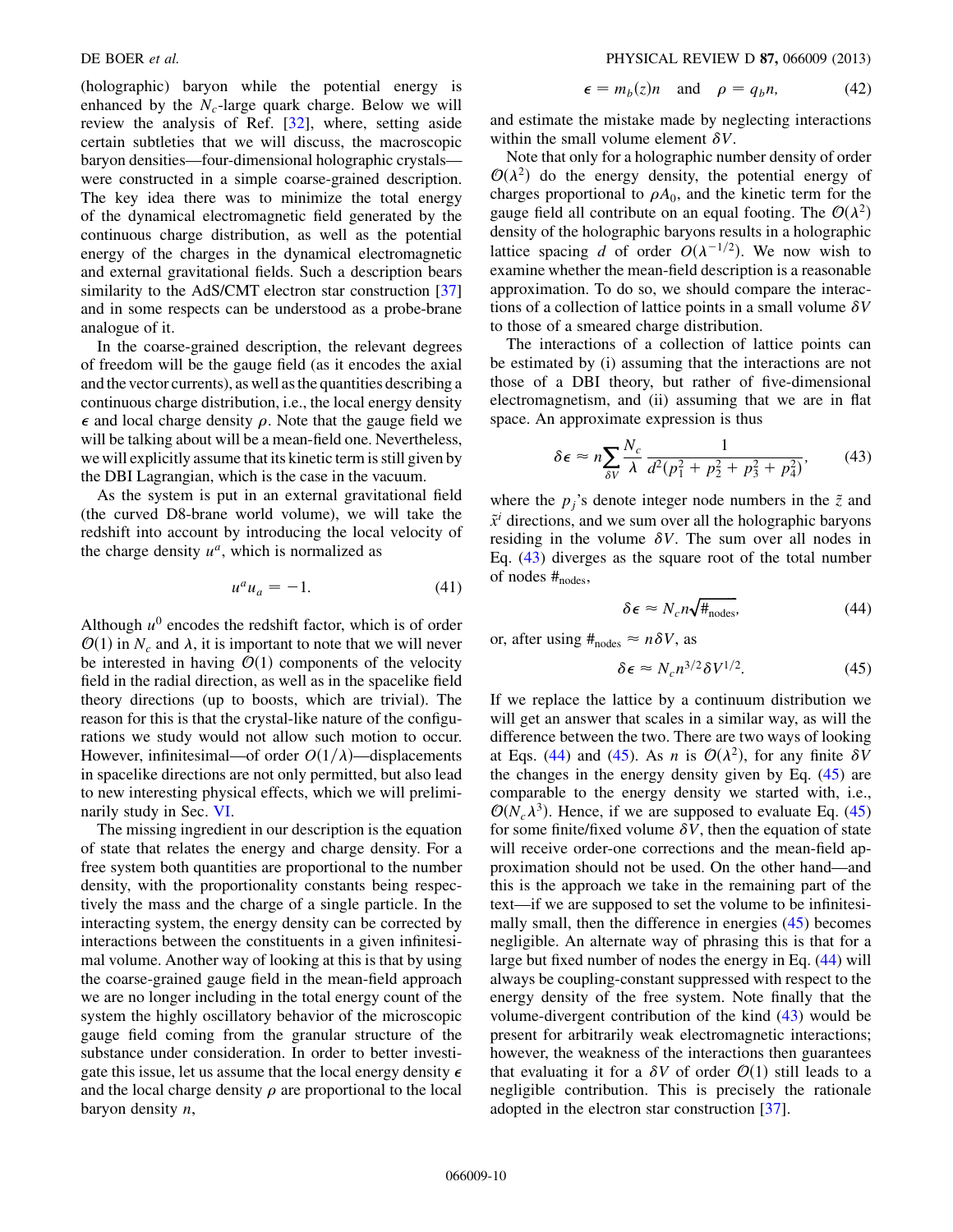(holographic) baryon while the potential energy is enhanced by the $N_c$-large quark charge. Below we will review the analysis of Ref. [32], where, setting aside certain subtleties that we will discuss, the macroscopic baryon densities—four-dimensional holographic crystals—were constructed in a simple coarse-grained description. The key idea there was to minimize the total energy of the dynamical electromagnetic field generated by the continuous charge distribution, as well as the potential energy of the charges in the dynamical electromagnetic and external gravitational fields. Such a description bears similarity to the AdS/CMT electron star construction [37] and in some respects can be understood as a probe-brane analogue of it.

In the coarse-grained description, the relevant degrees of freedom will be the gauge field (as it encodes the axial and the vector currents), as well as the quantities describing a continuous charge distribution, i.e., the local energy density $\epsilon$ and local charge density $\rho$. Note that the gauge field we will be talking about will be a mean-field one. Nevertheless, we will explicitly assume that its kinetic term is still given by the DBI Lagrangian, which is the case in the vacuum.

As the system is put in an external gravitational field (the curved D8-brane world volume), we will take the redshift into account by introducing the local velocity of the charge density $u^a$, which is normalized as

$$u^a u_a = -1. \tag{41}$$

Although $u^0$ encodes the redshift factor, which is of order $\mathcal{O}(1)$ in $N_c$ and $\lambda$, it is important to note that we will never be interested in having $\mathcal{O}(1)$ components of the velocity field in the radial direction, as well as in the spacelike field theory directions (up to boosts, which are trivial). The reason for this is that the crystal-like nature of the configurations we study would not allow such motion to occur. However, infinitesimal—of order $O(1/\lambda)$—displacements in spacelike directions are not only permitted, but also lead to new interesting physical effects, which we will preliminarily study in Sec. VI.

The missing ingredient in our description is the equation of state that relates the energy and charge density. For a free system both quantities are proportional to the number density, with the proportionality constants being respectively the mass and the charge of a single particle. In the interacting system, the energy density can be corrected by interactions between the constituents in a given infinitesimal volume. Another way of looking at this is that by using the coarse-grained gauge field in the mean-field approach we are no longer including in the total energy count of the system the highly oscillatory behavior of the microscopic gauge field coming from the granular structure of the substance under consideration. In order to better investigate this issue, let us assume that the local energy density $\epsilon$ and the local charge density $\rho$ are proportional to the local baryon density $n$,

$$\epsilon = m_b(z)n \quad \text{and} \quad \rho = q_b n, \tag{42}$$

and estimate the mistake made by neglecting interactions within the small volume element $\delta V$.

Note that only for a holographic number density of order $\mathcal{O}(\lambda^2)$ do the energy density, the potential energy of charges proportional to $\rho A_0$, and the kinetic term for the gauge field all contribute on an equal footing. The $\mathcal{O}(\lambda^2)$ density of the holographic baryons results in a holographic lattice spacing $d$ of order $O(\lambda^{-1/2})$. We now wish to examine whether the mean-field description is a reasonable approximation. To do so, we should compare the interactions of a collection of lattice points in a small volume $\delta V$ to those of a smeared charge distribution.

The interactions of a collection of lattice points can be estimated by (i) assuming that the interactions are not those of a DBI theory, but rather of five-dimensional electromagnetism, and (ii) assuming that we are in flat space. An approximate expression is thus

$$\delta\epsilon \approx n\sum_{\delta V}\frac{N_c}{\lambda}\frac{1}{d^2(p_1^2+p_2^2+p_3^2+p_4^2)}, \tag{43}$$

where the $p_j$'s denote integer node numbers in the $\tilde{z}$ and $\tilde{x}^i$ directions, and we sum over all the holographic baryons residing in the volume $\delta V$. The sum over all nodes in Eq. (43) diverges as the square root of the total number of nodes $\#_{\text{nodes}}$,

$$\delta\epsilon \approx N_c n\sqrt{\#_{\text{nodes}}}, \tag{44}$$

or, after using $\#_{\text{nodes}} \approx n\delta V$, as

$$\delta\epsilon \approx N_c n^{3/2}\delta V^{1/2}. \tag{45}$$

If we replace the lattice by a continuum distribution we will get an answer that scales in a similar way, as will the difference between the two. There are two ways of looking at Eqs. (44) and (45). As $n$ is $\mathcal{O}(\lambda^2)$, for any finite $\delta V$ the changes in the energy density given by Eq. (45) are comparable to the energy density we started with, i.e., $\mathcal{O}(N_c\lambda^3)$. Hence, if we are supposed to evaluate Eq. (45) for some finite/fixed volume $\delta V$, then the equation of state will receive order-one corrections and the mean-field approximation should not be used. On the other hand—and this is the approach we take in the remaining part of the text—if we are supposed to set the volume to be infinitesimally small, then the difference in energies (45) becomes negligible. An alternate way of phrasing this is that for a large but fixed number of nodes the energy in Eq. (44) will always be coupling-constant suppressed with respect to the energy density of the free system. Note finally that the volume-divergent contribution of the kind (43) would be present for arbitrarily weak electromagnetic interactions; however, the weakness of the interactions then guarantees that evaluating it for a $\delta V$ of order $\mathcal{O}(1)$ still leads to a negligible contribution. This is precisely the rationale adopted in the electron star construction [37].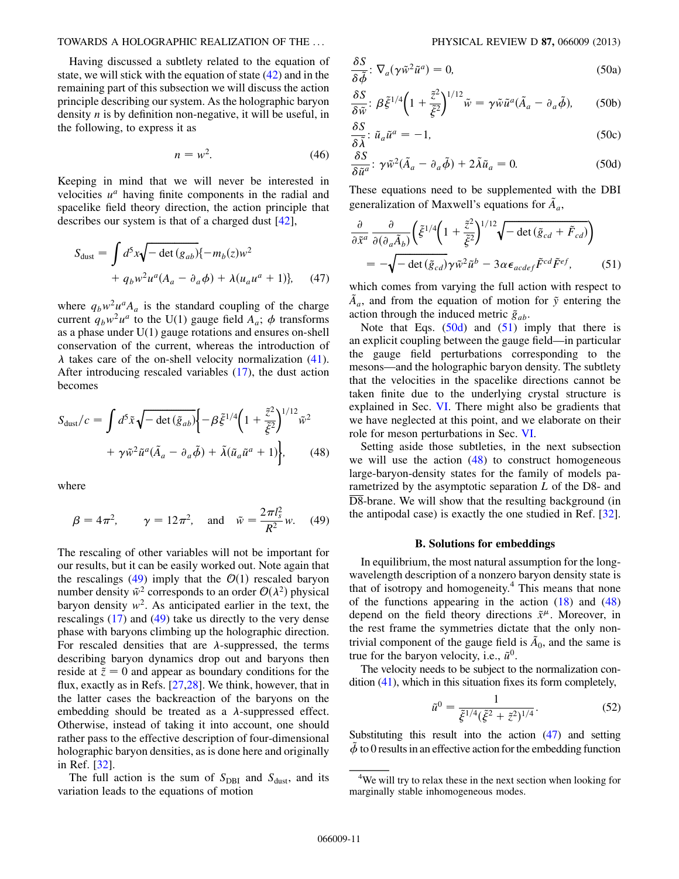Having discussed a subtlety related to the equation of state, we will stick with the equation of state (42) and in the remaining part of this subsection we will discuss the action principle describing our system. As the holographic baryon density $n$ is by definition non-negative, it will be useful, in the following, to express it as

$$n = w^2. \tag{46}$$

Keeping in mind that we will never be interested in velocities $u^a$ having finite components in the radial and spacelike field theory direction, the action principle that describes our system is that of a charged dust [42],

$$S_{\rm dust} = \int d^5x \sqrt{-\det(g_{ab})}\{-m_b(z)w^2 + q_b w^2 u^a(A_a - \partial_a \phi) + \lambda(u_a u^a + 1)\}, \tag{47}$$

where $q_b w^2 u^a A_a$ is the standard coupling of the charge current $q_b w^2 u^a$ to the U(1) gauge field $A_a$; $\phi$ transforms as a phase under U(1) gauge rotations and ensures on-shell conservation of the current, whereas the introduction of $\lambda$ takes care of the on-shell velocity normalization (41). After introducing rescaled variables (17), the dust action becomes

$$S_{\rm dust}/c = \int d^5\tilde{x}\sqrt{-\det(\tilde{g}_{ab})}\left\{-\beta\tilde{\xi}^{1/4}\left(1+\frac{\tilde{z}^2}{\tilde{\xi}^2}\right)^{1/12}\tilde{w}^2 + \gamma\tilde{w}^2\tilde{u}^a(\tilde{A}_a - \partial_a\tilde{\phi}) + \tilde{\lambda}(\tilde{u}_a\tilde{u}^a + 1)\right\}, \tag{48}$$

where

$$\beta = 4\pi^2, \qquad \gamma = 12\pi^2, \quad \text{and} \quad \tilde{w} = \frac{2\pi l_s^2}{R^2}w. \tag{49}$$

The rescaling of other variables will not be important for our results, but it can be easily worked out. Note again that the rescalings (49) imply that the $\mathcal{O}(1)$ rescaled baryon number density $\tilde{w}^2$ corresponds to an order $\mathcal{O}(\lambda^2)$ physical baryon density $w^2$. As anticipated earlier in the text, the rescalings (17) and (49) take us directly to the very dense phase with baryons climbing up the holographic direction. For rescaled densities that are $\lambda$-suppressed, the terms describing baryon dynamics drop out and baryons then reside at $\tilde{z} = 0$ and appear as boundary conditions for the flux, exactly as in Refs. [27,28]. We think, however, that in the latter cases the backreaction of the baryons on the embedding should be treated as a $\lambda$-suppressed effect. Otherwise, instead of taking it into account, one should rather pass to the effective description of four-dimensional holographic baryon densities, as is done here and originally in Ref. [32].

The full action is the sum of $S_{\rm DBI}$ and $S_{\rm dust}$, and its variation leads to the equations of motion

$$\frac{\delta S}{\delta\tilde{\phi}}\colon\ \nabla_a(\gamma\tilde{w}^2\tilde{u}^a) = 0, \tag{50a}$$

$$\frac{\delta S}{\delta\tilde{w}}\colon\ \beta\tilde{\xi}^{1/4}\left(1+\frac{\tilde{z}^2}{\tilde{\xi}^2}\right)^{1/12}\tilde{w} = \gamma\tilde{w}\tilde{u}^a(\tilde{A}_a - \partial_a\tilde{\phi}), \tag{50b}$$

$$\frac{\delta S}{\delta\tilde{\lambda}}\colon\ \tilde{u}_a\tilde{u}^a = -1, \tag{50c}$$

$$\frac{\delta S}{\delta\tilde{u}^a}\colon\ \gamma\tilde{w}^2(\tilde{A}_a - \partial_a\tilde{\phi}) + 2\tilde{\lambda}\tilde{u}_a = 0. \tag{50d}$$

These equations need to be supplemented with the DBI generalization of Maxwell's equations for $\tilde{A}_a$,

$$\frac{\partial}{\partial\tilde{x}^a}\frac{\partial}{\partial(\partial_a\tilde{A}_b)}\left(\tilde{\xi}^{1/4}\left(1+\frac{\tilde{z}^2}{\tilde{\xi}^2}\right)^{1/12}\sqrt{-\det(\tilde{g}_{cd}+\tilde{F}_{cd})}\right) = -\sqrt{-\det(\tilde{g}_{cd})}\gamma\tilde{w}^2\tilde{u}^b - 3\alpha\epsilon_{acdef}\tilde{F}^{cd}\tilde{F}^{ef}, \tag{51}$$

which comes from varying the full action with respect to $\tilde{A}_a$, and from the equation of motion for $\tilde{y}$ entering the action through the induced metric $\tilde{g}_{ab}$.

Note that Eqs. (50d) and (51) imply that there is an explicit coupling between the gauge field—in particular the gauge field perturbations corresponding to the mesons—and the holographic baryon density. The subtlety that the velocities in the spacelike directions cannot be taken finite due to the underlying crystal structure is explained in Sec. VI. There might also be gradients that we have neglected at this point, and we elaborate on their role for meson perturbations in Sec. VI.

Setting aside those subtleties, in the next subsection we will use the action (48) to construct homogeneous large-baryon-density states for the family of models parametrized by the asymptotic separation $L$ of the D8- and $\overline{\rm D8}$-brane. We will show that the resulting background (in the antipodal case) is exactly the one studied in Ref. [32].

## B. Solutions for embeddings

In equilibrium, the most natural assumption for the long-wavelength description of a nonzero baryon density state is that of isotropy and homogeneity.[4] This means that none of the functions appearing in the action (18) and (48) depend on the field theory directions $\tilde{x}^\mu$. Moreover, in the rest frame the symmetries dictate that the only nontrivial component of the gauge field is $\tilde{A}_0$, and the same is true for the baryon velocity, i.e., $\tilde{u}^0$.

The velocity needs to be subject to the normalization condition (41), which in this situation fixes its form completely,

$$\tilde{u}^0 = \frac{1}{\tilde{\xi}^{1/4}(\tilde{\xi}^2+\tilde{z}^2)^{1/4}}. \tag{52}$$

Substituting this result into the action (47) and setting $\tilde{\phi}$ to 0 results in an effective action for the embedding function

[4] We will try to relax these in the next section when looking for marginally stable inhomogeneous modes.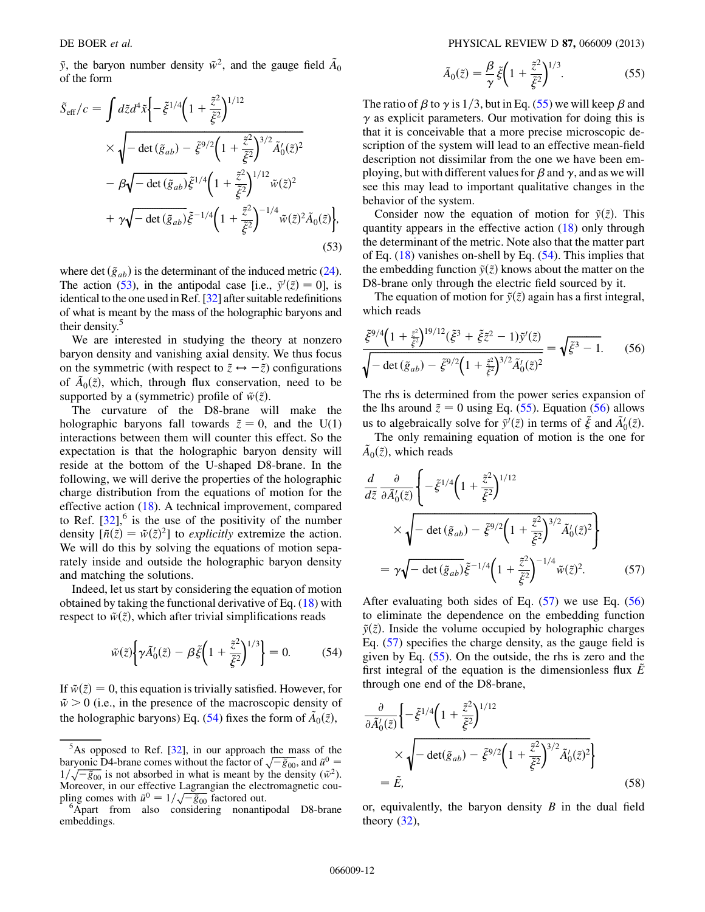$\tilde{y}$, the baryon number density $\tilde{w}^2$, and the gauge field $\tilde{A}_0$ of the form

$$\tilde{S}_{\text{eff}}/c = \int d\tilde{z}d^4\tilde{x}\bigg\{-\tilde{\xi}^{1/4}\bigg(1+\frac{\tilde{z}^2}{\tilde{\xi}^2}\bigg)^{1/12} \times\sqrt{-\det(\tilde{g}_{ab}) - \tilde{\xi}^{9/2}\bigg(1+\frac{\tilde{z}^2}{\tilde{\xi}^2}\bigg)^{3/2}\tilde{A}_0'(\tilde{z})^2} - \beta\sqrt{-\det(\tilde{g}_{ab})}\tilde{\xi}^{1/4}\bigg(1+\frac{\tilde{z}^2}{\tilde{\xi}^2}\bigg)^{1/12}\tilde{w}(\tilde{z})^2 + \gamma\sqrt{-\det(\tilde{g}_{ab})}\tilde{\xi}^{-1/4}\bigg(1+\frac{\tilde{z}^2}{\tilde{\xi}^2}\bigg)^{-1/4}\tilde{w}(\tilde{z})^2\tilde{A}_0(\tilde{z})\bigg\}, \tag{53}$$

where $\det(\tilde{g}_{ab})$ is the determinant of the induced metric (24). The action (53), in the antipodal case [i.e., $\tilde{y}'(\tilde{z}) = 0$], is identical to the one used in Ref. [32] after suitable redefinitions of what is meant by the mass of the holographic baryons and their density.[5]

We are interested in studying the theory at nonzero baryon density and vanishing axial density. We thus focus on the symmetric (with respect to $\tilde{z} \leftrightarrow -\tilde{z}$) configurations of $\tilde{A}_0(\tilde{z})$, which, through flux conservation, need to be supported by a (symmetric) profile of $\tilde{w}(\tilde{z})$.

The curvature of the D8-brane will make the holographic baryons fall towards $\tilde{z} = 0$, and the U(1) interactions between them will counter this effect. So the expectation is that the holographic baryon density will reside at the bottom of the U-shaped D8-brane. In the following, we will derive the properties of the holographic charge distribution from the equations of motion for the effective action (18). A technical improvement, compared to Ref. [32],[6] is the use of the positivity of the number density $[\tilde{n}(\tilde{z}) = \tilde{w}(\tilde{z})^2]$ to *explicitly* extremize the action. We will do this by solving the equations of motion separately inside and outside the holographic baryon density and matching the solutions.

Indeed, let us start by considering the equation of motion obtained by taking the functional derivative of Eq. (18) with respect to $\tilde{w}(\tilde{z})$, which after trivial simplifications reads

$$\tilde{w}(\tilde{z})\bigg\{\gamma\tilde{A}_0'(\tilde{z}) - \beta\tilde{\xi}\bigg(1+\frac{\tilde{z}^2}{\tilde{\xi}^2}\bigg)^{1/3}\bigg\} = 0. \tag{54}$$

If $\tilde{w}(\tilde{z}) = 0$, this equation is trivially satisfied. However, for $\tilde{w} > 0$ (i.e., in the presence of the macroscopic density of the holographic baryons) Eq. (54) fixes the form of $\tilde{A}_0(\tilde{z})$,

$$\tilde{A}_0(\tilde{z}) = \frac{\beta}{\gamma}\tilde{\xi}\bigg(1+\frac{\tilde{z}^2}{\tilde{\xi}^2}\bigg)^{1/3}. \tag{55}$$

The ratio of $\beta$ to $\gamma$ is $1/3$, but in Eq. (55) we will keep $\beta$ and $\gamma$ as explicit parameters. Our motivation for doing this is that it is conceivable that a more precise microscopic description of the system will lead to an effective mean-field description not dissimilar from the one we have been employing, but with different values for $\beta$ and $\gamma$, and as we will see this may lead to important qualitative changes in the behavior of the system.

Consider now the equation of motion for $\tilde{y}(\tilde{z})$. This quantity appears in the effective action (18) only through the determinant of the metric. Note also that the matter part of Eq. (18) vanishes on-shell by Eq. (54). This implies that the embedding function $\tilde{y}(\tilde{z})$ knows about the matter on the D8-brane only through the electric field sourced by it.

The equation of motion for $\tilde{y}(\tilde{z})$ again has a first integral, which reads

$$\frac{\tilde{\xi}^{9/4}\big(1+\frac{\tilde{z}^2}{\tilde{\xi}^2}\big)^{19/12}(\tilde{\xi}^3+\tilde{\xi}\tilde{z}^2-1)\tilde{y}'(\tilde{z})}{\sqrt{-\det(\tilde{g}_{ab}) - \tilde{\xi}^{9/2}\big(1+\frac{\tilde{z}^2}{\tilde{\xi}^2}\big)^{3/2}\tilde{A}_0'(\tilde{z})^2}} = \sqrt{\tilde{\xi}^3 - 1}. \tag{56}$$

The rhs is determined from the power series expansion of the lhs around $\tilde{z} = 0$ using Eq. (55). Equation (56) allows us to algebraically solve for $\tilde{y}'(\tilde{z})$ in terms of $\tilde{\xi}$ and $\tilde{A}_0'(\tilde{z})$.

The only remaining equation of motion is the one for $\tilde{A}_0(\tilde{z})$, which reads

$$\frac{d}{d\tilde{z}}\frac{\partial}{\partial\tilde{A}_0'(\tilde{z})}\bigg\{-\tilde{\xi}^{1/4}\bigg(1+\frac{\tilde{z}^2}{\tilde{\xi}^2}\bigg)^{1/12} \times\sqrt{-\det(\tilde{g}_{ab}) - \tilde{\xi}^{9/2}\bigg(1+\frac{\tilde{z}^2}{\tilde{\xi}^2}\bigg)^{3/2}\tilde{A}_0'(\tilde{z})^2}\bigg\} = \gamma\sqrt{-\det(\tilde{g}_{ab})}\tilde{\xi}^{-1/4}\bigg(1+\frac{\tilde{z}^2}{\tilde{\xi}^2}\bigg)^{-1/4}\tilde{w}(\tilde{z})^2. \tag{57}$$

After evaluating both sides of Eq. (57) we use Eq. (56) to eliminate the dependence on the embedding function $\tilde{y}(\tilde{z})$. Inside the volume occupied by holographic charges Eq. (57) specifies the charge density, as the gauge field is given by Eq. (55). On the outside, the rhs is zero and the first integral of the equation is the dimensionless flux $\tilde{E}$ through one end of the D8-brane,

$$\frac{\partial}{\partial\tilde{A}_0'(\tilde{z})}\bigg\{-\tilde{\xi}^{1/4}\bigg(1+\frac{\tilde{z}^2}{\tilde{\xi}^2}\bigg)^{1/12} \times\sqrt{-\det(\tilde{g}_{ab}) - \tilde{\xi}^{9/2}\bigg(1+\frac{\tilde{z}^2}{\tilde{\xi}^2}\bigg)^{3/2}\tilde{A}_0'(\tilde{z})^2}\bigg\} = \tilde{E}, \tag{58}$$

or, equivalently, the baryon density $B$ in the dual field theory (32),

---

[5] As opposed to Ref. [32], in our approach the mass of the baryonic D4-brane comes without the factor of $\sqrt{-\tilde{g}_{00}}$, and $\tilde{u}^0 = 1/\sqrt{-\tilde{g}_{00}}$ is not absorbed in what is meant by the density ($\tilde{w}^2$). Moreover, in our effective Lagrangian the electromagnetic coupling comes with $\tilde{u}^0 = 1/\sqrt{-\tilde{g}_{00}}$ factored out.

[6] Apart from also considering nonantipodal D8-brane embeddings.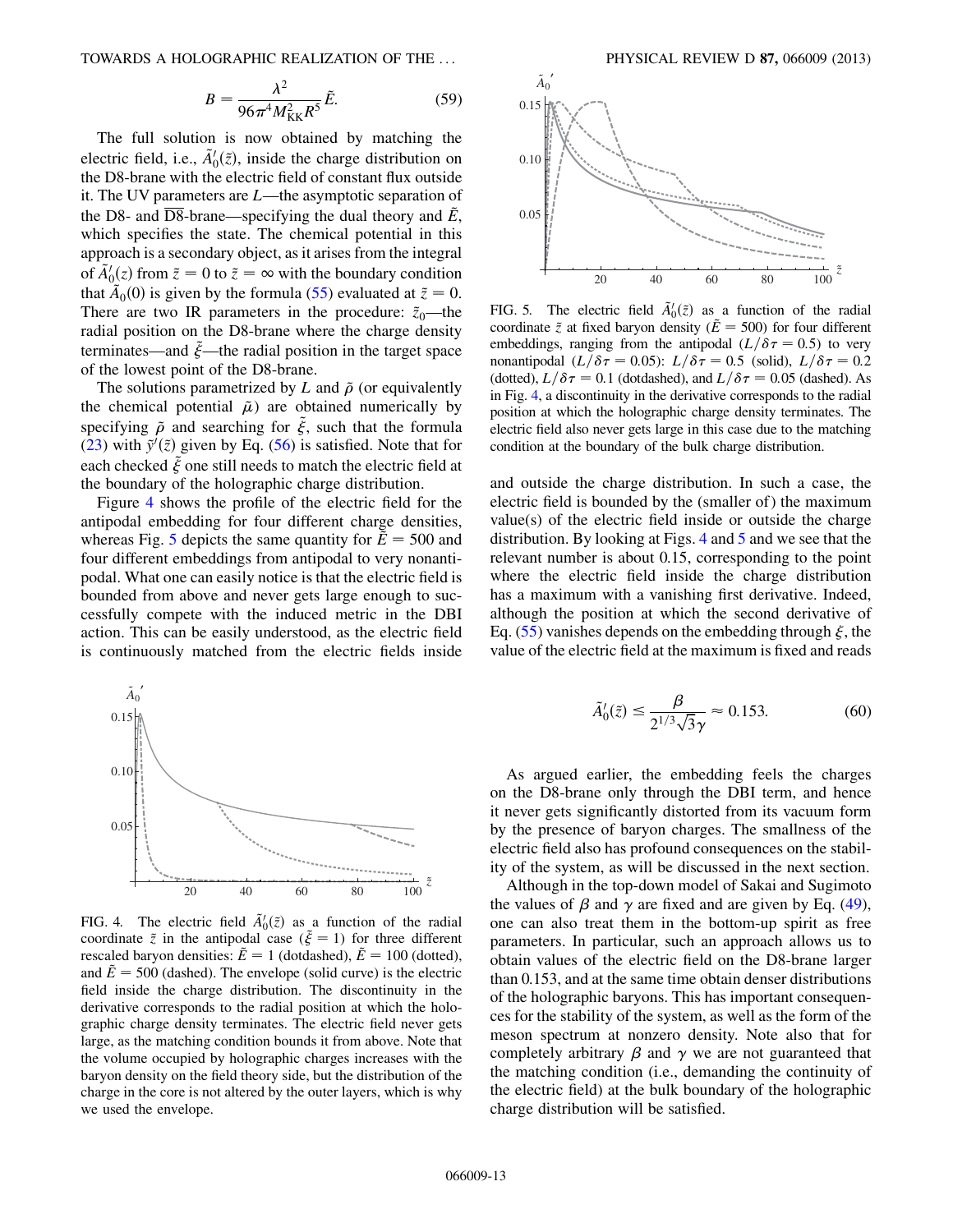$$B = \frac{\lambda^2}{96\pi^4 M_{\mathrm{KK}}^2 R^5}\tilde{E}. \tag{59}$$

The full solution is now obtained by matching the electric field, i.e., $\tilde{A}_0'(\tilde{z})$, inside the charge distribution on the D8-brane with the electric field of constant flux outside it. The UV parameters are $L$—the asymptotic separation of the D8- and $\overline{\mathrm{D8}}$-brane—specifying the dual theory and $\tilde{E}$, which specifies the state. The chemical potential in this approach is a secondary object, as it arises from the integral of $\tilde{A}_0'(z)$ from $\tilde{z} = 0$ to $\tilde{z} = \infty$ with the boundary condition that $\tilde{A}_0(0)$ is given by the formula (55) evaluated at $\tilde{z} = 0$. There are two IR parameters in the procedure: $\tilde{z}_0$—the radial position on the D8-brane where the charge density terminates—and $\tilde{\xi}$—the radial position in the target space of the lowest point of the D8-brane.

The solutions parametrized by $L$ and $\tilde{\rho}$ (or equivalently the chemical potential $\tilde{\mu}$) are obtained numerically by specifying $\tilde{\rho}$ and searching for $\tilde{\xi}$, such that the formula (23) with $\tilde{y}'(\tilde{z})$ given by Eq. (56) is satisfied. Note that for each checked $\tilde{\xi}$ one still needs to match the electric field at the boundary of the holographic charge distribution.

Figure 4 shows the profile of the electric field for the antipodal embedding for four different charge densities, whereas Fig. 5 depicts the same quantity for $\tilde{E} = 500$ and four different embeddings from antipodal to very nonantipodal. What one can easily notice is that the electric field is bounded from above and never gets large enough to successfully compete with the induced metric in the DBI action. This can be easily understood, as the electric field is continuously matched from the electric fields inside and outside the charge distribution. In such a case, the electric field is bounded by the (smaller of) the maximum value(s) of the electric field inside or outside the charge distribution. By looking at Figs. 4 and 5 and we see that the relevant number is about 0.15, corresponding to the point where the electric field inside the charge distribution has a maximum with a vanishing first derivative. Indeed, although the position at which the second derivative of Eq. (55) vanishes depends on the embedding through $\xi$, the value of the electric field at the maximum is fixed and reads

$$\tilde{A}_0'(\tilde{z}) \leq \frac{\beta}{2^{1/3}\sqrt{3}\gamma} \approx 0.153. \tag{60}$$

FIG. 4. The electric field $\tilde{A}_0'(\tilde{z})$ as a function of the radial coordinate $\tilde{z}$ in the antipodal case ($\tilde{\xi} = 1$) for three different rescaled baryon densities: $\tilde{E} = 1$ (dotdashed), $\tilde{E} = 100$ (dotted), and $\tilde{E} = 500$ (dashed). The envelope (solid curve) is the electric field inside the charge distribution. The discontinuity in the derivative corresponds to the radial position at which the holographic charge density terminates. The electric field never gets large, as the matching condition bounds it from above. Note that the volume occupied by holographic charges increases with the baryon density on the field theory side, but the distribution of the charge in the core is not altered by the outer layers, which is why we used the envelope.

FIG. 5. The electric field $\tilde{A}_0'(\tilde{z})$ as a function of the radial coordinate $\tilde{z}$ at fixed baryon density ($\tilde{E} = 500$) for four different embeddings, ranging from the antipodal ($L/\delta\tau = 0.5$) to very nonantipodal ($L/\delta\tau = 0.05$): $L/\delta\tau = 0.5$ (solid), $L/\delta\tau = 0.2$ (dotted), $L/\delta\tau = 0.1$ (dotdashed), and $L/\delta\tau = 0.05$ (dashed). As in Fig. 4, a discontinuity in the derivative corresponds to the radial position at which the holographic charge density terminates. The electric field also never gets large in this case due to the matching condition at the boundary of the bulk charge distribution.

As argued earlier, the embedding feels the charges on the D8-brane only through the DBI term, and hence it never gets significantly distorted from its vacuum form by the presence of baryon charges. The smallness of the electric field also has profound consequences on the stability of the system, as will be discussed in the next section.

Although in the top-down model of Sakai and Sugimoto the values of $\beta$ and $\gamma$ are fixed and are given by Eq. (49), one can also treat them in the bottom-up spirit as free parameters. In particular, such an approach allows us to obtain values of the electric field on the D8-brane larger than 0.153, and at the same time obtain denser distributions of the holographic baryons. This has important consequences for the stability of the system, as well as the form of the meson spectrum at nonzero density. Note also that for completely arbitrary $\beta$ and $\gamma$ we are not guaranteed that the matching condition (i.e., demanding the continuity of the electric field) at the bulk boundary of the holographic charge distribution will be satisfied.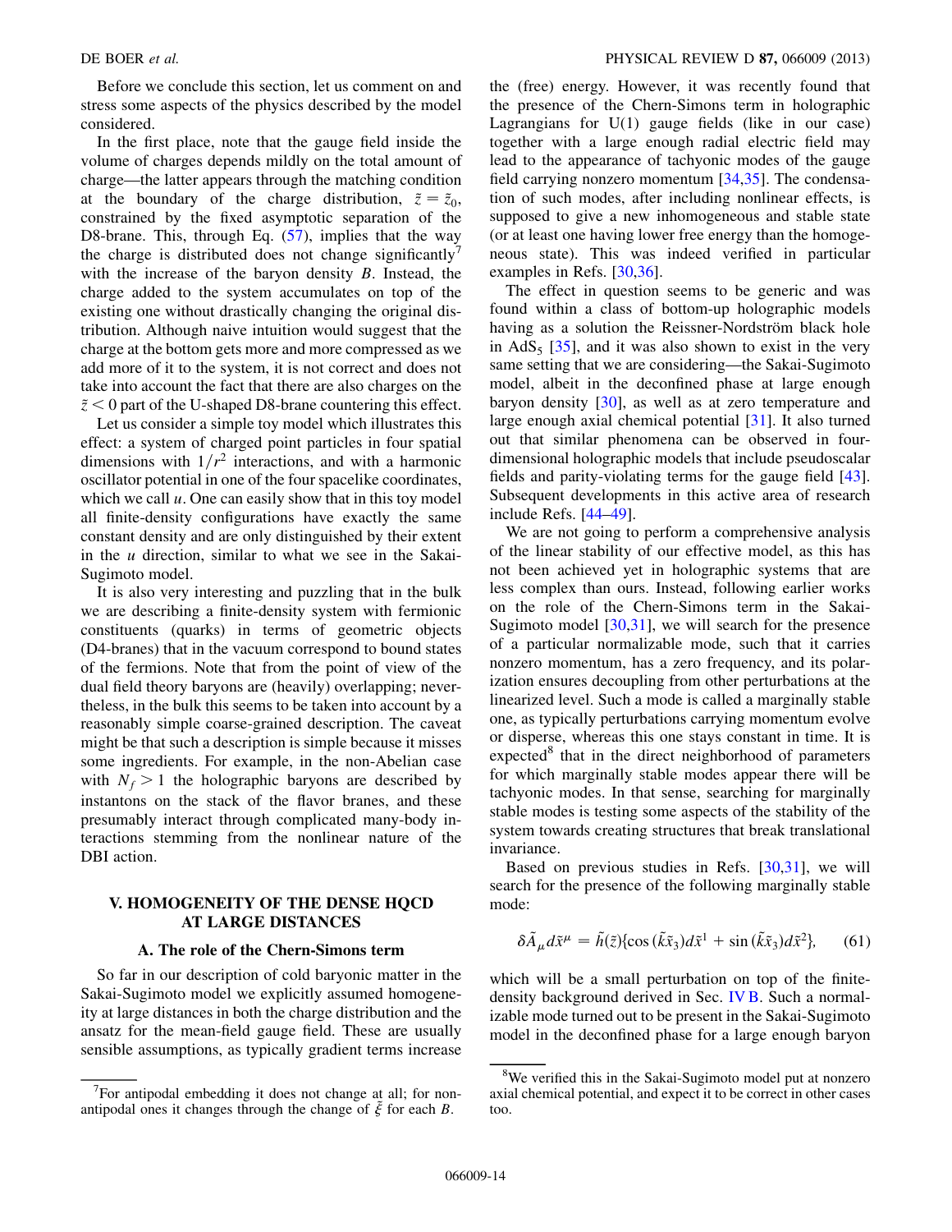Before we conclude this section, let us comment on and stress some aspects of the physics described by the model considered.

In the first place, note that the gauge field inside the volume of charges depends mildly on the total amount of charge—the latter appears through the matching condition at the boundary of the charge distribution, $\tilde{z} = \tilde{z}_0$, constrained by the fixed asymptotic separation of the D8-brane. This, through Eq. (57), implies that the way the charge is distributed does not change significantly[7] with the increase of the baryon density $B$. Instead, the charge added to the system accumulates on top of the existing one without drastically changing the original distribution. Although naive intuition would suggest that the charge at the bottom gets more and more compressed as we add more of it to the system, it is not correct and does not take into account the fact that there are also charges on the $\tilde{z} < 0$ part of the U-shaped D8-brane countering this effect.

Let us consider a simple toy model which illustrates this effect: a system of charged point particles in four spatial dimensions with $1/r^2$ interactions, and with a harmonic oscillator potential in one of the four spacelike coordinates, which we call $u$. One can easily show that in this toy model all finite-density configurations have exactly the same constant density and are only distinguished by their extent in the $u$ direction, similar to what we see in the Sakai-Sugimoto model.

It is also very interesting and puzzling that in the bulk we are describing a finite-density system with fermionic constituents (quarks) in terms of geometric objects (D4-branes) that in the vacuum correspond to bound states of the fermions. Note that from the point of view of the dual field theory baryons are (heavily) overlapping; nevertheless, in the bulk this seems to be taken into account by a reasonably simple coarse-grained description. The caveat might be that such a description is simple because it misses some ingredients. For example, in the non-Abelian case with $N_f > 1$ the holographic baryons are described by instantons on the stack of the flavor branes, and these presumably interact through complicated many-body interactions stemming from the nonlinear nature of the DBI action.

## V. HOMOGENEITY OF THE DENSE HQCD AT LARGE DISTANCES

### A. The role of the Chern-Simons term

So far in our description of cold baryonic matter in the Sakai-Sugimoto model we explicitly assumed homogeneity at large distances in both the charge distribution and the ansatz for the mean-field gauge field. These are usually sensible assumptions, as typically gradient terms increase the (free) energy. However, it was recently found that the presence of the Chern-Simons term in holographic Lagrangians for U(1) gauge fields (like in our case) together with a large enough radial electric field may lead to the appearance of tachyonic modes of the gauge field carrying nonzero momentum [34,35]. The condensation of such modes, after including nonlinear effects, is supposed to give a new inhomogeneous and stable state (or at least one having lower free energy than the homogeneous state). This was indeed verified in particular examples in Refs. [30,36].

The effect in question seems to be generic and was found within a class of bottom-up holographic models having as a solution the Reissner-Nordström black hole in $\mathrm{AdS}_5$ [35], and it was also shown to exist in the very same setting that we are considering—the Sakai-Sugimoto model, albeit in the deconfined phase at large enough baryon density [30], as well as at zero temperature and large enough axial chemical potential [31]. It also turned out that similar phenomena can be observed in four-dimensional holographic models that include pseudoscalar fields and parity-violating terms for the gauge field [43]. Subsequent developments in this active area of research include Refs. [44–49].

We are not going to perform a comprehensive analysis of the linear stability of our effective model, as this has not been achieved yet in holographic systems that are less complex than ours. Instead, following earlier works on the role of the Chern-Simons term in the Sakai-Sugimoto model [30,31], we will search for the presence of a particular normalizable mode, such that it carries nonzero momentum, has a zero frequency, and its polarization ensures decoupling from other perturbations at the linearized level. Such a mode is called a marginally stable one, as typically perturbations carrying momentum evolve or disperse, whereas this one stays constant in time. It is expected[8] that in the direct neighborhood of parameters for which marginally stable modes appear there will be tachyonic modes. In that sense, searching for marginally stable modes is testing some aspects of the stability of the system towards creating structures that break translational invariance.

Based on previous studies in Refs. [30,31], we will search for the presence of the following marginally stable mode:

$$\delta \tilde{A}_\mu d\tilde{x}^\mu = \tilde{h}(\tilde{z})\{\cos(\tilde{k}\tilde{x}_3)d\tilde{x}^1 + \sin(\tilde{k}\tilde{x}_3)d\tilde{x}^2\}, \qquad (61)$$

which will be a small perturbation on top of the finite-density background derived in Sec. IV B. Such a normalizable mode turned out to be present in the Sakai-Sugimoto model in the deconfined phase for a large enough baryon

[7] For antipodal embedding it does not change at all; for non-antipodal ones it changes through the change of $\tilde{\xi}$ for each $B$.

[8] We verified this in the Sakai-Sugimoto model put at nonzero axial chemical potential, and expect it to be correct in other cases too.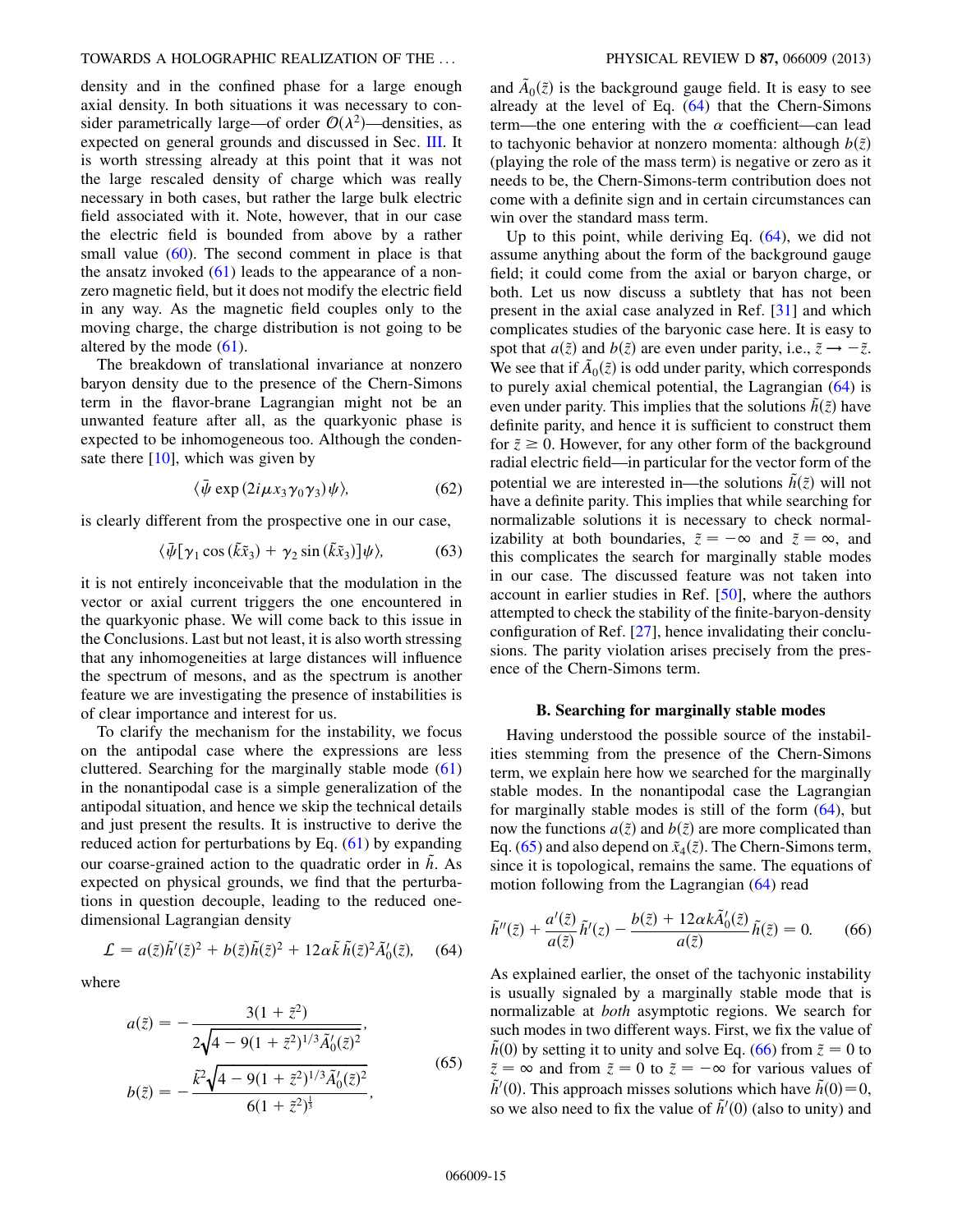density and in the confined phase for a large enough axial density. In both situations it was necessary to consider parametrically large—of order $\mathcal{O}(\lambda^2)$—densities, as expected on general grounds and discussed in Sec. III. It is worth stressing already at this point that it was not the large rescaled density of charge which was really necessary in both cases, but rather the large bulk electric field associated with it. Note, however, that in our case the electric field is bounded from above by a rather small value (60). The second comment in place is that the ansatz invoked (61) leads to the appearance of a nonzero magnetic field, but it does not modify the electric field in any way. As the magnetic field couples only to the moving charge, the charge distribution is not going to be altered by the mode (61).

The breakdown of translational invariance at nonzero baryon density due to the presence of the Chern-Simons term in the flavor-brane Lagrangian might not be an unwanted feature after all, as the quarkyonic phase is expected to be inhomogeneous too. Although the condensate there [10], which was given by

$$\langle \bar{\psi} \exp(2i\mu x_3 \gamma_0 \gamma_3) \psi \rangle, \tag{62}$$

is clearly different from the prospective one in our case,

$$\langle \bar{\psi}[\gamma_1 \cos(\tilde{k}\tilde{x}_3) + \gamma_2 \sin(\tilde{k}\tilde{x}_3)]\psi \rangle, \tag{63}$$

it is not entirely inconceivable that the modulation in the vector or axial current triggers the one encountered in the quarkyonic phase. We will come back to this issue in the Conclusions. Last but not least, it is also worth stressing that any inhomogeneities at large distances will influence the spectrum of mesons, and as the spectrum is another feature we are investigating the presence of instabilities is of clear importance and interest for us.

To clarify the mechanism for the instability, we focus on the antipodal case where the expressions are less cluttered. Searching for the marginally stable mode (61) in the nonantipodal case is a simple generalization of the antipodal situation, and hence we skip the technical details and just present the results. It is instructive to derive the reduced action for perturbations by Eq. (61) by expanding our coarse-grained action to the quadratic order in $\tilde{h}$. As expected on physical grounds, we find that the perturbations in question decouple, leading to the reduced one-dimensional Lagrangian density

$$\mathcal{L} = a(\tilde{z})\tilde{h}'(\tilde{z})^2 + b(\tilde{z})\tilde{h}(\tilde{z})^2 + 12\alpha\tilde{k}\,\tilde{h}(\tilde{z})^2\tilde{A}_0'(\tilde{z}), \tag{64}$$

where

$$a(\tilde{z}) = -\frac{3(1+\tilde{z}^2)}{2\sqrt{4-9(1+\tilde{z}^2)^{1/3}\tilde{A}_0'(\tilde{z})^2}},$$
$$b(\tilde{z}) = -\frac{\tilde{k}^2\sqrt{4-9(1+\tilde{z}^2)^{1/3}\tilde{A}_0'(\tilde{z})^2}}{6(1+\tilde{z}^2)^{\frac{1}{3}}}, \tag{65}$$

and $\tilde{A}_0(\tilde{z})$ is the background gauge field. It is easy to see already at the level of Eq. (64) that the Chern-Simons term—the one entering with the $\alpha$ coefficient—can lead to tachyonic behavior at nonzero momenta: although $b(\tilde{z})$ (playing the role of the mass term) is negative or zero as it needs to be, the Chern-Simons-term contribution does not come with a definite sign and in certain circumstances can win over the standard mass term.

Up to this point, while deriving Eq. (64), we did not assume anything about the form of the background gauge field; it could come from the axial or baryon charge, or both. Let us now discuss a subtlety that has not been present in the axial case analyzed in Ref. [31] and which complicates studies of the baryonic case here. It is easy to spot that $a(\tilde{z})$ and $b(\tilde{z})$ are even under parity, i.e., $\tilde{z} \to -\tilde{z}$. We see that if $\tilde{A}_0(\tilde{z})$ is odd under parity, which corresponds to purely axial chemical potential, the Lagrangian (64) is even under parity. This implies that the solutions $\tilde{h}(\tilde{z})$ have definite parity, and hence it is sufficient to construct them for $\tilde{z} \geq 0$. However, for any other form of the background radial electric field—in particular for the vector form of the potential we are interested in—the solutions $\tilde{h}(\tilde{z})$ will not have a definite parity. This implies that while searching for normalizable solutions it is necessary to check normalizability at both boundaries, $\tilde{z} = -\infty$ and $\tilde{z} = \infty$, and this complicates the search for marginally stable modes in our case. The discussed feature was not taken into account in earlier studies in Ref. [50], where the authors attempted to check the stability of the finite-baryon-density configuration of Ref. [27], hence invalidating their conclusions. The parity violation arises precisely from the presence of the Chern-Simons term.

### B. Searching for marginally stable modes

Having understood the possible source of the instabilities stemming from the presence of the Chern-Simons term, we explain here how we searched for the marginally stable modes. In the nonantipodal case the Lagrangian for marginally stable modes is still of the form (64), but now the functions $a(\tilde{z})$ and $b(\tilde{z})$ are more complicated than Eq. (65) and also depend on $\tilde{x}_4(\tilde{z})$. The Chern-Simons term, since it is topological, remains the same. The equations of motion following from the Lagrangian (64) read

$$\tilde{h}''(\tilde{z}) + \frac{a'(\tilde{z})}{a(\tilde{z})}\tilde{h}'(z) - \frac{b(\tilde{z}) + 12\alpha k\tilde{A}_0'(\tilde{z})}{a(\tilde{z})}\tilde{h}(\tilde{z}) = 0. \tag{66}$$

As explained earlier, the onset of the tachyonic instability is usually signaled by a marginally stable mode that is normalizable at *both* asymptotic regions. We search for such modes in two different ways. First, we fix the value of $\tilde{h}(0)$ by setting it to unity and solve Eq. (66) from $\tilde{z} = 0$ to $\tilde{z} = \infty$ and from $\tilde{z} = 0$ to $\tilde{z} = -\infty$ for various values of $\tilde{h}'(0)$. This approach misses solutions which have $\tilde{h}(0) = 0$, so we also need to fix the value of $\tilde{h}'(0)$ (also to unity) and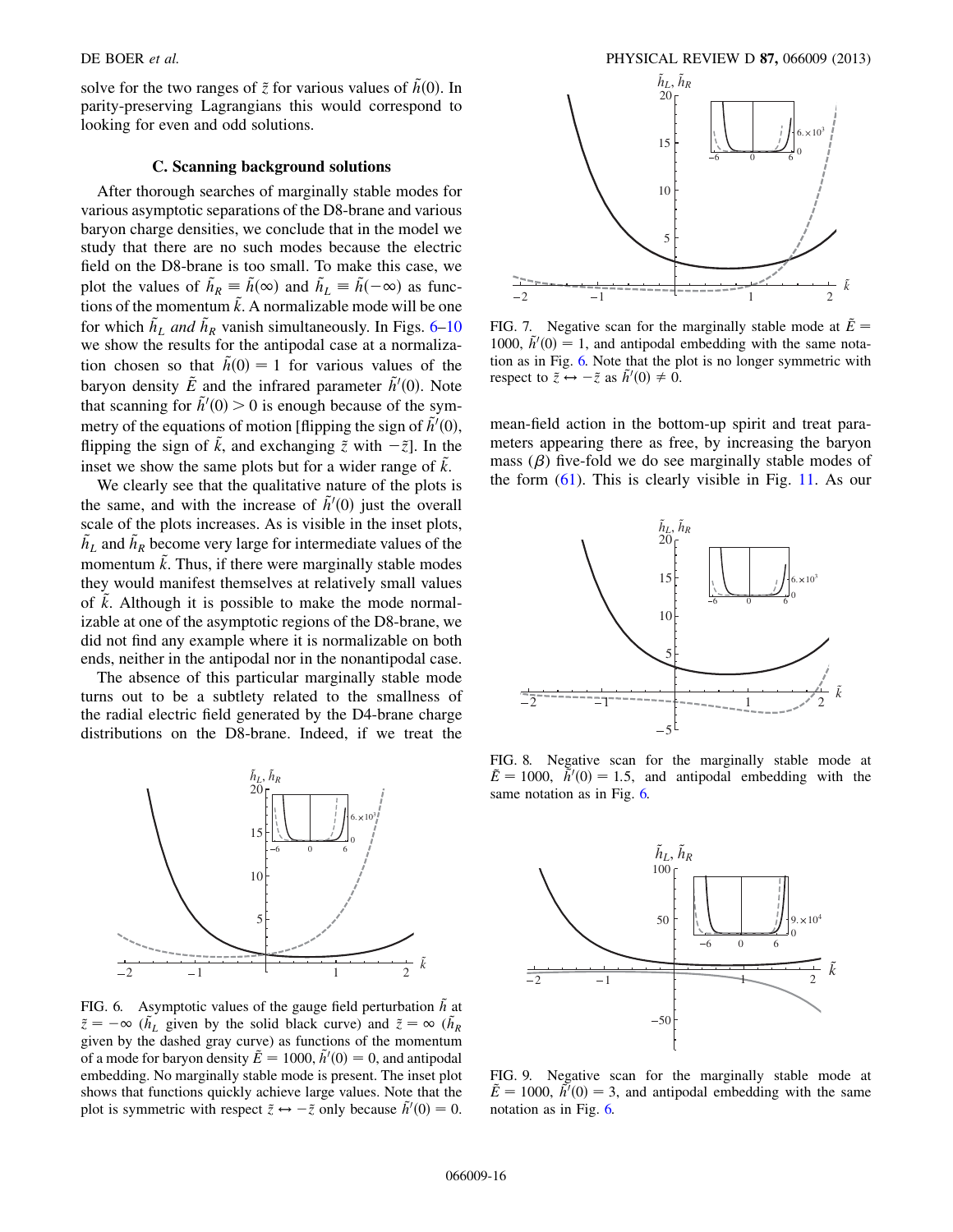solve for the two ranges of $\tilde{z}$ for various values of $\tilde{h}(0)$. In parity-preserving Lagrangians this would correspond to looking for even and odd solutions.

### C. Scanning background solutions

After thorough searches of marginally stable modes for various asymptotic separations of the D8-brane and various baryon charge densities, we conclude that in the model we study that there are no such modes because the electric field on the D8-brane is too small. To make this case, we plot the values of $\tilde{h}_R \equiv \tilde{h}(\infty)$ and $\tilde{h}_L \equiv \tilde{h}(-\infty)$ as functions of the momentum $\tilde{k}$. A normalizable mode will be one for which $\tilde{h}_L$ *and* $\tilde{h}_R$ vanish simultaneously. In Figs. 6–10 we show the results for the antipodal case at a normalization chosen so that $\tilde{h}(0) = 1$ for various values of the baryon density $\tilde{E}$ and the infrared parameter $\tilde{h}'(0)$. Note that scanning for $\tilde{h}'(0) > 0$ is enough because of the symmetry of the equations of motion [flipping the sign of $\tilde{h}'(0)$, flipping the sign of $\tilde{k}$, and exchanging $\tilde{z}$ with $-\tilde{z}$]. In the inset we show the same plots but for a wider range of $\tilde{k}$.

We clearly see that the qualitative nature of the plots is the same, and with the increase of $\tilde{h}'(0)$ just the overall scale of the plots increases. As is visible in the inset plots, $\tilde{h}_L$ and $\tilde{h}_R$ become very large for intermediate values of the momentum $\tilde{k}$. Thus, if there were marginally stable modes they would manifest themselves at relatively small values of $\tilde{k}$. Although it is possible to make the mode normalizable at one of the asymptotic regions of the D8-brane, we did not find any example where it is normalizable on both ends, neither in the antipodal nor in the nonantipodal case.

The absence of this particular marginally stable mode turns out to be a subtlety related to the smallness of the radial electric field generated by the D4-brane charge distributions on the D8-brane. Indeed, if we treat the mean-field action in the bottom-up spirit and treat parameters appearing there as free, by increasing the baryon mass ($\beta$) five-fold we do see marginally stable modes of the form (61). This is clearly visible in Fig. 11. As our

FIG. 6. Asymptotic values of the gauge field perturbation $\tilde{h}$ at $\tilde{z} = -\infty$ ($\tilde{h}_L$ given by the solid black curve) and $\tilde{z} = \infty$ ($\tilde{h}_R$ given by the dashed gray curve) as functions of the momentum of a mode for baryon density $\tilde{E} = 1000$, $\tilde{h}'(0) = 0$, and antipodal embedding. No marginally stable mode is present. The inset plot shows that functions quickly achieve large values. Note that the plot is symmetric with respect $\tilde{z} \leftrightarrow -\tilde{z}$ only because $\tilde{h}'(0) = 0$.

FIG. 7. Negative scan for the marginally stable mode at $\tilde{E} = 1000$, $\tilde{h}'(0) = 1$, and antipodal embedding with the same notation as in Fig. 6. Note that the plot is no longer symmetric with respect to $\tilde{z} \leftrightarrow -\tilde{z}$ as $\tilde{h}'(0) \neq 0$.

FIG. 8. Negative scan for the marginally stable mode at $\tilde{E} = 1000$, $\tilde{h}'(0) = 1.5$, and antipodal embedding with the same notation as in Fig. 6.

FIG. 9. Negative scan for the marginally stable mode at $\tilde{E} = 1000$, $\tilde{h}'(0) = 3$, and antipodal embedding with the same notation as in Fig. 6.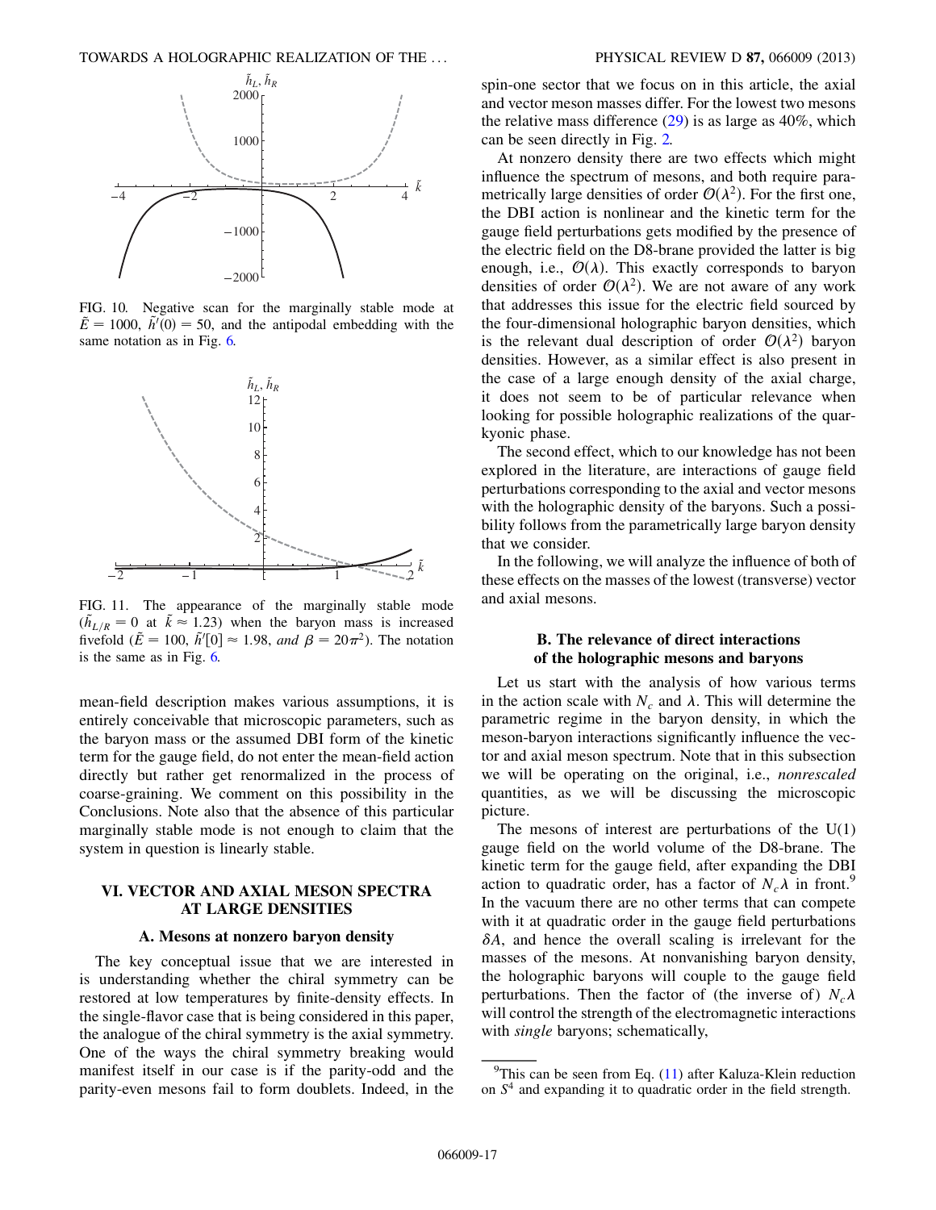FIG. 10. Negative scan for the marginally stable mode at $\tilde{E} = 1000$, $\tilde{h}'(0) = 50$, and the antipodal embedding with the same notation as in Fig. 6.

FIG. 11. The appearance of the marginally stable mode ($\tilde{h}_{L/R} = 0$ at $\tilde{k} \approx 1.23$) when the baryon mass is increased fivefold ($\tilde{E} = 100$, $\tilde{h}'[0] \approx 1.98$, *and* $\beta = 20\pi^2$). The notation is the same as in Fig. 6.

mean-field description makes various assumptions, it is entirely conceivable that microscopic parameters, such as the baryon mass or the assumed DBI form of the kinetic term for the gauge field, do not enter the mean-field action directly but rather get renormalized in the process of coarse-graining. We comment on this possibility in the Conclusions. Note also that the absence of this particular marginally stable mode is not enough to claim that the system in question is linearly stable.

## VI. VECTOR AND AXIAL MESON SPECTRA AT LARGE DENSITIES

### A. Mesons at nonzero baryon density

The key conceptual issue that we are interested in is understanding whether the chiral symmetry can be restored at low temperatures by finite-density effects. In the single-flavor case that is being considered in this paper, the analogue of the chiral symmetry is the axial symmetry. One of the ways the chiral symmetry breaking would manifest itself in our case is if the parity-odd and the parity-even mesons fail to form doublets. Indeed, in the spin-one sector that we focus on in this article, the axial and vector meson masses differ. For the lowest two mesons the relative mass difference (29) is as large as 40%, which can be seen directly in Fig. 2.

At nonzero density there are two effects which might influence the spectrum of mesons, and both require parametrically large densities of order $\mathcal{O}(\lambda^2)$. For the first one, the DBI action is nonlinear and the kinetic term for the gauge field perturbations gets modified by the presence of the electric field on the D8-brane provided the latter is big enough, i.e., $\mathcal{O}(\lambda)$. This exactly corresponds to baryon densities of order $\mathcal{O}(\lambda^2)$. We are not aware of any work that addresses this issue for the electric field sourced by the four-dimensional holographic baryon densities, which is the relevant dual description of order $\mathcal{O}(\lambda^2)$ baryon densities. However, as a similar effect is also present in the case of a large enough density of the axial charge, it does not seem to be of particular relevance when looking for possible holographic realizations of the quarkyonic phase.

The second effect, which to our knowledge has not been explored in the literature, are interactions of gauge field perturbations corresponding to the axial and vector mesons with the holographic density of the baryons. Such a possibility follows from the parametrically large baryon density that we consider.

In the following, we will analyze the influence of both of these effects on the masses of the lowest (transverse) vector and axial mesons.

### B. The relevance of direct interactions of the holographic mesons and baryons

Let us start with the analysis of how various terms in the action scale with $N_c$ and $\lambda$. This will determine the parametric regime in the baryon density, in which the meson-baryon interactions significantly influence the vector and axial meson spectrum. Note that in this subsection we will be operating on the original, i.e., *nonrescaled* quantities, as we will be discussing the microscopic picture.

The mesons of interest are perturbations of the U(1) gauge field on the world volume of the D8-brane. The kinetic term for the gauge field, after expanding the DBI action to quadratic order, has a factor of $N_c\lambda$ in front.[9] In the vacuum there are no other terms that can compete with it at quadratic order in the gauge field perturbations $\delta A$, and hence the overall scaling is irrelevant for the masses of the mesons. At nonvanishing baryon density, the holographic baryons will couple to the gauge field perturbations. Then the factor of (the inverse of) $N_c\lambda$ will control the strength of the electromagnetic interactions with *single* baryons; schematically,

[9] This can be seen from Eq. (11) after Kaluza-Klein reduction on $S^4$ and expanding it to quadratic order in the field strength.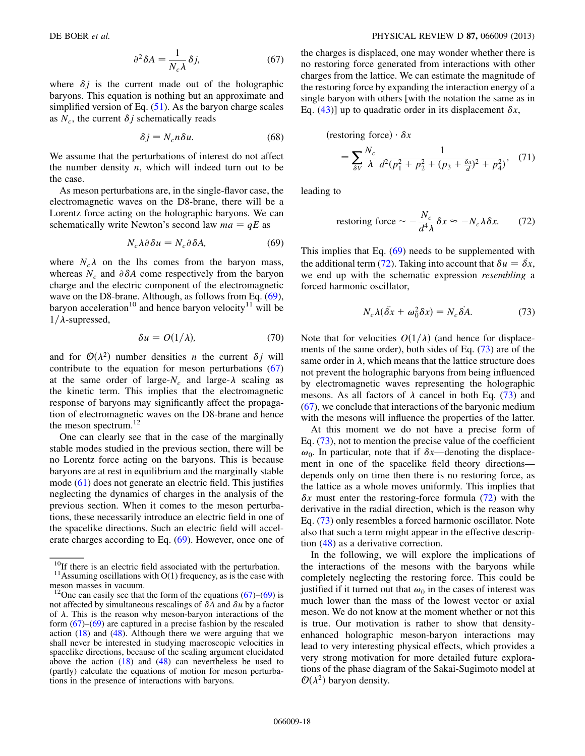$$\partial^2 \delta A = \frac{1}{N_c \lambda} \delta j, \tag{67}$$

where $\delta j$ is the current made out of the holographic baryons. This equation is nothing but an approximate and simplified version of Eq. (51). As the baryon charge scales as $N_c$, the current $\delta j$ schematically reads

$$\delta j = N_c n \delta u. \tag{68}$$

We assume that the perturbations of interest do not affect the number density $n$, which will indeed turn out to be the case.

As meson perturbations are, in the single-flavor case, the electromagnetic waves on the D8-brane, there will be a Lorentz force acting on the holographic baryons. We can schematically write Newton's second law $ma = qE$ as

$$N_c \lambda \partial \delta u = N_c \partial \delta A, \tag{69}$$

where $N_c \lambda$ on the lhs comes from the baryon mass, whereas $N_c$ and $\partial \delta A$ come respectively from the baryon charge and the electric component of the electromagnetic wave on the D8-brane. Although, as follows from Eq. (69), baryon acceleration[10] and hence baryon velocity[11] will be $1/\lambda$-supressed,

$$\delta u = O(1/\lambda), \tag{70}$$

and for $\mathcal{O}(\lambda^2)$ number densities $n$ the current $\delta j$ will contribute to the equation for meson perturbations (67) at the same order of large-$N_c$ and large-$\lambda$ scaling as the kinetic term. This implies that the electromagnetic response of baryons may significantly affect the propagation of electromagnetic waves on the D8-brane and hence the meson spectrum.[12]

One can clearly see that in the case of the marginally stable modes studied in the previous section, there will be no Lorentz force acting on the baryons. This is because baryons are at rest in equilibrium and the marginally stable mode (61) does not generate an electric field. This justifies neglecting the dynamics of charges in the analysis of the previous section. When it comes to the meson perturbations, these necessarily introduce an electric field in one of the spacelike directions. Such an electric field will accelerate charges according to Eq. (69). However, once one of the charges is displaced, one may wonder whether there is no restoring force generated from interactions with other charges from the lattice. We can estimate the magnitude of the restoring force by expanding the interaction energy of a single baryon with others [with the notation the same as in Eq. (43)] up to quadratic order in its displacement $\delta x$,

$$(\text{restoring force}) \cdot \delta x = \sum_{\delta V} \frac{N_c}{\lambda} \frac{1}{d^2(p_1^2 + p_2^2 + (p_3 + \frac{\delta x}{d})^2 + p_4^2)}, \tag{71}$$

leading to

$$\text{restoring force} \sim -\frac{N_c}{d^4 \lambda} \delta x \approx -N_c \lambda \delta x. \tag{72}$$

This implies that Eq. (69) needs to be supplemented with the additional term (72). Taking into account that $\delta u = \dot{\delta x}$, we end up with the schematic expression *resembling* a forced harmonic oscillator,

$$N_c \lambda (\ddot{\delta x} + \omega_0^2 \delta x) = N_c \dot{\delta A}. \tag{73}$$

Note that for velocities $O(1/\lambda)$ (and hence for displacements of the same order), both sides of Eq. (73) are of the same order in $\lambda$, which means that the lattice structure does not prevent the holographic baryons from being influenced by electromagnetic waves representing the holographic mesons. As all factors of $\lambda$ cancel in both Eq. (73) and (67), we conclude that interactions of the baryonic medium with the mesons will influence the properties of the latter.

At this moment we do not have a precise form of Eq. (73), not to mention the precise value of the coefficient $\omega_0$. In particular, note that if $\delta x$—denoting the displacement in one of the spacelike field theory directions—depends only on time then there is no restoring force, as the lattice as a whole moves uniformly. This implies that $\delta x$ must enter the restoring-force formula (72) with the derivative in the radial direction, which is the reason why Eq. (73) only resembles a forced harmonic oscillator. Note also that such a term might appear in the effective description (48) as a derivative correction.

In the following, we will explore the implications of the interactions of the mesons with the baryons while completely neglecting the restoring force. This could be justified if it turned out that $\omega_0$ in the cases of interest was much lower than the mass of the lowest vector or axial meson. We do not know at the moment whether or not this is true. Our motivation is rather to show that density-enhanced holographic meson-baryon interactions may lead to very interesting physical effects, which provides a very strong motivation for more detailed future explorations of the phase diagram of the Sakai-Sugimoto model at $\mathcal{O}(\lambda^2)$ baryon density.

---

[10] If there is an electric field associated with the perturbation.

[11] Assuming oscillations with O(1) frequency, as is the case with meson masses in vacuum.

[12] One can easily see that the form of the equations (67)–(69) is not affected by simultaneous rescalings of $\delta A$ and $\delta u$ by a factor of $\lambda$. This is the reason why meson-baryon interactions of the form (67)–(69) are captured in a precise fashion by the rescaled action (18) and (48). Although there we were arguing that we shall never be interested in studying macroscopic velocities in spacelike directions, because of the scaling argument elucidated above the action (18) and (48) can nevertheless be used to (partly) calculate the equations of motion for meson perturbations in the presence of interactions with baryons.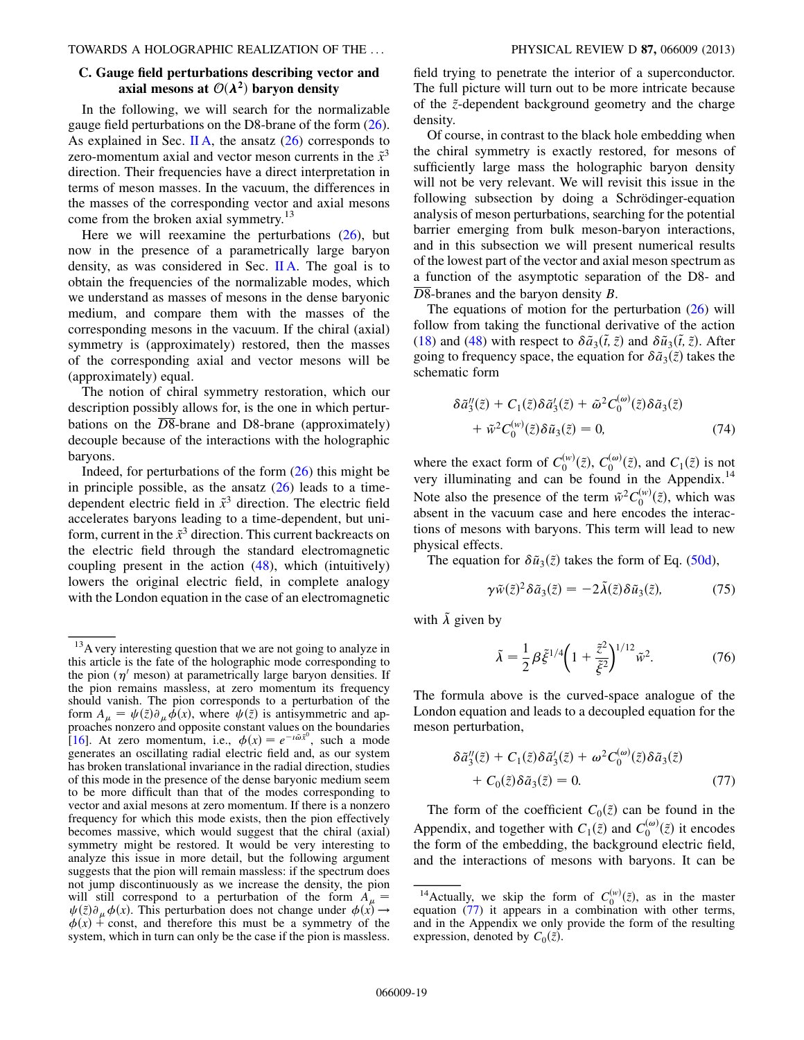### C. Gauge field perturbations describing vector and axial mesons at $\mathcal{O}(\lambda^2)$ baryon density

In the following, we will search for the normalizable gauge field perturbations on the D8-brane of the form (26). As explained in Sec. II A, the ansatz (26) corresponds to zero-momentum axial and vector meson currents in the $\tilde{x}^3$ direction. Their frequencies have a direct interpretation in terms of meson masses. In the vacuum, the differences in the masses of the corresponding vector and axial mesons come from the broken axial symmetry.[13]

Here we will reexamine the perturbations (26), but now in the presence of a parametrically large baryon density, as was considered in Sec. II A. The goal is to obtain the frequencies of the normalizable modes, which we understand as masses of mesons in the dense baryonic medium, and compare them with the masses of the corresponding mesons in the vacuum. If the chiral (axial) symmetry is (approximately) restored, then the masses of the corresponding axial and vector mesons will be (approximately) equal.

The notion of chiral symmetry restoration, which our description possibly allows for, is the one in which perturbations on the $\overline{D8}$-brane and D8-brane (approximately) decouple because of the interactions with the holographic baryons.

Indeed, for perturbations of the form (26) this might be in principle possible, as the ansatz (26) leads to a time-dependent electric field in $\tilde{x}^3$ direction. The electric field accelerates baryons leading to a time-dependent, but uniform, current in the $\tilde{x}^3$ direction. This current backreacts on the electric field through the standard electromagnetic coupling present in the action (48), which (intuitively) lowers the original electric field, in complete analogy with the London equation in the case of an electromagnetic field trying to penetrate the interior of a superconductor. The full picture will turn out to be more intricate because of the $\tilde{z}$-dependent background geometry and the charge density.

Of course, in contrast to the black hole embedding when the chiral symmetry is exactly restored, for mesons of sufficiently large mass the holographic baryon density will not be very relevant. We will revisit this issue in the following subsection by doing a Schrödinger-equation analysis of meson perturbations, searching for the potential barrier emerging from bulk meson-baryon interactions, and in this subsection we will present numerical results of the lowest part of the vector and axial meson spectrum as a function of the asymptotic separation of the D8- and $\overline{D8}$-branes and the baryon density $B$.

The equations of motion for the perturbation (26) will follow from taking the functional derivative of the action (18) and (48) with respect to $\delta\tilde{a}_3(\tilde{t},\tilde{z})$ and $\delta\tilde{u}_3(\tilde{t},\tilde{z})$. After going to frequency space, the equation for $\delta\tilde{a}_3(\tilde{z})$ takes the schematic form

$$
\delta\tilde{a}_3''(\tilde{z}) + C_1(\tilde{z})\delta\tilde{a}_3'(\tilde{z}) + \tilde{\omega}^2 C_0^{(\omega)}(\tilde{z})\delta\tilde{a}_3(\tilde{z}) + \tilde{w}^2 C_0^{(w)}(\tilde{z})\delta\tilde{u}_3(\tilde{z}) = 0, \tag{74}
$$

where the exact form of $C_0^{(w)}(\tilde{z})$, $C_0^{(\omega)}(\tilde{z})$, and $C_1(\tilde{z})$ is not very illuminating and can be found in the Appendix.[14] Note also the presence of the term $\tilde{w}^2 C_0^{(w)}(\tilde{z})$, which was absent in the vacuum case and here encodes the interactions of mesons with baryons. This term will lead to new physical effects.

The equation for $\delta\tilde{u}_3(\tilde{z})$ takes the form of Eq. (50d),

$$
\gamma\tilde{w}(\tilde{z})^2\delta\tilde{a}_3(\tilde{z}) = -2\tilde{\lambda}(\tilde{z})\delta\tilde{u}_3(\tilde{z}), \tag{75}
$$

with $\tilde{\lambda}$ given by

$$
\tilde{\lambda} = \frac{1}{2}\beta\tilde{\xi}^{1/4}\left(1 + \frac{\tilde{z}^2}{\tilde{\xi}^2}\right)^{1/12}\tilde{w}^2. \tag{76}
$$

The formula above is the curved-space analogue of the London equation and leads to a decoupled equation for the meson perturbation,

$$
\delta\tilde{a}_3''(\tilde{z}) + C_1(\tilde{z})\delta\tilde{a}_3'(\tilde{z}) + \omega^2 C_0^{(\omega)}(\tilde{z})\delta\tilde{a}_3(\tilde{z}) + C_0(\tilde{z})\delta\tilde{a}_3(\tilde{z}) = 0. \tag{77}
$$

The form of the coefficient $C_0(\tilde{z})$ can be found in the Appendix, and together with $C_1(\tilde{z})$ and $C_0^{(\omega)}(\tilde{z})$ it encodes the form of the embedding, the background electric field, and the interactions of mesons with baryons. It can be

---

[13] A very interesting question that we are not going to analyze in this article is the fate of the holographic mode corresponding to the pion ($\eta'$ meson) at parametrically large baryon densities. If the pion remains massless, at zero momentum its frequency should vanish. The pion corresponds to a perturbation of the form $A_\mu = \psi(\tilde{z})\partial_\mu\phi(x)$, where $\psi(\tilde{z})$ is antisymmetric and approaches nonzero and opposite constant values on the boundaries [16]. At zero momentum, i.e., $\phi(x) = e^{-\imath\tilde{\omega}\tilde{x}^0}$, such a mode generates an oscillating radial electric field and, as our system has broken translational invariance in the radial direction, studies of this mode in the presence of the dense baryonic medium seem to be more difficult than that of the modes corresponding to vector and axial mesons at zero momentum. If there is a nonzero frequency for which this mode exists, then the pion effectively becomes massive, which would suggest that the chiral (axial) symmetry might be restored. It would be very interesting to analyze this issue in more detail, but the following argument suggests that the pion will remain massless: if the spectrum does not jump discontinuously as we increase the density, the pion will still correspond to a perturbation of the form $A_\mu = \psi(\tilde{z})\partial_\mu\phi(x)$. This perturbation does not change under $\phi(x) \to \phi(x) + \text{const}$, and therefore this must be a symmetry of the system, which in turn can only be the case if the pion is massless.

[14] Actually, we skip the form of $C_0^{(w)}(\tilde{z})$, as in the master equation (77) it appears in a combination with other terms, and in the Appendix we only provide the form of the resulting expression, denoted by $C_0(\tilde{z})$.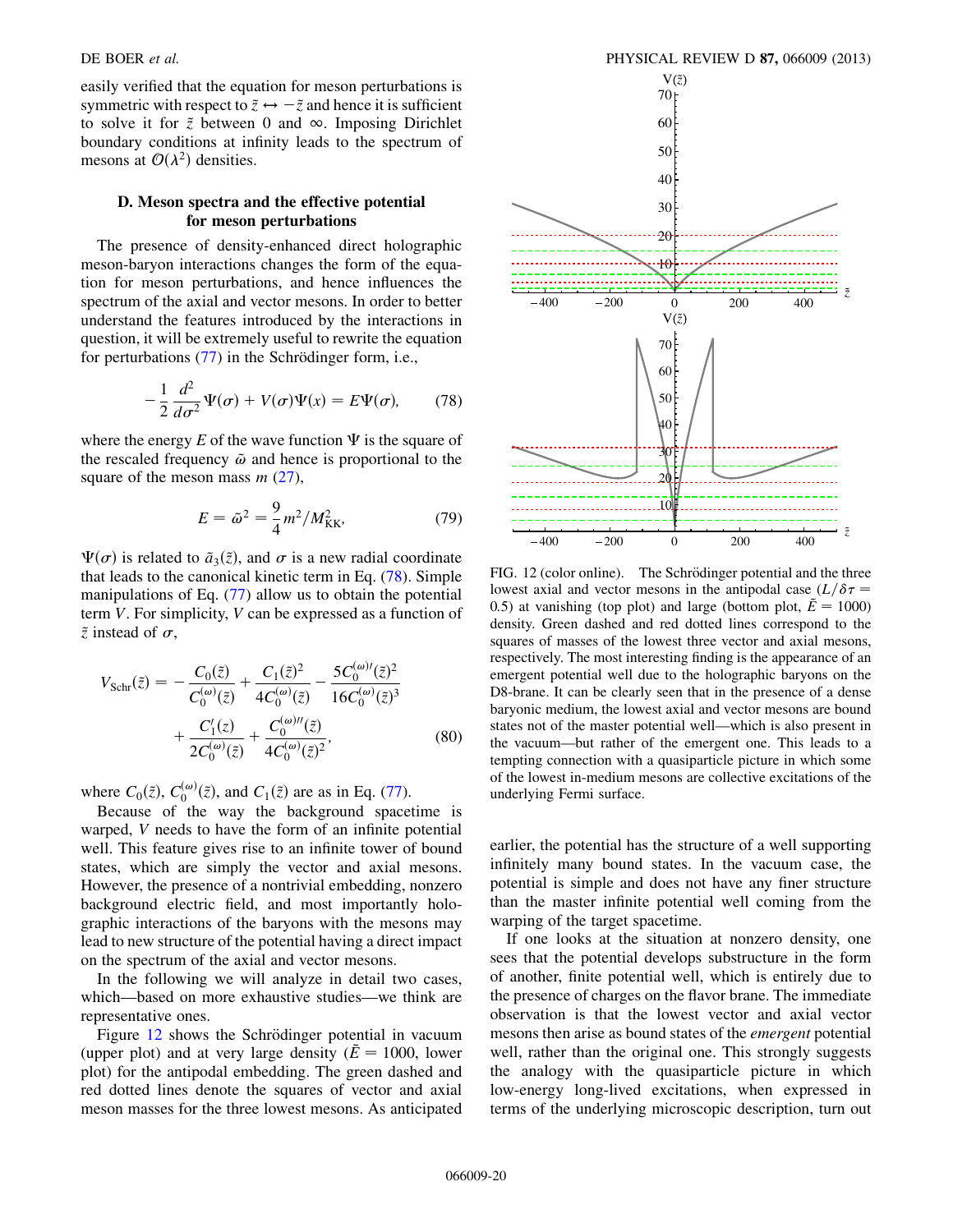easily verified that the equation for meson perturbations is symmetric with respect to $\tilde{z} \leftrightarrow -\tilde{z}$ and hence it is sufficient to solve it for $\tilde{z}$ between 0 and $\infty$. Imposing Dirichlet boundary conditions at infinity leads to the spectrum of mesons at $\mathcal{O}(\lambda^2)$ densities.

### D. Meson spectra and the effective potential for meson perturbations

The presence of density-enhanced direct holographic meson-baryon interactions changes the form of the equation for meson perturbations, and hence influences the spectrum of the axial and vector mesons. In order to better understand the features introduced by the interactions in question, it will be extremely useful to rewrite the equation for perturbations (77) in the Schrödinger form, i.e.,

$$-\frac{1}{2}\frac{d^2}{d\sigma^2}\Psi(\sigma) + V(\sigma)\Psi(x) = E\Psi(\sigma), \tag{78}$$

where the energy $E$ of the wave function $\Psi$ is the square of the rescaled frequency $\tilde{\omega}$ and hence is proportional to the square of the meson mass $m$ (27),

$$E = \tilde{\omega}^2 = \frac{9}{4}m^2/M_{\mathrm{KK}}^2, \tag{79}$$

$\Psi(\sigma)$ is related to $\tilde{a}_3(\tilde{z})$, and $\sigma$ is a new radial coordinate that leads to the canonical kinetic term in Eq. (78). Simple manipulations of Eq. (77) allow us to obtain the potential term $V$. For simplicity, $V$ can be expressed as a function of $\tilde{z}$ instead of $\sigma$,

$$V_{\mathrm{Schr}}(\tilde{z}) = -\frac{C_0(\tilde{z})}{C_0^{(\omega)}(\tilde{z})} + \frac{C_1(\tilde{z})^2}{4C_0^{(\omega)}(\tilde{z})} - \frac{5C_0^{(\omega)\prime}(\tilde{z})^2}{16C_0^{(\omega)}(\tilde{z})^3} + \frac{C_1'(z)}{2C_0^{(\omega)}(\tilde{z})} + \frac{C_0^{(\omega)\prime\prime}(\tilde{z})}{4C_0^{(\omega)}(\tilde{z})^2}, \tag{80}$$

where $C_0(\tilde{z})$, $C_0^{(\omega)}(\tilde{z})$, and $C_1(\tilde{z})$ are as in Eq. (77).

Because of the way the background spacetime is warped, $V$ needs to have the form of an infinite potential well. This feature gives rise to an infinite tower of bound states, which are simply the vector and axial mesons. However, the presence of a nontrivial embedding, nonzero background electric field, and most importantly holographic interactions of the baryons with the mesons may lead to new structure of the potential having a direct impact on the spectrum of the axial and vector mesons.

In the following we will analyze in detail two cases, which—based on more exhaustive studies—we think are representative ones.

Figure 12 shows the Schrödinger potential in vacuum (upper plot) and at very large density ($\tilde{E} = 1000$, lower plot) for the antipodal embedding. The green dashed and red dotted lines denote the squares of vector and axial meson masses for the three lowest mesons. As anticipated earlier, the potential has the structure of a well supporting infinitely many bound states. In the vacuum case, the potential is simple and does not have any finer structure than the master infinite potential well coming from the warping of the target spacetime.

FIG. 12 (color online). The Schrödinger potential and the three lowest axial and vector mesons in the antipodal case ($L/\delta\tau = 0.5$) at vanishing (top plot) and large (bottom plot, $\tilde{E} = 1000$) density. Green dashed and red dotted lines correspond to the squares of masses of the lowest three vector and axial mesons, respectively. The most interesting finding is the appearance of an emergent potential well due to the holographic baryons on the D8-brane. It can be clearly seen that in the presence of a dense baryonic medium, the lowest axial and vector mesons are bound states not of the master potential well—which is also present in the vacuum—but rather of the emergent one. This leads to a tempting connection with a quasiparticle picture in which some of the lowest in-medium mesons are collective excitations of the underlying Fermi surface.

If one looks at the situation at nonzero density, one sees that the potential develops substructure in the form of another, finite potential well, which is entirely due to the presence of charges on the flavor brane. The immediate observation is that the lowest vector and axial vector mesons then arise as bound states of the *emergent* potential well, rather than the original one. This strongly suggests the analogy with the quasiparticle picture in which low-energy long-lived excitations, when expressed in terms of the underlying microscopic description, turn out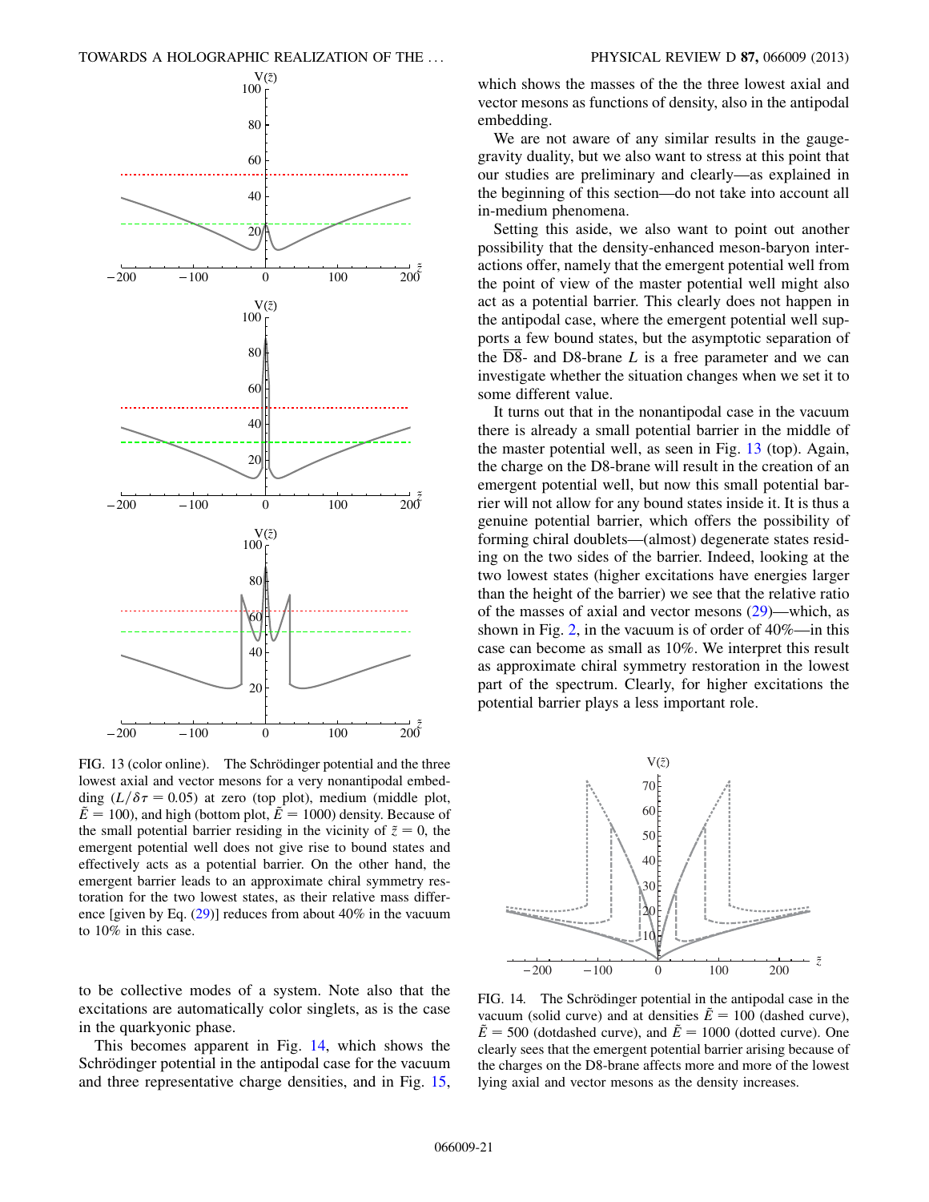FIG. 13 (color online). The Schrödinger potential and the three lowest axial and vector mesons for a very nonantipodal embedding ($L/\delta\tau = 0.05$) at zero (top plot), medium (middle plot, $\tilde{E} = 100$), and high (bottom plot, $\tilde{E} = 1000$) density. Because of the small potential barrier residing in the vicinity of $\tilde{z} = 0$, the emergent potential well does not give rise to bound states and effectively acts as a potential barrier. On the other hand, the emergent barrier leads to an approximate chiral symmetry restoration for the two lowest states, as their relative mass difference [given by Eq. (29)] reduces from about 40% in the vacuum to 10% in this case.

to be collective modes of a system. Note also that the excitations are automatically color singlets, as is the case in the quarkyonic phase.

This becomes apparent in Fig. 14, which shows the Schrödinger potential in the antipodal case for the vacuum and three representative charge densities, and in Fig. 15, which shows the masses of the the three lowest axial and vector mesons as functions of density, also in the antipodal embedding.

We are not aware of any similar results in the gauge-gravity duality, but we also want to stress at this point that our studies are preliminary and clearly—as explained in the beginning of this section—do not take into account all in-medium phenomena.

Setting this aside, we also want to point out another possibility that the density-enhanced meson-baryon interactions offer, namely that the emergent potential well from the point of view of the master potential well might also act as a potential barrier. This clearly does not happen in the antipodal case, where the emergent potential well supports a few bound states, but the asymptotic separation of the $\overline{\text{D8}}$- and D8-brane $L$ is a free parameter and we can investigate whether the situation changes when we set it to some different value.

It turns out that in the nonantipodal case in the vacuum there is already a small potential barrier in the middle of the master potential well, as seen in Fig. 13 (top). Again, the charge on the D8-brane will result in the creation of an emergent potential well, but now this small potential barrier will not allow for any bound states inside it. It is thus a genuine potential barrier, which offers the possibility of forming chiral doublets—(almost) degenerate states residing on the two sides of the barrier. Indeed, looking at the two lowest states (higher excitations have energies larger than the height of the barrier) we see that the relative ratio of the masses of axial and vector mesons (29)—which, as shown in Fig. 2, in the vacuum is of order of 40%—in this case can become as small as 10%. We interpret this result as approximate chiral symmetry restoration in the lowest part of the spectrum. Clearly, for higher excitations the potential barrier plays a less important role.

FIG. 14. The Schrödinger potential in the antipodal case in the vacuum (solid curve) and at densities $\tilde{E} = 100$ (dashed curve), $\tilde{E} = 500$ (dotdashed curve), and $\tilde{E} = 1000$ (dotted curve). One clearly sees that the emergent potential barrier arising because of the charges on the D8-brane affects more and more of the lowest lying axial and vector mesons as the density increases.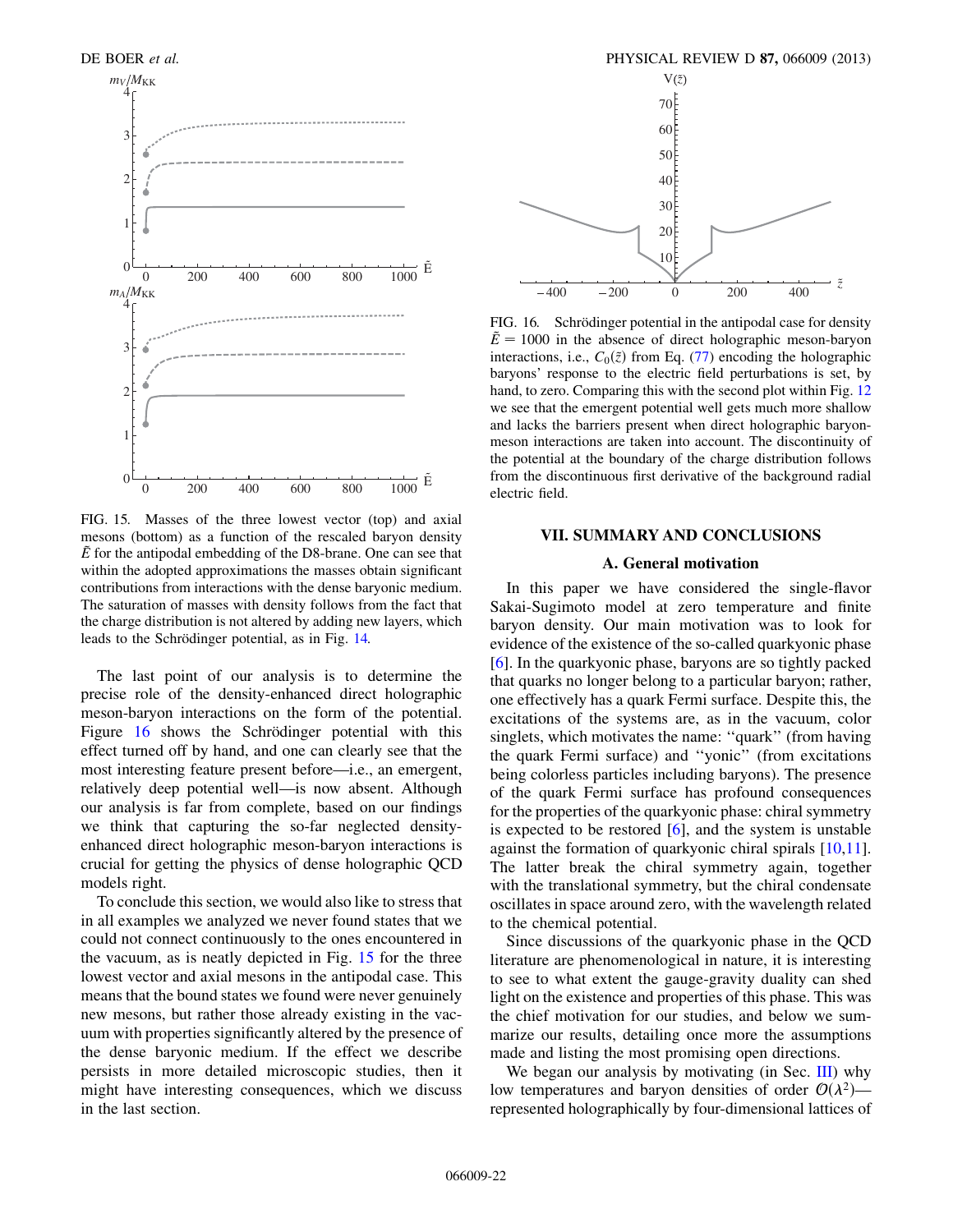FIG. 15. Masses of the three lowest vector (top) and axial mesons (bottom) as a function of the rescaled baryon density $\tilde{E}$ for the antipodal embedding of the D8-brane. One can see that within the adopted approximations the masses obtain significant contributions from interactions with the dense baryonic medium. The saturation of masses with density follows from the fact that the charge distribution is not altered by adding new layers, which leads to the Schrödinger potential, as in Fig. 14.

The last point of our analysis is to determine the precise role of the density-enhanced direct holographic meson-baryon interactions on the form of the potential. Figure 16 shows the Schrödinger potential with this effect turned off by hand, and one can clearly see that the most interesting feature present before—i.e., an emergent, relatively deep potential well—is now absent. Although our analysis is far from complete, based on our findings we think that capturing the so-far neglected density-enhanced direct holographic meson-baryon interactions is crucial for getting the physics of dense holographic QCD models right.

To conclude this section, we would also like to stress that in all examples we analyzed we never found states that we could not connect continuously to the ones encountered in the vacuum, as is neatly depicted in Fig. 15 for the three lowest vector and axial mesons in the antipodal case. This means that the bound states we found were never genuinely new mesons, but rather those already existing in the vacuum with properties significantly altered by the presence of the dense baryonic medium. If the effect we describe persists in more detailed microscopic studies, then it might have interesting consequences, which we discuss in the last section.

FIG. 16. Schrödinger potential in the antipodal case for density $\tilde{E} = 1000$ in the absence of direct holographic meson-baryon interactions, i.e., $C_0(\tilde{z})$ from Eq. (77) encoding the holographic baryons' response to the electric field perturbations is set, by hand, to zero. Comparing this with the second plot within Fig. 12 we see that the emergent potential well gets much more shallow and lacks the barriers present when direct holographic baryon-meson interactions are taken into account. The discontinuity of the potential at the boundary of the charge distribution follows from the discontinuous first derivative of the background radial electric field.

## VII. SUMMARY AND CONCLUSIONS

### A. General motivation

In this paper we have considered the single-flavor Sakai-Sugimoto model at zero temperature and finite baryon density. Our main motivation was to look for evidence of the existence of the so-called quarkyonic phase [6]. In the quarkyonic phase, baryons are so tightly packed that quarks no longer belong to a particular baryon; rather, one effectively has a quark Fermi surface. Despite this, the excitations of the systems are, as in the vacuum, color singlets, which motivates the name: "quark" (from having the quark Fermi surface) and "yonic" (from excitations being colorless particles including baryons). The presence of the quark Fermi surface has profound consequences for the properties of the quarkyonic phase: chiral symmetry is expected to be restored [6], and the system is unstable against the formation of quarkyonic chiral spirals [10,11]. The latter break the chiral symmetry again, together with the translational symmetry, but the chiral condensate oscillates in space around zero, with the wavelength related to the chemical potential.

Since discussions of the quarkyonic phase in the QCD literature are phenomenological in nature, it is interesting to see to what extent the gauge-gravity duality can shed light on the existence and properties of this phase. This was the chief motivation for our studies, and below we summarize our results, detailing once more the assumptions made and listing the most promising open directions.

We began our analysis by motivating (in Sec. III) why low temperatures and baryon densities of order $\mathcal{O}(\lambda^2)$—represented holographically by four-dimensional lattices of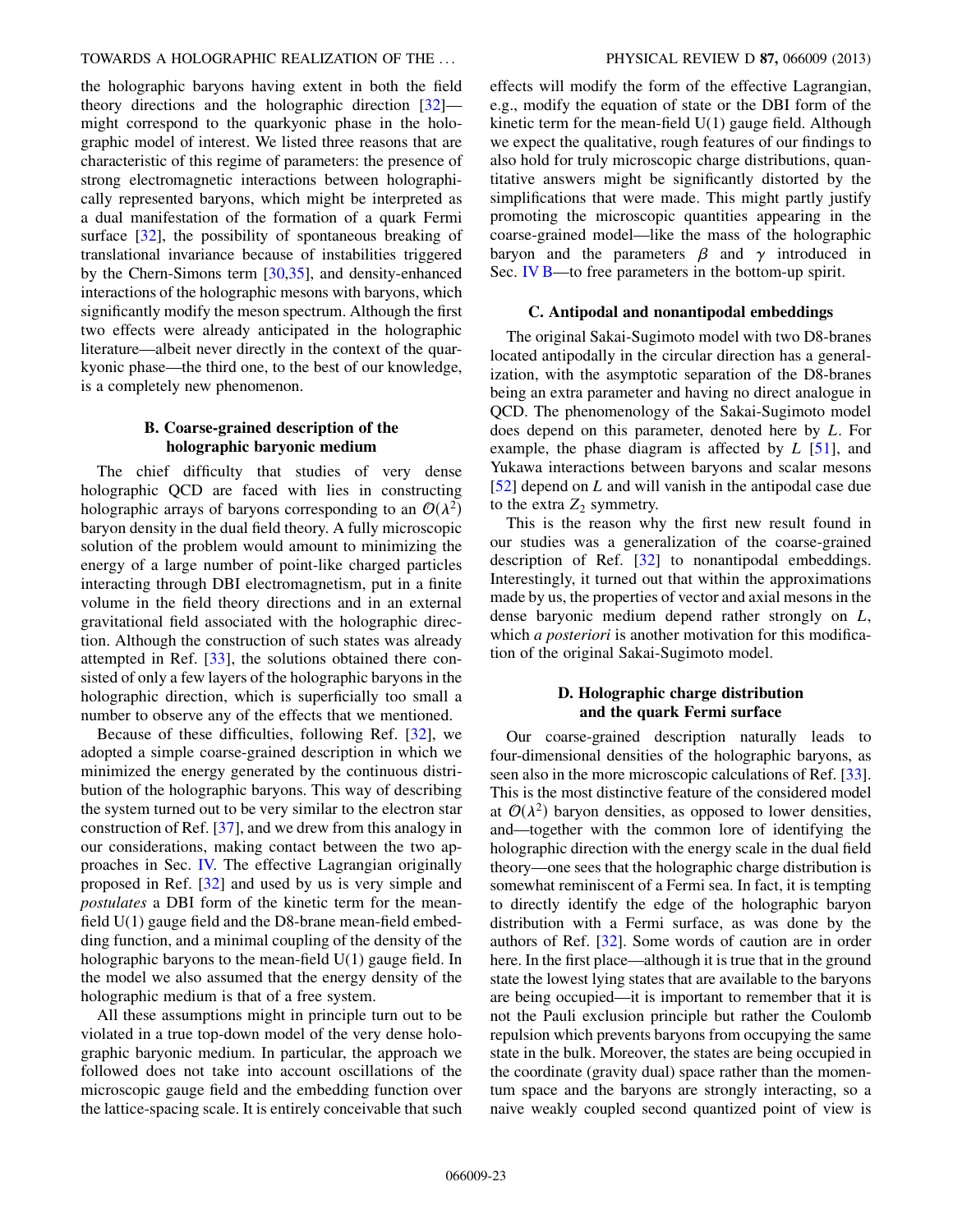the holographic baryons having extent in both the field theory directions and the holographic direction [32]—might correspond to the quarkyonic phase in the holographic model of interest. We listed three reasons that are characteristic of this regime of parameters: the presence of strong electromagnetic interactions between holographically represented baryons, which might be interpreted as a dual manifestation of the formation of a quark Fermi surface [32], the possibility of spontaneous breaking of translational invariance because of instabilities triggered by the Chern-Simons term [30,35], and density-enhanced interactions of the holographic mesons with baryons, which significantly modify the meson spectrum. Although the first two effects were already anticipated in the holographic literature—albeit never directly in the context of the quarkyonic phase—the third one, to the best of our knowledge, is a completely new phenomenon.

### B. Coarse-grained description of the holographic baryonic medium

The chief difficulty that studies of very dense holographic QCD are faced with lies in constructing holographic arrays of baryons corresponding to an $\mathcal{O}(\lambda^2)$ baryon density in the dual field theory. A fully microscopic solution of the problem would amount to minimizing the energy of a large number of point-like charged particles interacting through DBI electromagnetism, put in a finite volume in the field theory directions and in an external gravitational field associated with the holographic direction. Although the construction of such states was already attempted in Ref. [33], the solutions obtained there consisted of only a few layers of the holographic baryons in the holographic direction, which is superficially too small a number to observe any of the effects that we mentioned.

Because of these difficulties, following Ref. [32], we adopted a simple coarse-grained description in which we minimized the energy generated by the continuous distribution of the holographic baryons. This way of describing the system turned out to be very similar to the electron star construction of Ref. [37], and we drew from this analogy in our considerations, making contact between the two approaches in Sec. IV. The effective Lagrangian originally proposed in Ref. [32] and used by us is very simple and *postulates* a DBI form of the kinetic term for the mean-field U(1) gauge field and the D8-brane mean-field embedding function, and a minimal coupling of the density of the holographic baryons to the mean-field U(1) gauge field. In the model we also assumed that the energy density of the holographic medium is that of a free system.

All these assumptions might in principle turn out to be violated in a true top-down model of the very dense holographic baryonic medium. In particular, the approach we followed does not take into account oscillations of the microscopic gauge field and the embedding function over the lattice-spacing scale. It is entirely conceivable that such effects will modify the form of the effective Lagrangian, e.g., modify the equation of state or the DBI form of the kinetic term for the mean-field U(1) gauge field. Although we expect the qualitative, rough features of our findings to also hold for truly microscopic charge distributions, quantitative answers might be significantly distorted by the simplifications that were made. This might partly justify promoting the microscopic quantities appearing in the coarse-grained model—like the mass of the holographic baryon and the parameters $\beta$ and $\gamma$ introduced in Sec. IV B—to free parameters in the bottom-up spirit.

### C. Antipodal and nonantipodal embeddings

The original Sakai-Sugimoto model with two D8-branes located antipodally in the circular direction has a generalization, with the asymptotic separation of the D8-branes being an extra parameter and having no direct analogue in QCD. The phenomenology of the Sakai-Sugimoto model does depend on this parameter, denoted here by $L$. For example, the phase diagram is affected by $L$ [51], and Yukawa interactions between baryons and scalar mesons [52] depend on $L$ and will vanish in the antipodal case due to the extra $Z_2$ symmetry.

This is the reason why the first new result found in our studies was a generalization of the coarse-grained description of Ref. [32] to nonantipodal embeddings. Interestingly, it turned out that within the approximations made by us, the properties of vector and axial mesons in the dense baryonic medium depend rather strongly on $L$, which *a posteriori* is another motivation for this modification of the original Sakai-Sugimoto model.

### D. Holographic charge distribution and the quark Fermi surface

Our coarse-grained description naturally leads to four-dimensional densities of the holographic baryons, as seen also in the more microscopic calculations of Ref. [33]. This is the most distinctive feature of the considered model at $\mathcal{O}(\lambda^2)$ baryon densities, as opposed to lower densities, and—together with the common lore of identifying the holographic direction with the energy scale in the dual field theory—one sees that the holographic charge distribution is somewhat reminiscent of a Fermi sea. In fact, it is tempting to directly identify the edge of the holographic baryon distribution with a Fermi surface, as was done by the authors of Ref. [32]. Some words of caution are in order here. In the first place—although it is true that in the ground state the lowest lying states that are available to the baryons are being occupied—it is important to remember that it is not the Pauli exclusion principle but rather the Coulomb repulsion which prevents baryons from occupying the same state in the bulk. Moreover, the states are being occupied in the coordinate (gravity dual) space rather than the momentum space and the baryons are strongly interacting, so a naive weakly coupled second quantized point of view is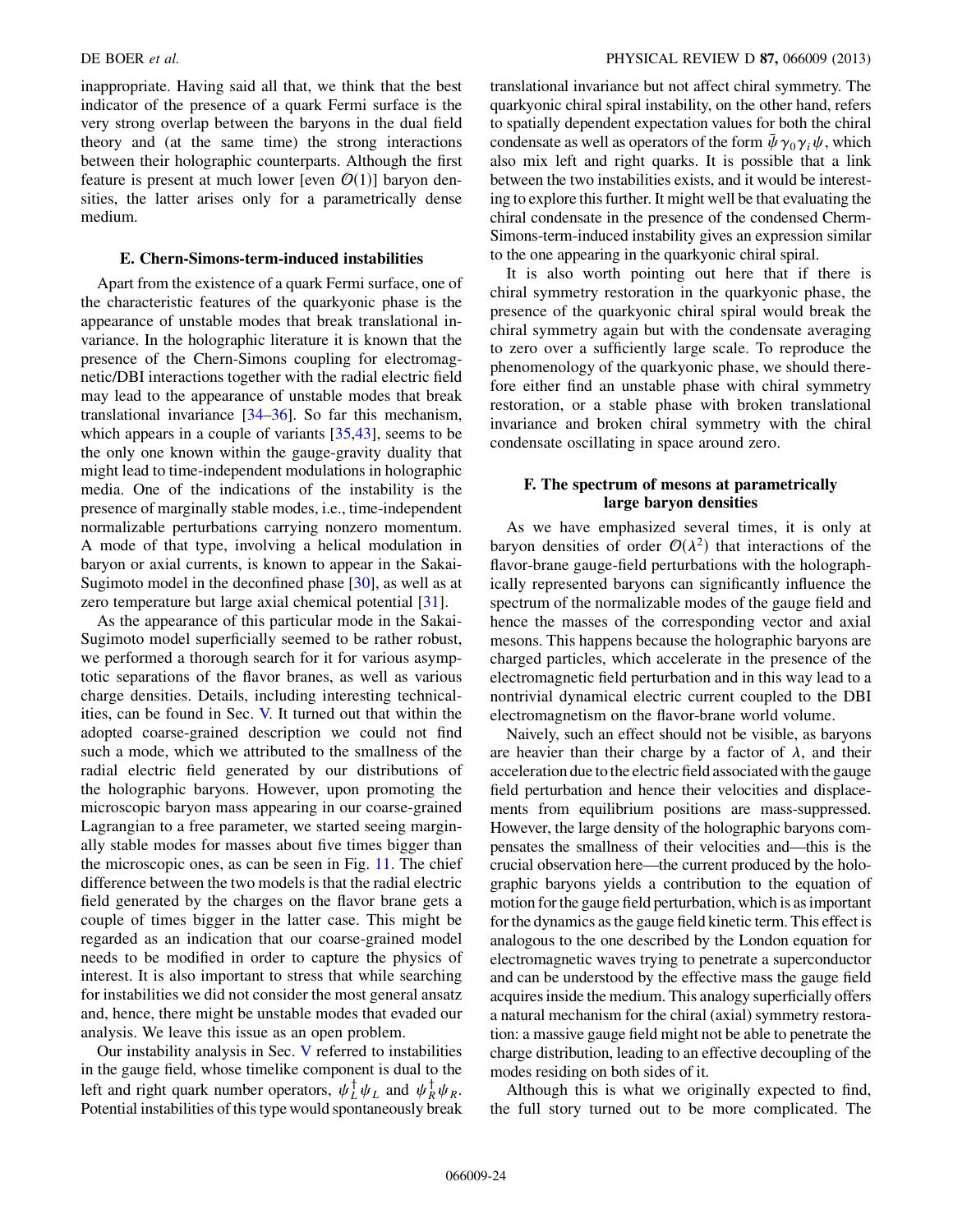inappropriate. Having said all that, we think that the best indicator of the presence of a quark Fermi surface is the very strong overlap between the baryons in the dual field theory and (at the same time) the strong interactions between their holographic counterparts. Although the first feature is present at much lower [even $\mathcal{O}(1)$] baryon densities, the latter arises only for a parametrically dense medium.

### E. Chern-Simons-term-induced instabilities

Apart from the existence of a quark Fermi surface, one of the characteristic features of the quarkyonic phase is the appearance of unstable modes that break translational invariance. In the holographic literature it is known that the presence of the Chern-Simons coupling for electromagnetic/DBI interactions together with the radial electric field may lead to the appearance of unstable modes that break translational invariance [34–36]. So far this mechanism, which appears in a couple of variants [35,43], seems to be the only one known within the gauge-gravity duality that might lead to time-independent modulations in holographic media. One of the indications of the instability is the presence of marginally stable modes, i.e., time-independent normalizable perturbations carrying nonzero momentum. A mode of that type, involving a helical modulation in baryon or axial currents, is known to appear in the Sakai-Sugimoto model in the deconfined phase [30], as well as at zero temperature but large axial chemical potential [31].

As the appearance of this particular mode in the Sakai-Sugimoto model superficially seemed to be rather robust, we performed a thorough search for it for various asymptotic separations of the flavor branes, as well as various charge densities. Details, including interesting technicalities, can be found in Sec. V. It turned out that within the adopted coarse-grained description we could not find such a mode, which we attributed to the smallness of the radial electric field generated by our distributions of the holographic baryons. However, upon promoting the microscopic baryon mass appearing in our coarse-grained Lagrangian to a free parameter, we started seeing marginally stable modes for masses about five times bigger than the microscopic ones, as can be seen in Fig. 11. The chief difference between the two models is that the radial electric field generated by the charges on the flavor brane gets a couple of times bigger in the latter case. This might be regarded as an indication that our coarse-grained model needs to be modified in order to capture the physics of interest. It is also important to stress that while searching for instabilities we did not consider the most general ansatz and, hence, there might be unstable modes that evaded our analysis. We leave this issue as an open problem.

Our instability analysis in Sec. V referred to instabilities in the gauge field, whose timelike component is dual to the left and right quark number operators, $\psi_L^\dagger \psi_L$ and $\psi_R^\dagger \psi_R$. Potential instabilities of this type would spontaneously break translational invariance but not affect chiral symmetry. The quarkyonic chiral spiral instability, on the other hand, refers to spatially dependent expectation values for both the chiral condensate as well as operators of the form $\bar{\psi}\gamma_0\gamma_i\psi$, which also mix left and right quarks. It is possible that a link between the two instabilities exists, and it would be interesting to explore this further. It might well be that evaluating the chiral condensate in the presence of the condensed Chern-Simons-term-induced instability gives an expression similar to the one appearing in the quarkyonic chiral spiral.

It is also worth pointing out here that if there is chiral symmetry restoration in the quarkyonic phase, the presence of the quarkyonic chiral spiral would break the chiral symmetry again but with the condensate averaging to zero over a sufficiently large scale. To reproduce the phenomenology of the quarkyonic phase, we should therefore either find an unstable phase with chiral symmetry restoration, or a stable phase with broken translational invariance and broken chiral symmetry with the chiral condensate oscillating in space around zero.

### F. The spectrum of mesons at parametrically large baryon densities

As we have emphasized several times, it is only at baryon densities of order $\mathcal{O}(\lambda^2)$ that interactions of the flavor-brane gauge-field perturbations with the holographically represented baryons can significantly influence the spectrum of the normalizable modes of the gauge field and hence the masses of the corresponding vector and axial mesons. This happens because the holographic baryons are charged particles, which accelerate in the presence of the electromagnetic field perturbation and in this way lead to a nontrivial dynamical electric current coupled to the DBI electromagnetism on the flavor-brane world volume.

Naively, such an effect should not be visible, as baryons are heavier than their charge by a factor of $\lambda$, and their acceleration due to the electric field associated with the gauge field perturbation and hence their velocities and displacements from equilibrium positions are mass-suppressed. However, the large density of the holographic baryons compensates the smallness of their velocities and—this is the crucial observation here—the current produced by the holographic baryons yields a contribution to the equation of motion for the gauge field perturbation, which is as important for the dynamics as the gauge field kinetic term. This effect is analogous to the one described by the London equation for electromagnetic waves trying to penetrate a superconductor and can be understood by the effective mass the gauge field acquires inside the medium. This analogy superficially offers a natural mechanism for the chiral (axial) symmetry restoration: a massive gauge field might not be able to penetrate the charge distribution, leading to an effective decoupling of the modes residing on both sides of it.

Although this is what we originally expected to find, the full story turned out to be more complicated. The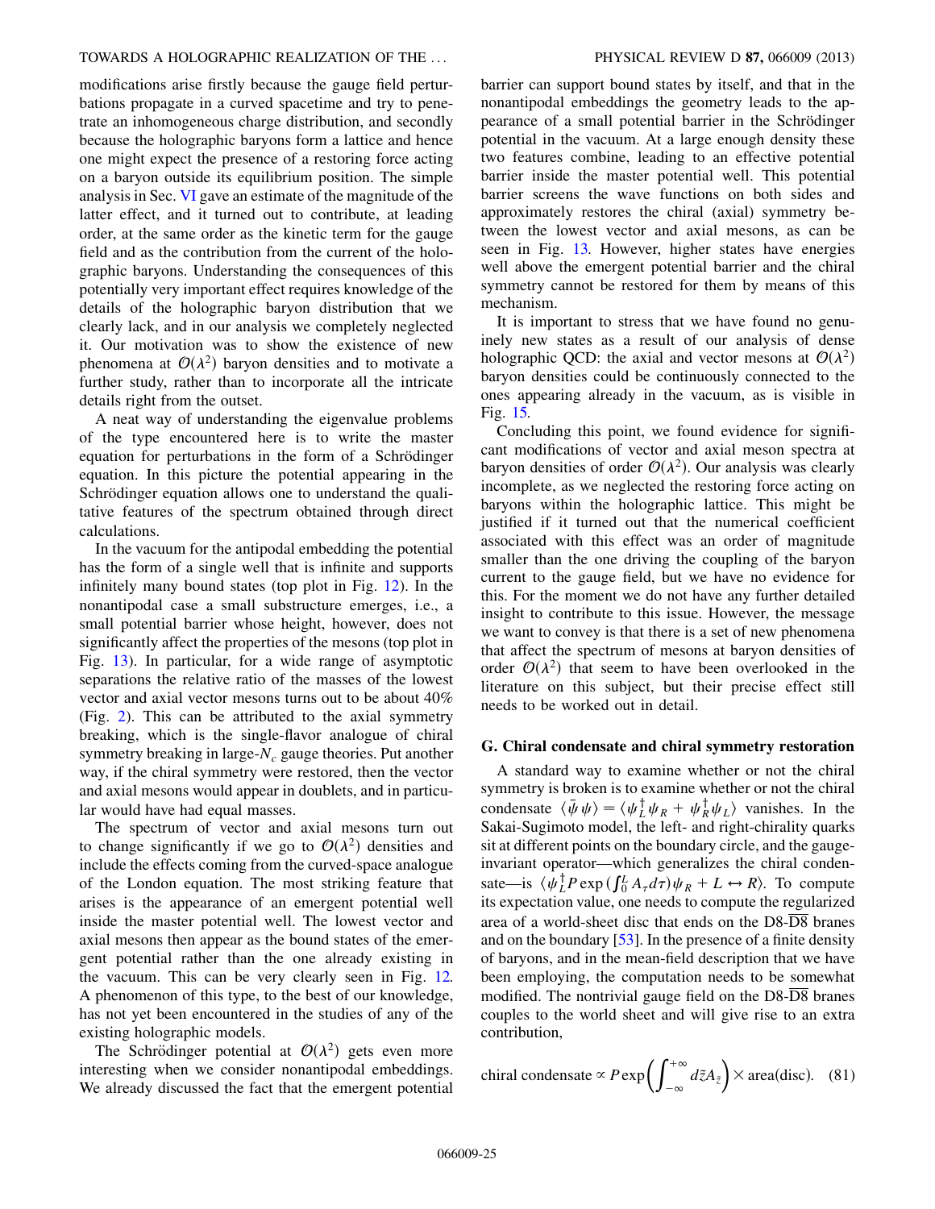modifications arise firstly because the gauge field perturbations propagate in a curved spacetime and try to penetrate an inhomogeneous charge distribution, and secondly because the holographic baryons form a lattice and hence one might expect the presence of a restoring force acting on a baryon outside its equilibrium position. The simple analysis in Sec. VI gave an estimate of the magnitude of the latter effect, and it turned out to contribute, at leading order, at the same order as the kinetic term for the gauge field and as the contribution from the current of the holographic baryons. Understanding the consequences of this potentially very important effect requires knowledge of the details of the holographic baryon distribution that we clearly lack, and in our analysis we completely neglected it. Our motivation was to show the existence of new phenomena at $\mathcal{O}(\lambda^2)$ baryon densities and to motivate a further study, rather than to incorporate all the intricate details right from the outset.

A neat way of understanding the eigenvalue problems of the type encountered here is to write the master equation for perturbations in the form of a Schrödinger equation. In this picture the potential appearing in the Schrödinger equation allows one to understand the qualitative features of the spectrum obtained through direct calculations.

In the vacuum for the antipodal embedding the potential has the form of a single well that is infinite and supports infinitely many bound states (top plot in Fig. 12). In the nonantipodal case a small substructure emerges, i.e., a small potential barrier whose height, however, does not significantly affect the properties of the mesons (top plot in Fig. 13). In particular, for a wide range of asymptotic separations the relative ratio of the masses of the lowest vector and axial vector mesons turns out to be about 40% (Fig. 2). This can be attributed to the axial symmetry breaking, which is the single-flavor analogue of chiral symmetry breaking in large-$N_c$ gauge theories. Put another way, if the chiral symmetry were restored, then the vector and axial mesons would appear in doublets, and in particular would have had equal masses.

The spectrum of vector and axial mesons turn out to change significantly if we go to $\mathcal{O}(\lambda^2)$ densities and include the effects coming from the curved-space analogue of the London equation. The most striking feature that arises is the appearance of an emergent potential well inside the master potential well. The lowest vector and axial mesons then appear as the bound states of the emergent potential rather than the one already existing in the vacuum. This can be very clearly seen in Fig. 12. A phenomenon of this type, to the best of our knowledge, has not yet been encountered in the studies of any of the existing holographic models.

The Schrödinger potential at $\mathcal{O}(\lambda^2)$ gets even more interesting when we consider nonantipodal embeddings. We already discussed the fact that the emergent potential barrier can support bound states by itself, and that in the nonantipodal embeddings the geometry leads to the appearance of a small potential barrier in the Schrödinger potential in the vacuum. At a large enough density these two features combine, leading to an effective potential barrier inside the master potential well. This potential barrier screens the wave functions on both sides and approximately restores the chiral (axial) symmetry between the lowest vector and axial mesons, as can be seen in Fig. 13. However, higher states have energies well above the emergent potential barrier and the chiral symmetry cannot be restored for them by means of this mechanism.

It is important to stress that we have found no genuinely new states as a result of our analysis of dense holographic QCD: the axial and vector mesons at $\mathcal{O}(\lambda^2)$ baryon densities could be continuously connected to the ones appearing already in the vacuum, as is visible in Fig. 15.

Concluding this point, we found evidence for significant modifications of vector and axial meson spectra at baryon densities of order $\mathcal{O}(\lambda^2)$. Our analysis was clearly incomplete, as we neglected the restoring force acting on baryons within the holographic lattice. This might be justified if it turned out that the numerical coefficient associated with this effect was an order of magnitude smaller than the one driving the coupling of the baryon current to the gauge field, but we have no evidence for this. For the moment we do not have any further detailed insight to contribute to this issue. However, the message we want to convey is that there is a set of new phenomena that affect the spectrum of mesons at baryon densities of order $\mathcal{O}(\lambda^2)$ that seem to have been overlooked in the literature on this subject, but their precise effect still needs to be worked out in detail.

### G. Chiral condensate and chiral symmetry restoration

A standard way to examine whether or not the chiral symmetry is broken is to examine whether or not the chiral condensate $\langle \bar{\psi}\psi\rangle = \langle \psi_L^\dagger \psi_R + \psi_R^\dagger \psi_L\rangle$ vanishes. In the Sakai-Sugimoto model, the left- and right-chirality quarks sit at different points on the boundary circle, and the gauge-invariant operator—which generalizes the chiral condensate—is $\langle \psi_L^\dagger P \exp(\int_0^L A_\tau d\tau)\psi_R + L \leftrightarrow R\rangle$. To compute its expectation value, one needs to compute the regularized area of a world-sheet disc that ends on the D8-$\overline{\text{D8}}$ branes and on the boundary [53]. In the presence of a finite density of baryons, and in the mean-field description that we have been employing, the computation needs to be somewhat modified. The nontrivial gauge field on the D8-$\overline{\text{D8}}$ branes couples to the world sheet and will give rise to an extra contribution,

$$\text{chiral condensate} \propto P\exp\left(\int_{-\infty}^{+\infty} d\tilde{z} A_{\tilde{z}}\right) \times \text{area(disc)}. \quad (81)$$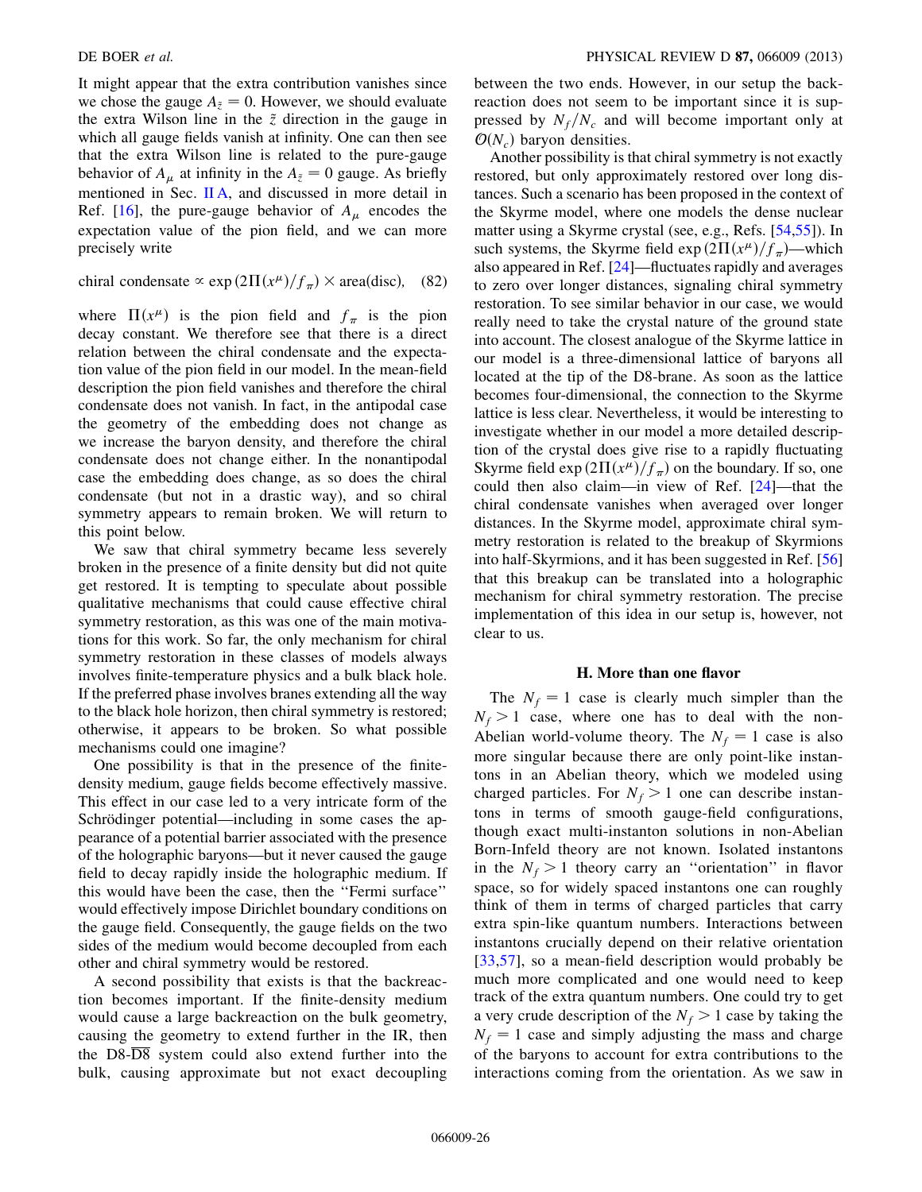It might appear that the extra contribution vanishes since we chose the gauge $A_{\tilde{z}} = 0$. However, we should evaluate the extra Wilson line in the $\tilde{z}$ direction in the gauge in which all gauge fields vanish at infinity. One can then see that the extra Wilson line is related to the pure-gauge behavior of $A_\mu$ at infinity in the $A_{\tilde{z}} = 0$ gauge. As briefly mentioned in Sec. II A, and discussed in more detail in Ref. [16], the pure-gauge behavior of $A_\mu$ encodes the expectation value of the pion field, and we can more precisely write

$$\text{chiral condensate} \propto \exp(2\Pi(x^\mu)/f_\pi) \times \text{area(disc)}, \quad (82)$$

where $\Pi(x^\mu)$ is the pion field and $f_\pi$ is the pion decay constant. We therefore see that there is a direct relation between the chiral condensate and the expectation value of the pion field in our model. In the mean-field description the pion field vanishes and therefore the chiral condensate does not vanish. In fact, in the antipodal case the geometry of the embedding does not change as we increase the baryon density, and therefore the chiral condensate does not change either. In the nonantipodal case the embedding does change, as so does the chiral condensate (but not in a drastic way), and so chiral symmetry appears to remain broken. We will return to this point below.

We saw that chiral symmetry became less severely broken in the presence of a finite density but did not quite get restored. It is tempting to speculate about possible qualitative mechanisms that could cause effective chiral symmetry restoration, as this was one of the main motivations for this work. So far, the only mechanism for chiral symmetry restoration in these classes of models always involves finite-temperature physics and a bulk black hole. If the preferred phase involves branes extending all the way to the black hole horizon, then chiral symmetry is restored; otherwise, it appears to be broken. So what possible mechanisms could one imagine?

One possibility is that in the presence of the finite-density medium, gauge fields become effectively massive. This effect in our case led to a very intricate form of the Schrödinger potential—including in some cases the appearance of a potential barrier associated with the presence of the holographic baryons—but it never caused the gauge field to decay rapidly inside the holographic medium. If this would have been the case, then the "Fermi surface" would effectively impose Dirichlet boundary conditions on the gauge field. Consequently, the gauge fields on the two sides of the medium would become decoupled from each other and chiral symmetry would be restored.

A second possibility that exists is that the backreaction becomes important. If the finite-density medium would cause a large backreaction on the bulk geometry, causing the geometry to extend further in the IR, then the D8-$\overline{\text{D8}}$ system could also extend further into the bulk, causing approximate but not exact decoupling between the two ends. However, in our setup the backreaction does not seem to be important since it is suppressed by $N_f/N_c$ and will become important only at $\mathcal{O}(N_c)$ baryon densities.

Another possibility is that chiral symmetry is not exactly restored, but only approximately restored over long distances. Such a scenario has been proposed in the context of the Skyrme model, where one models the dense nuclear matter using a Skyrme crystal (see, e.g., Refs. [54,55]). In such systems, the Skyrme field $\exp(2\Pi(x^\mu)/f_\pi)$—which also appeared in Ref. [24]—fluctuates rapidly and averages to zero over longer distances, signaling chiral symmetry restoration. To see similar behavior in our case, we would really need to take the crystal nature of the ground state into account. The closest analogue of the Skyrme lattice in our model is a three-dimensional lattice of baryons all located at the tip of the D8-brane. As soon as the lattice becomes four-dimensional, the connection to the Skyrme lattice is less clear. Nevertheless, it would be interesting to investigate whether in our model a more detailed description of the crystal does give rise to a rapidly fluctuating Skyrme field $\exp(2\Pi(x^\mu)/f_\pi)$ on the boundary. If so, one could then also claim—in view of Ref. [24]—that the chiral condensate vanishes when averaged over longer distances. In the Skyrme model, approximate chiral symmetry restoration is related to the breakup of Skyrmions into half-Skyrmions, and it has been suggested in Ref. [56] that this breakup can be translated into a holographic mechanism for chiral symmetry restoration. The precise implementation of this idea in our setup is, however, not clear to us.

### H. More than one flavor

The $N_f = 1$ case is clearly much simpler than the $N_f > 1$ case, where one has to deal with the non-Abelian world-volume theory. The $N_f = 1$ case is also more singular because there are only point-like instantons in an Abelian theory, which we modeled using charged particles. For $N_f > 1$ one can describe instantons in terms of smooth gauge-field configurations, though exact multi-instanton solutions in non-Abelian Born-Infeld theory are not known. Isolated instantons in the $N_f > 1$ theory carry an "orientation" in flavor space, so for widely spaced instantons one can roughly think of them in terms of charged particles that carry extra spin-like quantum numbers. Interactions between instantons crucially depend on their relative orientation [33,57], so a mean-field description would probably be much more complicated and one would need to keep track of the extra quantum numbers. One could try to get a very crude description of the $N_f > 1$ case by taking the $N_f = 1$ case and simply adjusting the mass and charge of the baryons to account for extra contributions to the interactions coming from the orientation. As we saw in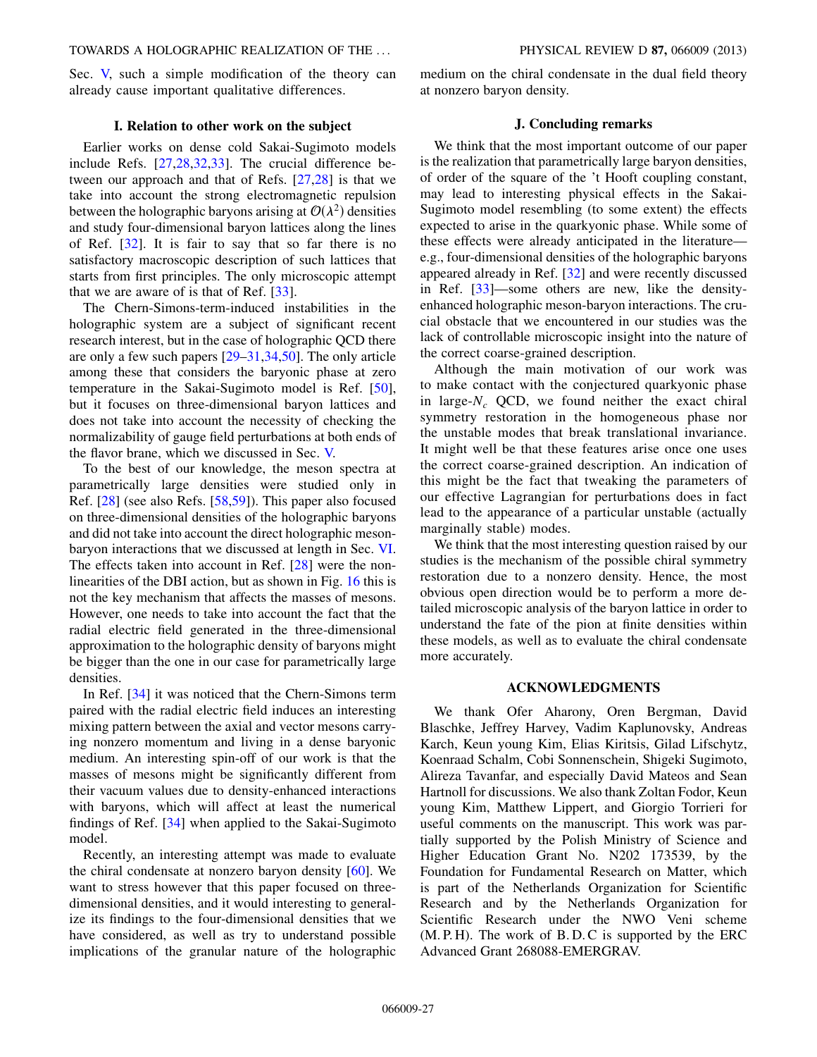Sec. V, such a simple modification of the theory can already cause important qualitative differences.

### I. Relation to other work on the subject

Earlier works on dense cold Sakai-Sugimoto models include Refs. [27,28,32,33]. The crucial difference between our approach and that of Refs. [27,28] is that we take into account the strong electromagnetic repulsion between the holographic baryons arising at $\mathcal{O}(\lambda^2)$ densities and study four-dimensional baryon lattices along the lines of Ref. [32]. It is fair to say that so far there is no satisfactory macroscopic description of such lattices that starts from first principles. The only microscopic attempt that we are aware of is that of Ref. [33].

The Chern-Simons-term-induced instabilities in the holographic system are a subject of significant recent research interest, but in the case of holographic QCD there are only a few such papers [29–31,34,50]. The only article among these that considers the baryonic phase at zero temperature in the Sakai-Sugimoto model is Ref. [50], but it focuses on three-dimensional baryon lattices and does not take into account the necessity of checking the normalizability of gauge field perturbations at both ends of the flavor brane, which we discussed in Sec. V.

To the best of our knowledge, the meson spectra at parametrically large densities were studied only in Ref. [28] (see also Refs. [58,59]). This paper also focused on three-dimensional densities of the holographic baryons and did not take into account the direct holographic meson-baryon interactions that we discussed at length in Sec. VI. The effects taken into account in Ref. [28] were the nonlinearities of the DBI action, but as shown in Fig. 16 this is not the key mechanism that affects the masses of mesons. However, one needs to take into account the fact that the radial electric field generated in the three-dimensional approximation to the holographic density of baryons might be bigger than the one in our case for parametrically large densities.

In Ref. [34] it was noticed that the Chern-Simons term paired with the radial electric field induces an interesting mixing pattern between the axial and vector mesons carrying nonzero momentum and living in a dense baryonic medium. An interesting spin-off of our work is that the masses of mesons might be significantly different from their vacuum values due to density-enhanced interactions with baryons, which will affect at least the numerical findings of Ref. [34] when applied to the Sakai-Sugimoto model.

Recently, an interesting attempt was made to evaluate the chiral condensate at nonzero baryon density [60]. We want to stress however that this paper focused on three-dimensional densities, and it would interesting to generalize its findings to the four-dimensional densities that we have considered, as well as try to understand possible implications of the granular nature of the holographic medium on the chiral condensate in the dual field theory at nonzero baryon density.

### J. Concluding remarks

We think that the most important outcome of our paper is the realization that parametrically large baryon densities, of order of the square of the 't Hooft coupling constant, may lead to interesting physical effects in the Sakai-Sugimoto model resembling (to some extent) the effects expected to arise in the quarkyonic phase. While some of these effects were already anticipated in the literature—e.g., four-dimensional densities of the holographic baryons appeared already in Ref. [32] and were recently discussed in Ref. [33]—some others are new, like the density-enhanced holographic meson-baryon interactions. The crucial obstacle that we encountered in our studies was the lack of controllable microscopic insight into the nature of the correct coarse-grained description.

Although the main motivation of our work was to make contact with the conjectured quarkyonic phase in large-$N_c$ QCD, we found neither the exact chiral symmetry restoration in the homogeneous phase nor the unstable modes that break translational invariance. It might well be that these features arise once one uses the correct coarse-grained description. An indication of this might be the fact that tweaking the parameters of our effective Lagrangian for perturbations does in fact lead to the appearance of a particular unstable (actually marginally stable) modes.

We think that the most interesting question raised by our studies is the mechanism of the possible chiral symmetry restoration due to a nonzero density. Hence, the most obvious open direction would be to perform a more detailed microscopic analysis of the baryon lattice in order to understand the fate of the pion at finite densities within these models, as well as to evaluate the chiral condensate more accurately.

## ACKNOWLEDGMENTS

We thank Ofer Aharony, Oren Bergman, David Blaschke, Jeffrey Harvey, Vadim Kaplunovsky, Andreas Karch, Keun young Kim, Elias Kiritsis, Gilad Lifschytz, Koenraad Schalm, Cobi Sonnenschein, Shigeki Sugimoto, Alireza Tavanfar, and especially David Mateos and Sean Hartnoll for discussions. We also thank Zoltan Fodor, Keun young Kim, Matthew Lippert, and Giorgio Torrieri for useful comments on the manuscript. This work was partially supported by the Polish Ministry of Science and Higher Education Grant No. N202 173539, by the Foundation for Fundamental Research on Matter, which is part of the Netherlands Organization for Scientific Research and by the Netherlands Organization for Scientific Research under the NWO Veni scheme (M. P. H). The work of B. D. C is supported by the ERC Advanced Grant 268088-EMERGRAV.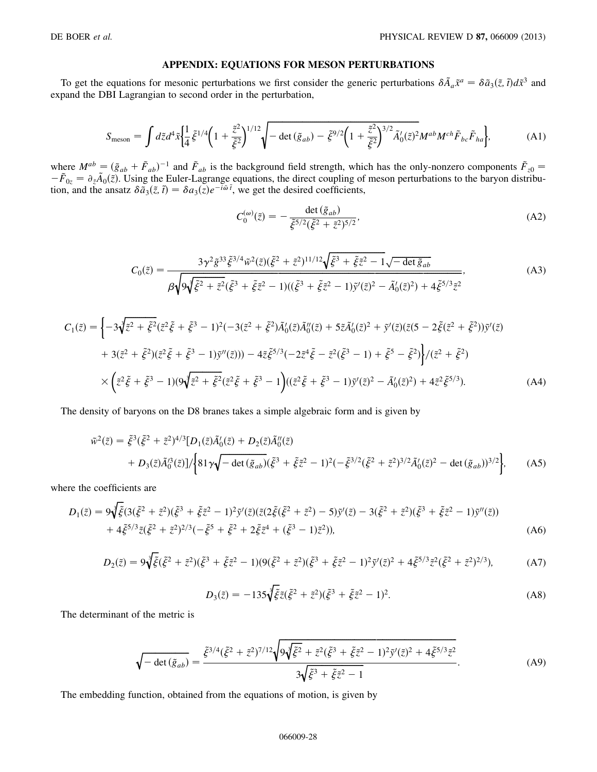## APPENDIX: EQUATIONS FOR MESON PERTURBATIONS

To get the equations for mesonic perturbations we first consider the generic perturbations $\delta\tilde{A}_a\tilde{x}^a = \delta\tilde{a}_3(\tilde{z},\tilde{t})d\tilde{x}^3$ and expand the DBI Lagrangian to second order in the perturbation,

$$S_{\text{meson}} = \int d\tilde{z}d^4\tilde{x}\left\{\frac{1}{4}\tilde{\xi}^{1/4}\left(1+\frac{\tilde{z}^2}{\tilde{\xi}^2}\right)^{1/12}\sqrt{-\det(\tilde{g}_{ab}) - \tilde{\xi}^{9/2}\left(1+\frac{\tilde{z}^2}{\tilde{\xi}^2}\right)^{3/2}\tilde{A}_0'(\tilde{z})^2}M^{ab}M^{ch}\tilde{F}_{bc}\tilde{F}_{ha}\right\}, \tag{A1}$$

where $M^{ab} = (\tilde{g}_{ab}+\tilde{F}_{ab})^{-1}$ and $\tilde{F}_{ab}$ is the background field strength, which has the only-nonzero components $\tilde{F}_{z0} = -\tilde{F}_{0z} = \partial_{\tilde{z}}\tilde{A}_0(\tilde{z})$. Using the Euler-Lagrange equations, the direct coupling of meson perturbations to the baryon distribution, and the ansatz $\delta\tilde{a}_3(\tilde{z},\tilde{t}) = \delta a_3(z)e^{-i\tilde{\omega}\tilde{t}}$, we get the desired coefficients,

$$C_0^{(\omega)}(\tilde{z}) = -\frac{\det(\tilde{g}_{ab})}{\tilde{\xi}^{5/2}(\tilde{\xi}^2+\tilde{z}^2)^{5/2}}, \tag{A2}$$

$$C_0(\tilde{z}) = \frac{3\gamma^2\tilde{g}^{33}\tilde{\xi}^{3/4}\tilde{w}^2(\tilde{z})(\tilde{\xi}^2+\tilde{z}^2)^{11/12}\sqrt{\tilde{\xi}^3+\tilde{\xi}\tilde{z}^2-1}\sqrt{-\det\tilde{g}_{ab}}}{\beta\sqrt{9\sqrt[3]{\tilde{\xi}^2+\tilde{z}^2}(\tilde{\xi}^3+\tilde{\xi}\tilde{z}^2-1)((\tilde{\xi}^3+\tilde{\xi}\tilde{z}^2-1)\tilde{y}'(\tilde{z})^2-\tilde{A}_0'(\tilde{z})^2)+4\tilde{\xi}^{5/3}\tilde{z}^2}}, \tag{A3}$$

$$\begin{aligned}
C_1(\tilde{z}) = \Big\{&-3\sqrt[3]{\tilde{z}^2+\tilde{\xi}^2}(\tilde{z}^2\tilde{\xi}+\tilde{\xi}^3-1)^2(-3(\tilde{z}^2+\tilde{\xi}^2)\tilde{A}_0'(\tilde{z})\tilde{A}_0''(\tilde{z})+5\tilde{z}\tilde{A}_0'(\tilde{z})^2+\tilde{y}'(\tilde{z})(\tilde{z}(5-2\tilde{\xi}(\tilde{z}^2+\tilde{\xi}^2))\tilde{y}'(\tilde{z})\\
&+3(\tilde{z}^2+\tilde{\xi}^2)(\tilde{z}^2\tilde{\xi}+\tilde{\xi}^3-1)\tilde{y}''(\tilde{z})))-4\tilde{z}\tilde{\xi}^{5/3}(-2\tilde{z}^4\tilde{\xi}-\tilde{z}^2(\tilde{\xi}^3-1)+\tilde{\xi}^5-\tilde{\xi}^2)\Big\}/(\tilde{z}^2+\tilde{\xi}^2)\\
&\times\left(\tilde{z}^2\tilde{\xi}+\tilde{\xi}^3-1)(9\sqrt[3]{\tilde{z}^2+\tilde{\xi}^2}(\tilde{z}^2\tilde{\xi}+\tilde{\xi}^3-1\right)((\tilde{z}^2\tilde{\xi}+\tilde{\xi}^3-1)\tilde{y}'(\tilde{z})^2-\tilde{A}_0'(\tilde{z})^2)+4\tilde{z}^2\tilde{\xi}^{5/3}).
\end{aligned} \tag{A4}$$

The density of baryons on the D8 branes takes a simple algebraic form and is given by

$$\begin{aligned}
\tilde{w}^2(\tilde{z}) = {}&\tilde{\xi}^3(\tilde{\xi}^2+\tilde{z}^2)^{4/3}[D_1(\tilde{z})\tilde{A}_0'(\tilde{z})+D_2(\tilde{z})\tilde{A}_0''(\tilde{z})\\
&+D_3(\tilde{z})\tilde{A}_0'^3(\tilde{z})]/\left\{81\gamma\sqrt{-\det(\tilde{g}_{ab})}(\tilde{\xi}^3+\tilde{\xi}\tilde{z}^2-1)^2(-\tilde{\xi}^{3/2}(\tilde{\xi}^2+\tilde{z}^2)^{3/2}\tilde{A}_0'(\tilde{z})^2-\det(\tilde{g}_{ab}))^{3/2}\right\},
\end{aligned} \tag{A5}$$

where the coefficients are

$$\begin{aligned}
D_1(\tilde{z}) = {}&9\sqrt[3]{\tilde{\xi}}(3(\tilde{\xi}^2+\tilde{z}^2)(\tilde{\xi}^3+\tilde{\xi}\tilde{z}^2-1)^2\tilde{y}'(\tilde{z})(\tilde{z}(2\tilde{\xi}(\tilde{\xi}^2+\tilde{z}^2)-5)\tilde{y}'(\tilde{z})-3(\tilde{\xi}^2+\tilde{z}^2)(\tilde{\xi}^3+\tilde{\xi}\tilde{z}^2-1)\tilde{y}''(\tilde{z}))\\
&+4\tilde{\xi}^{5/3}\tilde{z}(\tilde{\xi}^2+\tilde{z}^2)^{2/3}(-\tilde{\xi}^5+\tilde{\xi}^2+2\tilde{\xi}\tilde{z}^4+(\tilde{\xi}^3-1)\tilde{z}^2)),
\end{aligned} \tag{A6}$$

$$D_2(\tilde{z}) = 9\sqrt[3]{\tilde{\xi}}(\tilde{\xi}^2+\tilde{z}^2)(\tilde{\xi}^3+\tilde{\xi}\tilde{z}^2-1)(9(\tilde{\xi}^2+\tilde{z}^2)(\tilde{\xi}^3+\tilde{\xi}\tilde{z}^2-1)^2\tilde{y}'(\tilde{z})^2+4\tilde{\xi}^{5/3}\tilde{z}^2(\tilde{\xi}^2+\tilde{z}^2)^{2/3}), \tag{A7}$$

$$D_3(\tilde{z}) = -135\sqrt[3]{\tilde{\xi}}\tilde{z}(\tilde{\xi}^2+\tilde{z}^2)(\tilde{\xi}^3+\tilde{\xi}\tilde{z}^2-1)^2. \tag{A8}$$

The determinant of the metric is

$$\sqrt{-\det(\tilde{g}_{ab})} = \frac{\tilde{\xi}^{3/4}(\tilde{\xi}^2+\tilde{z}^2)^{7/12}\sqrt{9\sqrt[3]{\tilde{\xi}^2+\tilde{z}^2}(\tilde{\xi}^3+\tilde{\xi}\tilde{z}^2-1)^2\tilde{y}'(\tilde{z})^2+4\tilde{\xi}^{5/3}\tilde{z}^2}}{3\sqrt{\tilde{\xi}^3+\tilde{\xi}\tilde{z}^2-1}}. \tag{A9}$$

The embedding function, obtained from the equations of motion, is given by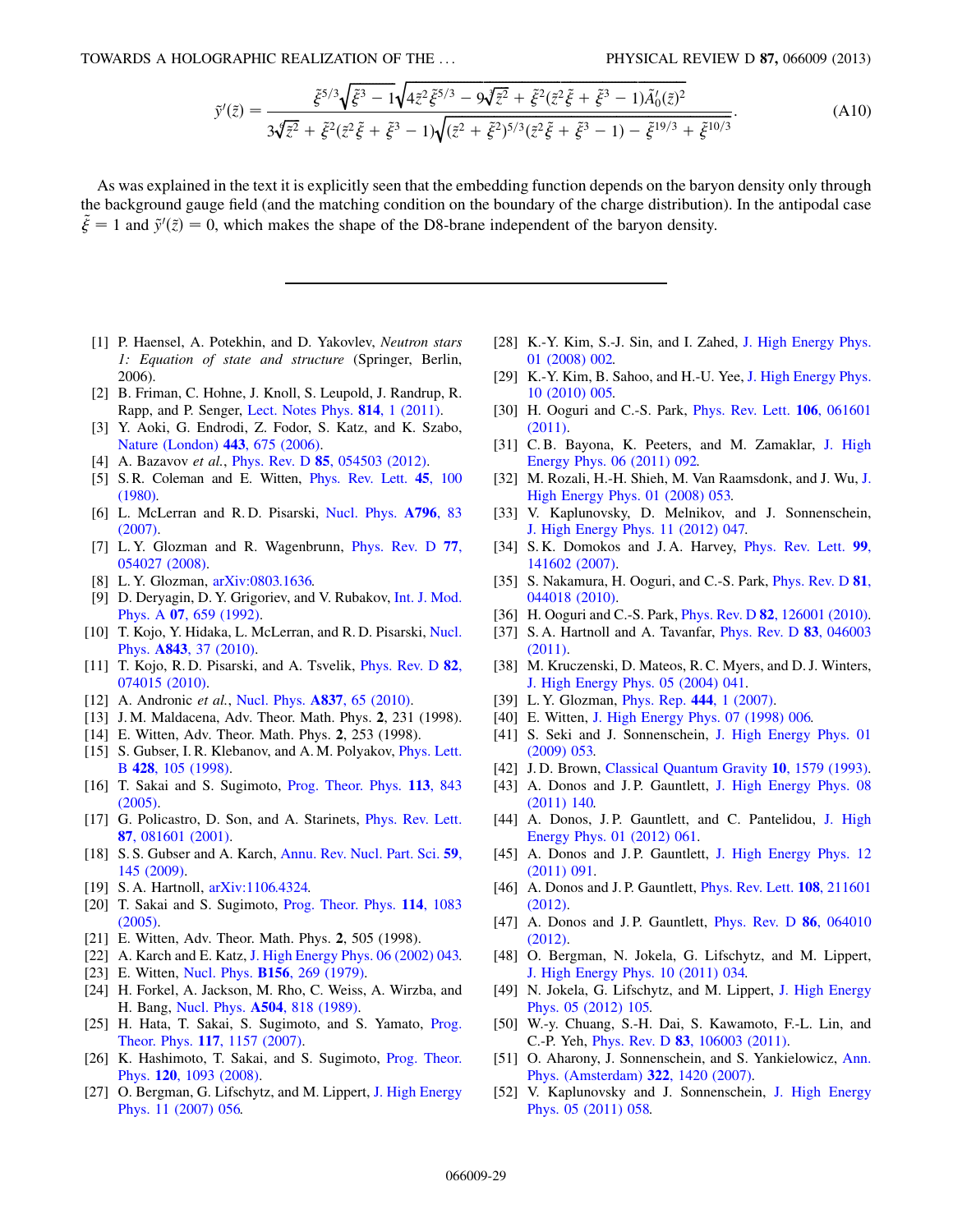$$\tilde{y}'(\tilde{z}) = \frac{\tilde{\xi}^{5/3}\sqrt{\tilde{\xi}^3 - 1}\sqrt{4\tilde{z}^2\tilde{\xi}^{5/3} - 9\sqrt[3]{\tilde{z}^2} + \tilde{\xi}^2(\tilde{z}^2\tilde{\xi} + \tilde{\xi}^3 - 1)\tilde{A}_0'(\tilde{z})^2}}{3\sqrt[3]{\tilde{z}^2} + \tilde{\xi}^2(\tilde{z}^2\tilde{\xi} + \tilde{\xi}^3 - 1)\sqrt{(\tilde{z}^2 + \tilde{\xi}^2)^{5/3}(\tilde{z}^2\tilde{\xi} + \tilde{\xi}^3 - 1) - \tilde{\xi}^{19/3} + \tilde{\xi}^{10/3}}}. \tag{A10}$$

As was explained in the text it is explicitly seen that the embedding function depends on the baryon density only through the background gauge field (and the matching condition on the boundary of the charge distribution). In the antipodal case $\tilde{\xi} = 1$ and $\tilde{y}'(\tilde{z}) = 0$, which makes the shape of the D8-brane independent of the baryon density.

---

[1] P. Haensel, A. Potekhin, and D. Yakovlev, *Neutron stars 1: Equation of state and structure* (Springer, Berlin, 2006).

[2] B. Friman, C. Hohne, J. Knoll, S. Leupold, J. Randrup, R. Rapp, and P. Senger, Lect. Notes Phys. **814**, 1 (2011).

[3] Y. Aoki, G. Endrodi, Z. Fodor, S. Katz, and K. Szabo, Nature (London) **443**, 675 (2006).

[4] A. Bazavov *et al.*, Phys. Rev. D **85**, 054503 (2012).

[5] S. R. Coleman and E. Witten, Phys. Rev. Lett. **45**, 100 (1980).

[6] L. McLerran and R. D. Pisarski, Nucl. Phys. **A796**, 83 (2007).

[7] L. Y. Glozman and R. Wagenbrunn, Phys. Rev. D **77**, 054027 (2008).

[8] L. Y. Glozman, arXiv:0803.1636.

[9] D. Deryagin, D. Y. Grigoriev, and V. Rubakov, Int. J. Mod. Phys. A **07**, 659 (1992).

[10] T. Kojo, Y. Hidaka, L. McLerran, and R. D. Pisarski, Nucl. Phys. **A843**, 37 (2010).

[11] T. Kojo, R. D. Pisarski, and A. Tsvelik, Phys. Rev. D **82**, 074015 (2010).

[12] A. Andronic *et al.*, Nucl. Phys. **A837**, 65 (2010).

[13] J. M. Maldacena, Adv. Theor. Math. Phys. **2**, 231 (1998).

[14] E. Witten, Adv. Theor. Math. Phys. **2**, 253 (1998).

[15] S. Gubser, I. R. Klebanov, and A. M. Polyakov, Phys. Lett. B **428**, 105 (1998).

[16] T. Sakai and S. Sugimoto, Prog. Theor. Phys. **113**, 843 (2005).

[17] G. Policastro, D. Son, and A. Starinets, Phys. Rev. Lett. **87**, 081601 (2001).

[18] S. S. Gubser and A. Karch, Annu. Rev. Nucl. Part. Sci. **59**, 145 (2009).

[19] S. A. Hartnoll, arXiv:1106.4324.

[20] T. Sakai and S. Sugimoto, Prog. Theor. Phys. **114**, 1083 (2005).

[21] E. Witten, Adv. Theor. Math. Phys. **2**, 505 (1998).

[22] A. Karch and E. Katz, J. High Energy Phys. 06 (2002) 043.

[23] E. Witten, Nucl. Phys. **B156**, 269 (1979).

[24] H. Forkel, A. Jackson, M. Rho, C. Weiss, A. Wirzba, and H. Bang, Nucl. Phys. **A504**, 818 (1989).

[25] H. Hata, T. Sakai, S. Sugimoto, and S. Yamato, Prog. Theor. Phys. **117**, 1157 (2007).

[26] K. Hashimoto, T. Sakai, and S. Sugimoto, Prog. Theor. Phys. **120**, 1093 (2008).

[27] O. Bergman, G. Lifschytz, and M. Lippert, J. High Energy Phys. 11 (2007) 056.

[28] K.-Y. Kim, S.-J. Sin, and I. Zahed, J. High Energy Phys. 01 (2008) 002.

[29] K.-Y. Kim, B. Sahoo, and H.-U. Yee, J. High Energy Phys. 10 (2010) 005.

[30] H. Ooguri and C.-S. Park, Phys. Rev. Lett. **106**, 061601 (2011).

[31] C. B. Bayona, K. Peeters, and M. Zamaklar, J. High Energy Phys. 06 (2011) 092.

[32] M. Rozali, H.-H. Shieh, M. Van Raamsdonk, and J. Wu, J. High Energy Phys. 01 (2008) 053.

[33] V. Kaplunovsky, D. Melnikov, and J. Sonnenschein, J. High Energy Phys. 11 (2012) 047.

[34] S. K. Domokos and J. A. Harvey, Phys. Rev. Lett. **99**, 141602 (2007).

[35] S. Nakamura, H. Ooguri, and C.-S. Park, Phys. Rev. D **81**, 044018 (2010).

[36] H. Ooguri and C.-S. Park, Phys. Rev. D **82**, 126001 (2010).

[37] S. A. Hartnoll and A. Tavanfar, Phys. Rev. D **83**, 046003 (2011).

[38] M. Kruczenski, D. Mateos, R. C. Myers, and D. J. Winters, J. High Energy Phys. 05 (2004) 041.

[39] L. Y. Glozman, Phys. Rep. **444**, 1 (2007).

[40] E. Witten, J. High Energy Phys. 07 (1998) 006.

[41] S. Seki and J. Sonnenschein, J. High Energy Phys. 01 (2009) 053.

[42] J. D. Brown, Classical Quantum Gravity **10**, 1579 (1993).

[43] A. Donos and J. P. Gauntlett, J. High Energy Phys. 08 (2011) 140.

[44] A. Donos, J. P. Gauntlett, and C. Pantelidou, J. High Energy Phys. 01 (2012) 061.

[45] A. Donos and J. P. Gauntlett, J. High Energy Phys. 12 (2011) 091.

[46] A. Donos and J. P. Gauntlett, Phys. Rev. Lett. **108**, 211601 (2012).

[47] A. Donos and J. P. Gauntlett, Phys. Rev. D **86**, 064010 (2012).

[48] O. Bergman, N. Jokela, G. Lifschytz, and M. Lippert, J. High Energy Phys. 10 (2011) 034.

[49] N. Jokela, G. Lifschytz, and M. Lippert, J. High Energy Phys. 05 (2012) 105.

[50] W.-y. Chuang, S.-H. Dai, S. Kawamoto, F.-L. Lin, and C.-P. Yeh, Phys. Rev. D **83**, 106003 (2011).

[51] O. Aharony, J. Sonnenschein, and S. Yankielowicz, Ann. Phys. (Amsterdam) **322**, 1420 (2007).

[52] V. Kaplunovsky and J. Sonnenschein, J. High Energy Phys. 05 (2011) 058.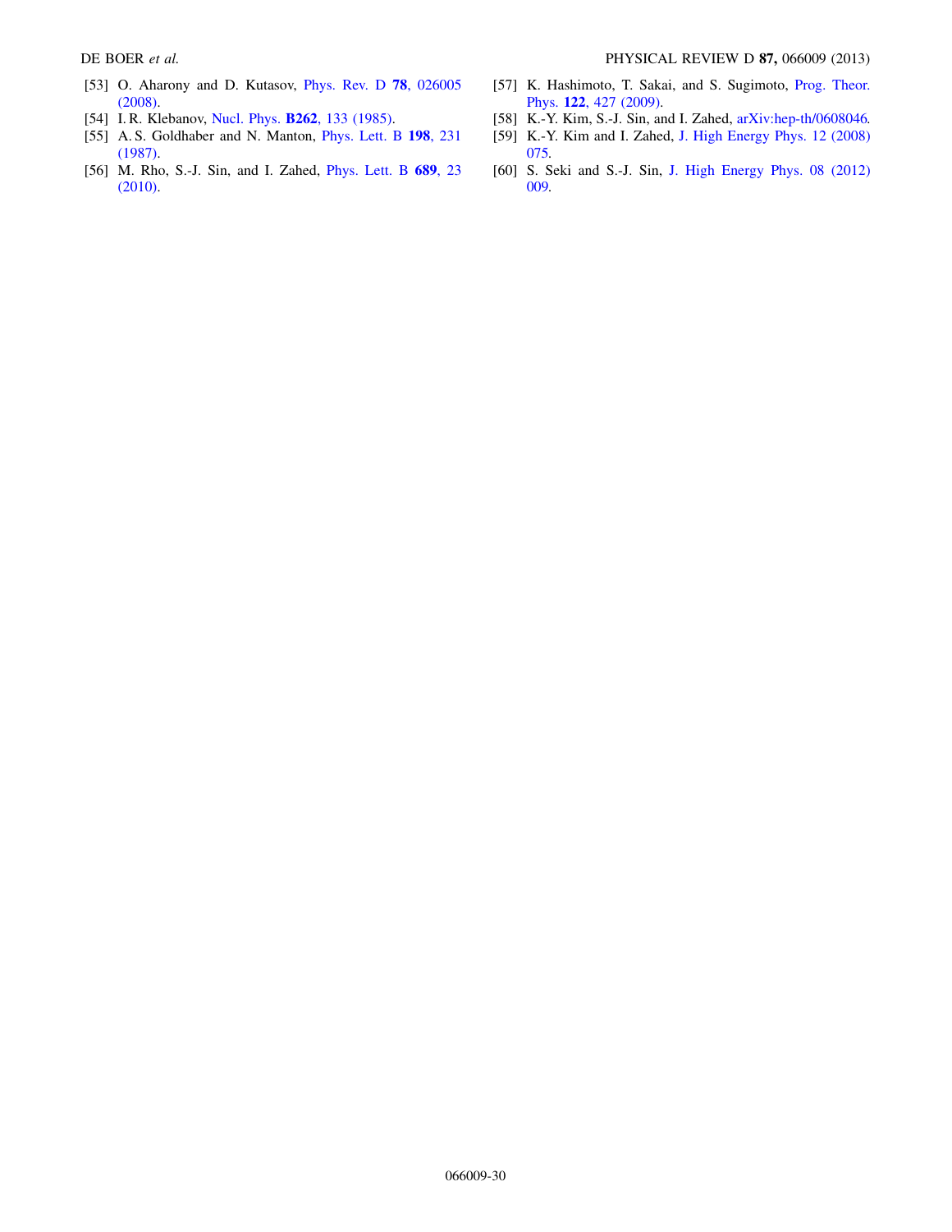[53] O. Aharony and D. Kutasov, Phys. Rev. D **78**, 026005 (2008).

[54] I. R. Klebanov, Nucl. Phys. **B262**, 133 (1985).

[55] A. S. Goldhaber and N. Manton, Phys. Lett. B **198**, 231 (1987).

[56] M. Rho, S.-J. Sin, and I. Zahed, Phys. Lett. B **689**, 23 (2010).

[57] K. Hashimoto, T. Sakai, and S. Sugimoto, Prog. Theor. Phys. **122**, 427 (2009).

[58] K.-Y. Kim, S.-J. Sin, and I. Zahed, arXiv:hep-th/0608046.

[59] K.-Y. Kim and I. Zahed, J. High Energy Phys. 12 (2008) 075.

[60] S. Seki and S.-J. Sin, J. High Energy Phys. 08 (2012) 009.